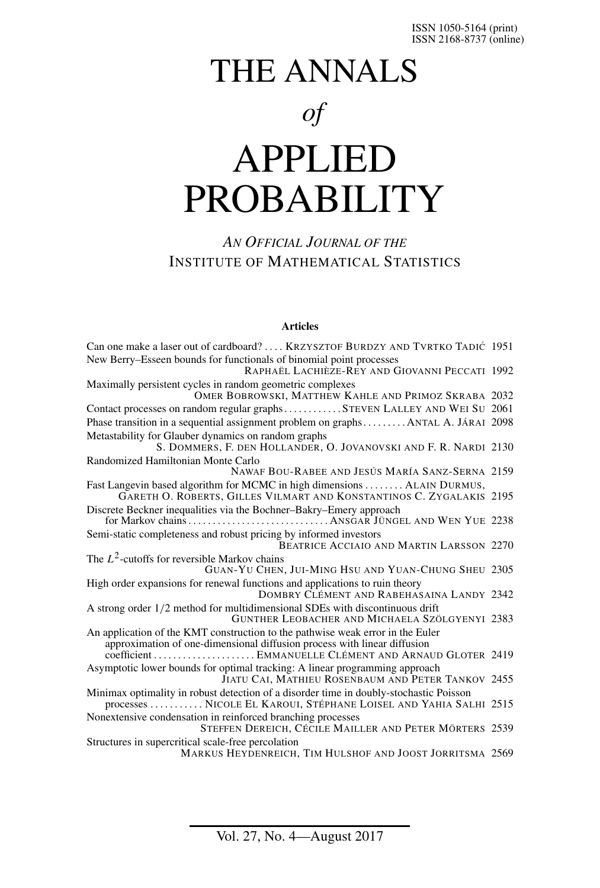ISSN 1050-5164 (print)
ISSN 2168-8737 (online)

# THE ANNALS *of* APPLIED PROBABILITY

*AN OFFICIAL JOURNAL OF THE*
INSTITUTE OF MATHEMATICAL STATISTICS

**Articles**

Can one make a laser out of cardboard? .... KRZYSZTOF BURDZY AND TVRTKO TADIĆ 1951

New Berry–Esseen bounds for functionals of binomial point processes
RAPHAËL LACHIÈZE-REY AND GIOVANNI PECCATI 1992

Maximally persistent cycles in random geometric complexes
OMER BOBROWSKI, MATTHEW KAHLE AND PRIMOZ SKRABA 2032

Contact processes on random regular graphs ............ STEVEN LALLEY AND WEI SU 2061

Phase transition in a sequential assignment problem on graphs ......... ANTAL A. JÁRAI 2098

Metastability for Glauber dynamics on random graphs
S. DOMMERS, F. DEN HOLLANDER, O. JOVANOVSKI AND F. R. NARDI 2130

Randomized Hamiltonian Monte Carlo
NAWAF BOU-RABEE AND JESÚS MARÍA SANZ-SERNA 2159

Fast Langevin based algorithm for MCMC in high dimensions ........ ALAIN DURMUS, GARETH O. ROBERTS, GILLES VILMART AND KONSTANTINOS C. ZYGALAKIS 2195

Discrete Beckner inequalities via the Bochner–Bakry–Emery approach for Markov chains ............................ ANSGAR JÜNGEL AND WEN YUE 2238

Semi-static completeness and robust pricing by informed investors
BEATRICE ACCIAIO AND MARTIN LARSSON 2270

The $L^2$-cutoffs for reversible Markov chains
GUAN-YU CHEN, JUI-MING HSU AND YUAN-CHUNG SHEU 2305

High order expansions for renewal functions and applications to ruin theory
DOMBRY CLÉMENT AND RABEHASAINA LANDY 2342

A strong order 1/2 method for multidimensional SDEs with discontinuous drift
GUNTHER LEOBACHER AND MICHAELA SZÖLGYENYI 2383

An application of the KMT construction to the pathwise weak error in the Euler approximation of one-dimensional diffusion process with linear diffusion coefficient ..................... EMMANUELLE CLÉMENT AND ARNAUD GLOTER 2419

Asymptotic lower bounds for optimal tracking: A linear programming approach
JIATU CAI, MATHIEU ROSENBAUM AND PETER TANKOV 2455

Minimax optimality in robust detection of a disorder time in doubly-stochastic Poisson processes ........... NICOLE EL KAROUI, STÉPHANE LOISEL AND YAHIA SALHI 2515

Nonextensive condensation in reinforced branching processes
STEFFEN DEREICH, CÉCILE MAILLER AND PETER MÖRTERS 2539

Structures in supercritical scale-free percolation
MARKUS HEYDENREICH, TIM HULSHOF AND JOOST JORRITSMA 2569

Vol. 27, No. 4—August 2017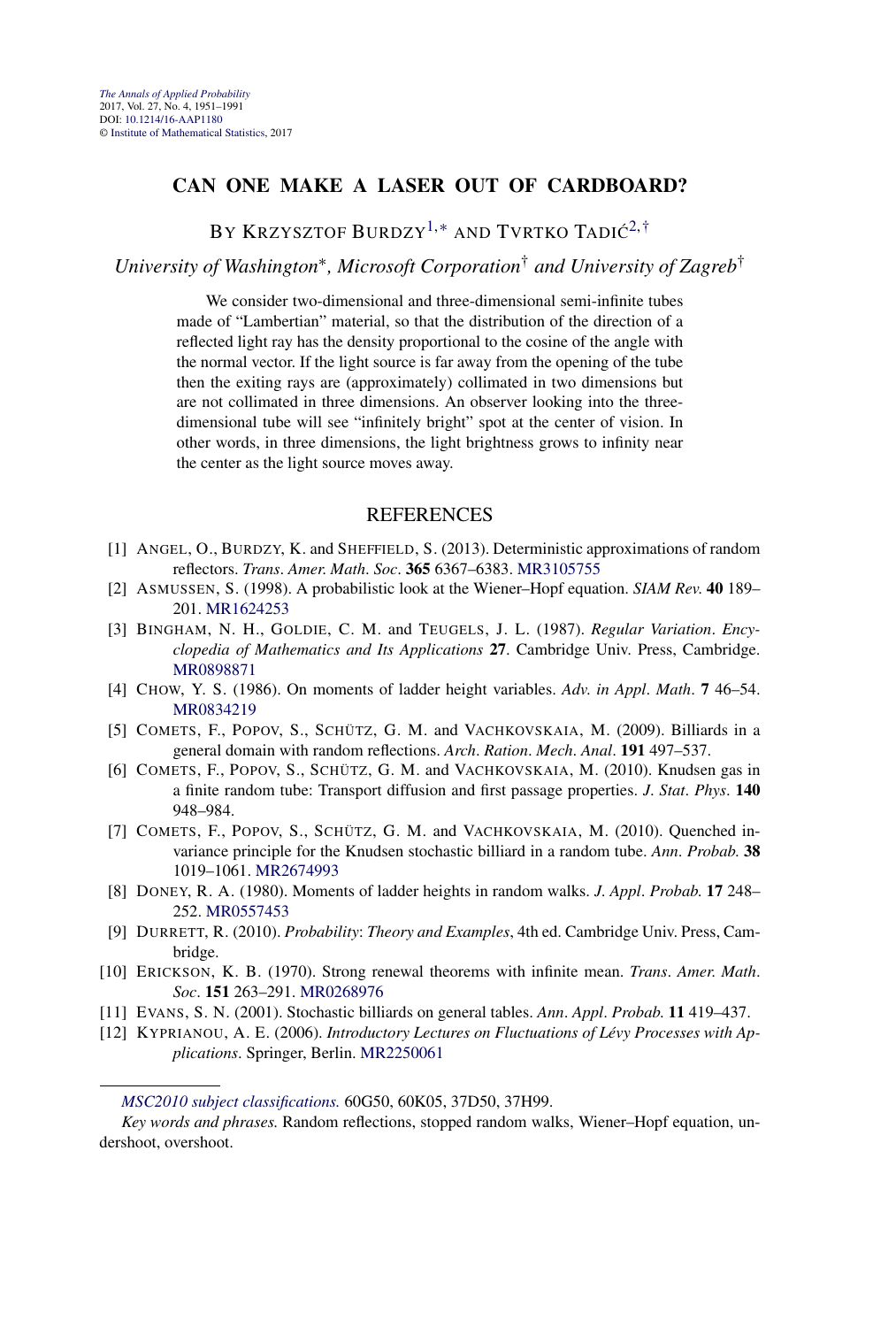# CAN ONE MAKE A LASER OUT OF CARDBOARD?

By Krzysztof Burdzy[1,*] and Tvrtko Tadić[2,†]

*University of Washington*\*, *Microsoft Corporation*† *and University of Zagreb*†

We consider two-dimensional and three-dimensional semi-infinite tubes made of "Lambertian" material, so that the distribution of the direction of a reflected light ray has the density proportional to the cosine of the angle with the normal vector. If the light source is far away from the opening of the tube then the exiting rays are (approximately) collimated in two dimensions but are not collimated in three dimensions. An observer looking into the three-dimensional tube will see "infinitely bright" spot at the center of vision. In other words, in three dimensions, the light brightness grows to infinity near the center as the light source moves away.

## REFERENCES

[1] Angel, O., Burdzy, K. and Sheffield, S. (2013). Deterministic approximations of random reflectors. *Trans. Amer. Math. Soc.* **365** 6367–6383. MR3105755

[2] Asmussen, S. (1998). A probabilistic look at the Wiener–Hopf equation. *SIAM Rev.* **40** 189–201. MR1624253

[3] Bingham, N. H., Goldie, C. M. and Teugels, J. L. (1987). *Regular Variation*. *Encyclopedia of Mathematics and Its Applications* **27**. Cambridge Univ. Press, Cambridge. MR0898871

[4] Chow, Y. S. (1986). On moments of ladder height variables. *Adv. in Appl. Math.* **7** 46–54. MR0834219

[5] Comets, F., Popov, S., Schütz, G. M. and Vachkovskaia, M. (2009). Billiards in a general domain with random reflections. *Arch. Ration. Mech. Anal.* **191** 497–537.

[6] Comets, F., Popov, S., Schütz, G. M. and Vachkovskaia, M. (2010). Knudsen gas in a finite random tube: Transport diffusion and first passage properties. *J. Stat. Phys.* **140** 948–984.

[7] Comets, F., Popov, S., Schütz, G. M. and Vachkovskaia, M. (2010). Quenched invariance principle for the Knudsen stochastic billiard in a random tube. *Ann. Probab.* **38** 1019–1061. MR2674993

[8] Doney, R. A. (1980). Moments of ladder heights in random walks. *J. Appl. Probab.* **17** 248–252. MR0557453

[9] Durrett, R. (2010). *Probability: Theory and Examples*, 4th ed. Cambridge Univ. Press, Cambridge.

[10] Erickson, K. B. (1970). Strong renewal theorems with infinite mean. *Trans. Amer. Math. Soc.* **151** 263–291. MR0268976

[11] Evans, S. N. (2001). Stochastic billiards on general tables. *Ann. Appl. Probab.* **11** 419–437.

[12] Kyprianou, A. E. (2006). *Introductory Lectures on Fluctuations of Lévy Processes with Applications*. Springer, Berlin. MR2250061

---

*MSC2010 subject classifications.* 60G50, 60K05, 37D50, 37H99.

*Key words and phrases.* Random reflections, stopped random walks, Wiener–Hopf equation, undershoot, overshoot.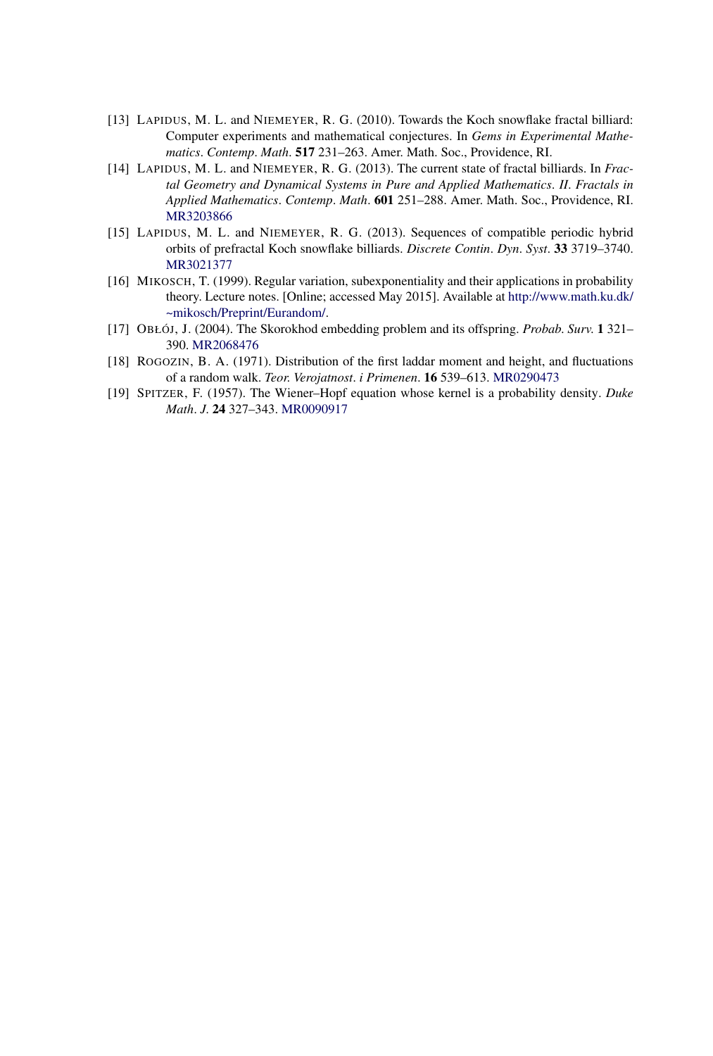[13] LAPIDUS, M. L. and NIEMEYER, R. G. (2010). Towards the Koch snowflake fractal billiard: Computer experiments and mathematical conjectures. In *Gems in Experimental Mathematics*. *Contemp*. *Math*. **517** 231–263. Amer. Math. Soc., Providence, RI.

[14] LAPIDUS, M. L. and NIEMEYER, R. G. (2013). The current state of fractal billiards. In *Fractal Geometry and Dynamical Systems in Pure and Applied Mathematics*. *II*. *Fractals in Applied Mathematics*. *Contemp*. *Math*. **601** 251–288. Amer. Math. Soc., Providence, RI. MR3203866

[15] LAPIDUS, M. L. and NIEMEYER, R. G. (2013). Sequences of compatible periodic hybrid orbits of prefractal Koch snowflake billiards. *Discrete Contin*. *Dyn*. *Syst*. **33** 3719–3740. MR3021377

[16] MIKOSCH, T. (1999). Regular variation, subexponentiality and their applications in probability theory. Lecture notes. [Online; accessed May 2015]. Available at http://www.math.ku.dk/~mikosch/Preprint/Eurandom/.

[17] OBŁÓJ, J. (2004). The Skorokhod embedding problem and its offspring. *Probab. Surv.* **1** 321–390. MR2068476

[18] ROGOZIN, B. A. (1971). Distribution of the first laddar moment and height, and fluctuations of a random walk. *Teor. Verojatnost*. *i Primenen*. **16** 539–613. MR0290473

[19] SPITZER, F. (1957). The Wiener–Hopf equation whose kernel is a probability density. *Duke Math*. *J*. **24** 327–343. MR0090917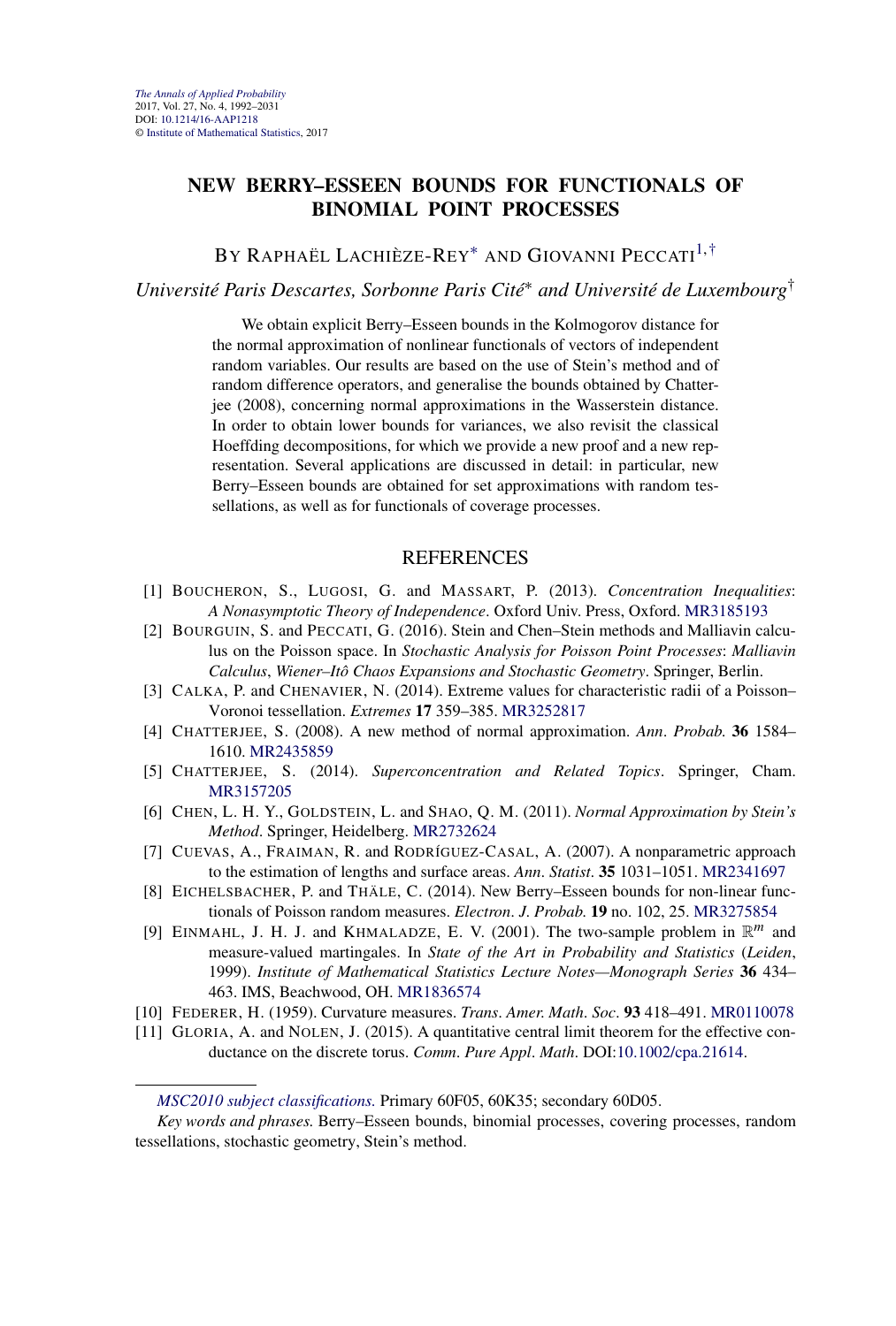# NEW BERRY–ESSEEN BOUNDS FOR FUNCTIONALS OF BINOMIAL POINT PROCESSES

By Raphaël Lachièze-Rey* and Giovanni Peccati[1,†]

*Université Paris Descartes, Sorbonne Paris Cité\* and Université de Luxembourg†*

We obtain explicit Berry–Esseen bounds in the Kolmogorov distance for the normal approximation of nonlinear functionals of vectors of independent random variables. Our results are based on the use of Stein's method and of random difference operators, and generalise the bounds obtained by Chatterjee (2008), concerning normal approximations in the Wasserstein distance. In order to obtain lower bounds for variances, we also revisit the classical Hoeffding decompositions, for which we provide a new proof and a new representation. Several applications are discussed in detail: in particular, new Berry–Esseen bounds are obtained for set approximations with random tessellations, as well as for functionals of coverage processes.

## REFERENCES

[1] Boucheron, S., Lugosi, G. and Massart, P. (2013). *Concentration Inequalities: A Nonasymptotic Theory of Independence*. Oxford Univ. Press, Oxford. MR3185193

[2] Bourguin, S. and Peccati, G. (2016). Stein and Chen–Stein methods and Malliavin calculus on the Poisson space. In *Stochastic Analysis for Poisson Point Processes: Malliavin Calculus, Wiener–Itô Chaos Expansions and Stochastic Geometry*. Springer, Berlin.

[3] Calka, P. and Chenavier, N. (2014). Extreme values for characteristic radii of a Poisson–Voronoi tessellation. *Extremes* **17** 359–385. MR3252817

[4] Chatterjee, S. (2008). A new method of normal approximation. *Ann. Probab.* **36** 1584–1610. MR2435859

[5] Chatterjee, S. (2014). *Superconcentration and Related Topics*. Springer, Cham. MR3157205

[6] Chen, L. H. Y., Goldstein, L. and Shao, Q. M. (2011). *Normal Approximation by Stein's Method*. Springer, Heidelberg. MR2732624

[7] Cuevas, A., Fraiman, R. and Rodríguez-Casal, A. (2007). A nonparametric approach to the estimation of lengths and surface areas. *Ann. Statist.* **35** 1031–1051. MR2341697

[8] Eichelsbacher, P. and Thäle, C. (2014). New Berry–Esseen bounds for non-linear functionals of Poisson random measures. *Electron. J. Probab.* **19** no. 102, 25. MR3275854

[9] Einmahl, J. H. J. and Khmaladze, E. V. (2001). The two-sample problem in $\mathbb{R}^m$ and measure-valued martingales. In *State of the Art in Probability and Statistics (Leiden, 1999). Institute of Mathematical Statistics Lecture Notes—Monograph Series* **36** 434–463. IMS, Beachwood, OH. MR1836574

[10] Federer, H. (1959). Curvature measures. *Trans. Amer. Math. Soc.* **93** 418–491. MR0110078

[11] Gloria, A. and Nolen, J. (2015). A quantitative central limit theorem for the effective conductance on the discrete torus. *Comm. Pure Appl. Math.* DOI:10.1002/cpa.21614.

*MSC2010 subject classifications.* Primary 60F05, 60K35; secondary 60D05.

*Key words and phrases.* Berry–Esseen bounds, binomial processes, covering processes, random tessellations, stochastic geometry, Stein's method.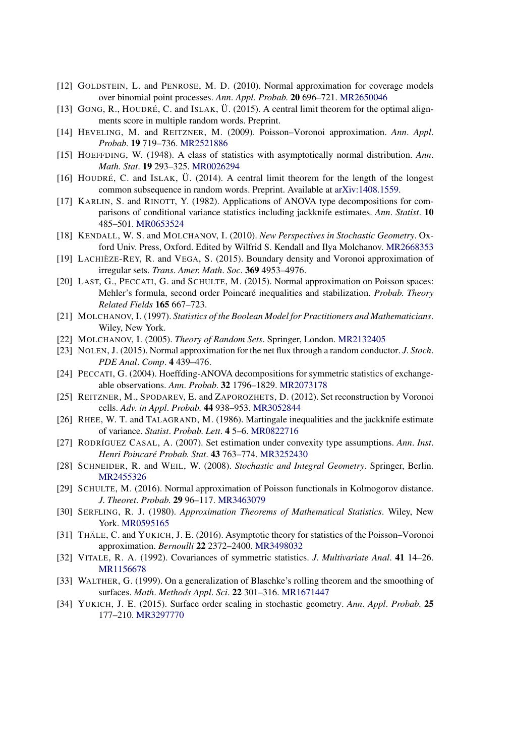[12] GOLDSTEIN, L. and PENROSE, M. D. (2010). Normal approximation for coverage models over binomial point processes. *Ann. Appl. Probab.* **20** 696–721. MR2650046

[13] GONG, R., HOUDRÉ, C. and ISLAK, Ü. (2015). A central limit theorem for the optimal alignments score in multiple random words. Preprint.

[14] HEVELING, M. and REITZNER, M. (2009). Poisson–Voronoi approximation. *Ann. Appl. Probab.* **19** 719–736. MR2521886

[15] HOEFFDING, W. (1948). A class of statistics with asymptotically normal distribution. *Ann. Math. Stat.* **19** 293–325. MR0026294

[16] HOUDRÉ, C. and ISLAK, Ü. (2014). A central limit theorem for the length of the longest common subsequence in random words. Preprint. Available at arXiv:1408.1559.

[17] KARLIN, S. and RINOTT, Y. (1982). Applications of ANOVA type decompositions for comparisons of conditional variance statistics including jackknife estimates. *Ann. Statist.* **10** 485–501. MR0653524

[18] KENDALL, W. S. and MOLCHANOV, I. (2010). *New Perspectives in Stochastic Geometry*. Oxford Univ. Press, Oxford. Edited by Wilfrid S. Kendall and Ilya Molchanov. MR2668353

[19] LACHIÈZE-REY, R. and VEGA, S. (2015). Boundary density and Voronoi approximation of irregular sets. *Trans. Amer. Math. Soc.* **369** 4953–4976.

[20] LAST, G., PECCATI, G. and SCHULTE, M. (2015). Normal approximation on Poisson spaces: Mehler's formula, second order Poincaré inequalities and stabilization. *Probab. Theory Related Fields* **165** 667–723.

[21] MOLCHANOV, I. (1997). *Statistics of the Boolean Model for Practitioners and Mathematicians*. Wiley, New York.

[22] MOLCHANOV, I. (2005). *Theory of Random Sets*. Springer, London. MR2132405

[23] NOLEN, J. (2015). Normal approximation for the net flux through a random conductor. *J. Stoch. PDE Anal. Comp.* **4** 439–476.

[24] PECCATI, G. (2004). Hoeffding-ANOVA decompositions for symmetric statistics of exchangeable observations. *Ann. Probab.* **32** 1796–1829. MR2073178

[25] REITZNER, M., SPODAREV, E. and ZAPOROZHETS, D. (2012). Set reconstruction by Voronoi cells. *Adv. in Appl. Probab.* **44** 938–953. MR3052844

[26] RHEE, W. T. and TALAGRAND, M. (1986). Martingale inequalities and the jackknife estimate of variance. *Statist. Probab. Lett.* **4** 5–6. MR0822716

[27] RODRÍGUEZ CASAL, A. (2007). Set estimation under convexity type assumptions. *Ann. Inst. Henri Poincaré Probab. Stat.* **43** 763–774. MR3252430

[28] SCHNEIDER, R. and WEIL, W. (2008). *Stochastic and Integral Geometry*. Springer, Berlin. MR2455326

[29] SCHULTE, M. (2016). Normal approximation of Poisson functionals in Kolmogorov distance. *J. Theoret. Probab.* **29** 96–117. MR3463079

[30] SERFLING, R. J. (1980). *Approximation Theorems of Mathematical Statistics*. Wiley, New York. MR0595165

[31] THÄLE, C. and YUKICH, J. E. (2016). Asymptotic theory for statistics of the Poisson–Voronoi approximation. *Bernoulli* **22** 2372–2400. MR3498032

[32] VITALE, R. A. (1992). Covariances of symmetric statistics. *J. Multivariate Anal.* **41** 14–26. MR1156678

[33] WALTHER, G. (1999). On a generalization of Blaschke's rolling theorem and the smoothing of surfaces. *Math. Methods Appl. Sci.* **22** 301–316. MR1671447

[34] YUKICH, J. E. (2015). Surface order scaling in stochastic geometry. *Ann. Appl. Probab.* **25** 177–210. MR3297770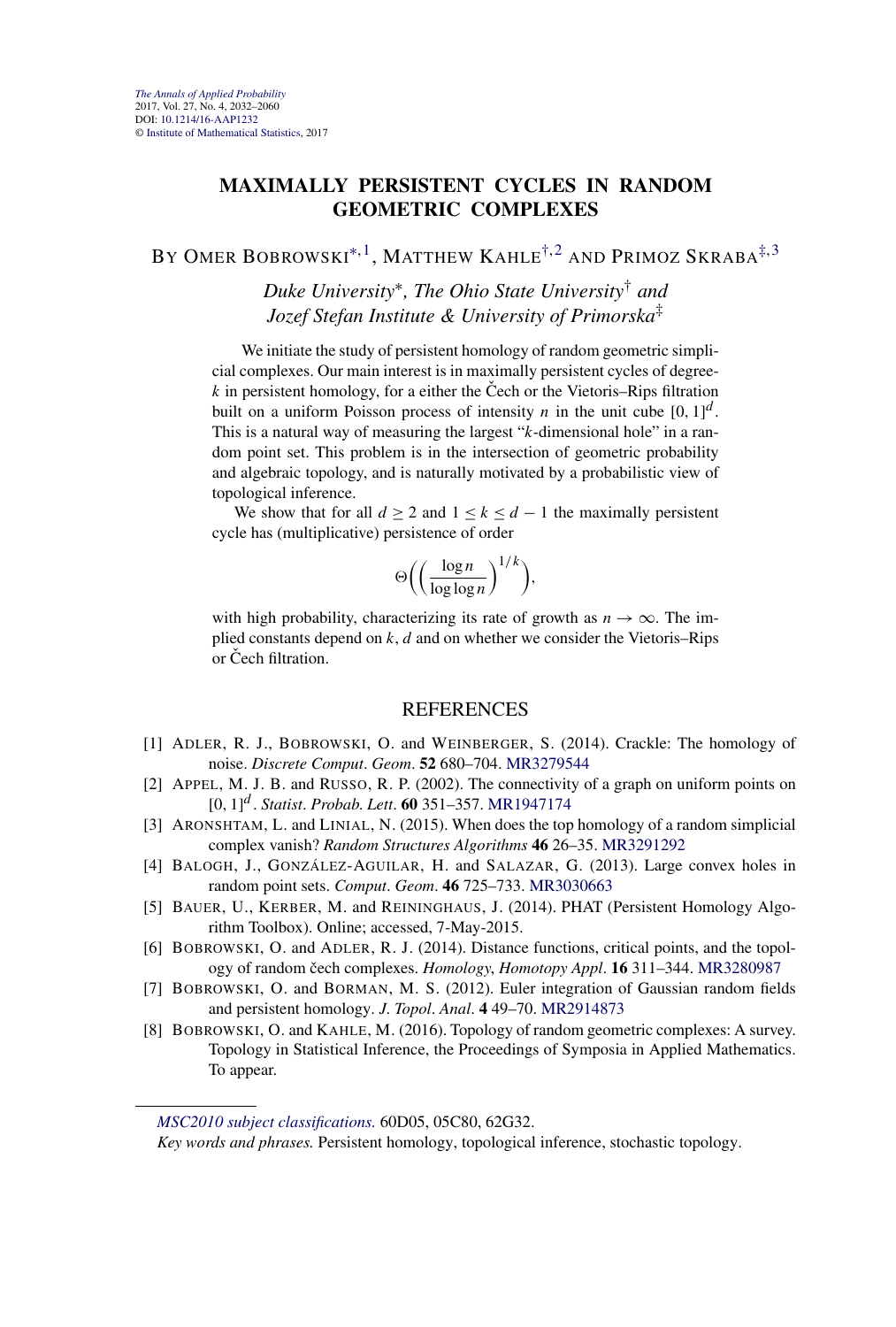# MAXIMALLY PERSISTENT CYCLES IN RANDOM GEOMETRIC COMPLEXES

BY OMER BOBROWSKI*,[1], MATTHEW KAHLE†,[2] AND PRIMOZ SKRABA‡,[3]

*Duke University*\*, *The Ohio State University*† *and Jozef Stefan Institute & University of Primorska*‡

We initiate the study of persistent homology of random geometric simplicial complexes. Our main interest is in maximally persistent cycles of degree-$k$ in persistent homology, for a either the Čech or the Vietoris–Rips filtration built on a uniform Poisson process of intensity $n$ in the unit cube $[0, 1]^d$. This is a natural way of measuring the largest "$k$-dimensional hole" in a random point set. This problem is in the intersection of geometric probability and algebraic topology, and is naturally motivated by a probabilistic view of topological inference.

We show that for all $d \geq 2$ and $1 \leq k \leq d - 1$ the maximally persistent cycle has (multiplicative) persistence of order

$$\Theta\left(\left(\frac{\log n}{\log \log n}\right)^{1/k}\right),$$

with high probability, characterizing its rate of growth as $n \to \infty$. The implied constants depend on $k$, $d$ and on whether we consider the Vietoris–Rips or Čech filtration.

## REFERENCES

[1] ADLER, R. J., BOBROWSKI, O. and WEINBERGER, S. (2014). Crackle: The homology of noise. *Discrete Comput. Geom.* **52** 680–704. MR3279544

[2] APPEL, M. J. B. and RUSSO, R. P. (2002). The connectivity of a graph on uniform points on $[0, 1]^d$. *Statist. Probab. Lett.* **60** 351–357. MR1947174

[3] ARONSHTAM, L. and LINIAL, N. (2015). When does the top homology of a random simplicial complex vanish? *Random Structures Algorithms* **46** 26–35. MR3291292

[4] BALOGH, J., GONZÁLEZ-AGUILAR, H. and SALAZAR, G. (2013). Large convex holes in random point sets. *Comput. Geom.* **46** 725–733. MR3030663

[5] BAUER, U., KERBER, M. and REININGHAUS, J. (2014). PHAT (Persistent Homology Algorithm Toolbox). Online; accessed, 7-May-2015.

[6] BOBROWSKI, O. and ADLER, R. J. (2014). Distance functions, critical points, and the topology of random čech complexes. *Homology, Homotopy Appl.* **16** 311–344. MR3280987

[7] BOBROWSKI, O. and BORMAN, M. S. (2012). Euler integration of Gaussian random fields and persistent homology. *J. Topol. Anal.* **4** 49–70. MR2914873

[8] BOBROWSKI, O. and KAHLE, M. (2016). Topology of random geometric complexes: A survey. Topology in Statistical Inference, the Proceedings of Symposia in Applied Mathematics. To appear.

---

*MSC2010 subject classifications.* 60D05, 05C80, 62G32.

*Key words and phrases.* Persistent homology, topological inference, stochastic topology.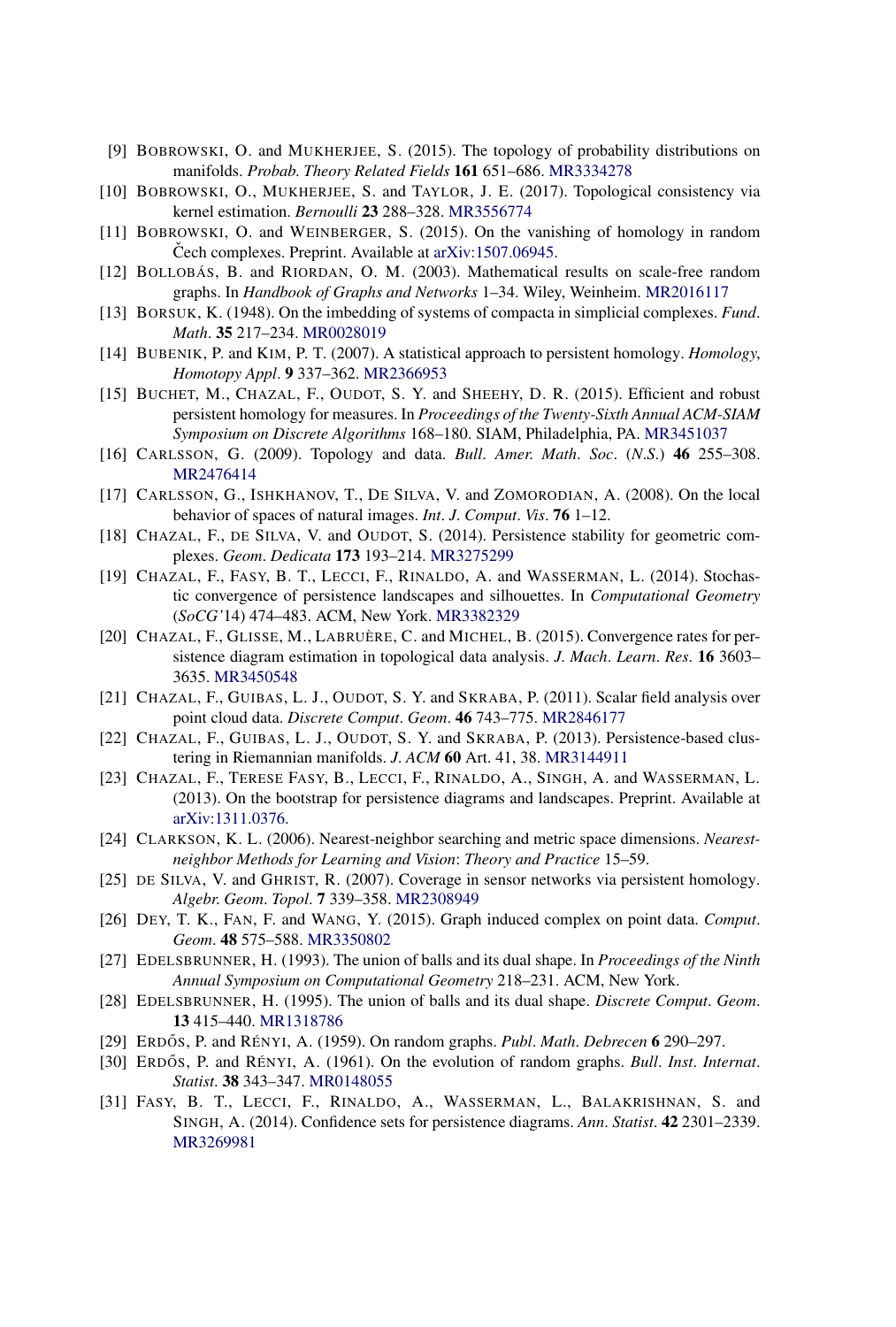[9] BOBROWSKI, O. and MUKHERJEE, S. (2015). The topology of probability distributions on manifolds. *Probab. Theory Related Fields* **161** 651–686. MR3334278

[10] BOBROWSKI, O., MUKHERJEE, S. and TAYLOR, J. E. (2017). Topological consistency via kernel estimation. *Bernoulli* **23** 288–328. MR3556774

[11] BOBROWSKI, O. and WEINBERGER, S. (2015). On the vanishing of homology in random Čech complexes. Preprint. Available at arXiv:1507.06945.

[12] BOLLOBÁS, B. and RIORDAN, O. M. (2003). Mathematical results on scale-free random graphs. In *Handbook of Graphs and Networks* 1–34. Wiley, Weinheim. MR2016117

[13] BORSUK, K. (1948). On the imbedding of systems of compacta in simplicial complexes. *Fund. Math.* **35** 217–234. MR0028019

[14] BUBENIK, P. and KIM, P. T. (2007). A statistical approach to persistent homology. *Homology, Homotopy Appl.* **9** 337–362. MR2366953

[15] BUCHET, M., CHAZAL, F., OUDOT, S. Y. and SHEEHY, D. R. (2015). Efficient and robust persistent homology for measures. In *Proceedings of the Twenty-Sixth Annual ACM-SIAM Symposium on Discrete Algorithms* 168–180. SIAM, Philadelphia, PA. MR3451037

[16] CARLSSON, G. (2009). Topology and data. *Bull. Amer. Math. Soc.* (*N.S.*) **46** 255–308. MR2476414

[17] CARLSSON, G., ISHKHANOV, T., DE SILVA, V. and ZOMORODIAN, A. (2008). On the local behavior of spaces of natural images. *Int. J. Comput. Vis.* **76** 1–12.

[18] CHAZAL, F., DE SILVA, V. and OUDOT, S. (2014). Persistence stability for geometric complexes. *Geom. Dedicata* **173** 193–214. MR3275299

[19] CHAZAL, F., FASY, B. T., LECCI, F., RINALDO, A. and WASSERMAN, L. (2014). Stochastic convergence of persistence landscapes and silhouettes. In *Computational Geometry* (*SoCG'14*) 474–483. ACM, New York. MR3382329

[20] CHAZAL, F., GLISSE, M., LABRUÈRE, C. and MICHEL, B. (2015). Convergence rates for persistence diagram estimation in topological data analysis. *J. Mach. Learn. Res.* **16** 3603–3635. MR3450548

[21] CHAZAL, F., GUIBAS, L. J., OUDOT, S. Y. and SKRABA, P. (2011). Scalar field analysis over point cloud data. *Discrete Comput. Geom.* **46** 743–775. MR2846177

[22] CHAZAL, F., GUIBAS, L. J., OUDOT, S. Y. and SKRABA, P. (2013). Persistence-based clustering in Riemannian manifolds. *J. ACM* **60** Art. 41, 38. MR3144911

[23] CHAZAL, F., TERESE FASY, B., LECCI, F., RINALDO, A., SINGH, A. and WASSERMAN, L. (2013). On the bootstrap for persistence diagrams and landscapes. Preprint. Available at arXiv:1311.0376.

[24] CLARKSON, K. L. (2006). Nearest-neighbor searching and metric space dimensions. *Nearest-neighbor Methods for Learning and Vision: Theory and Practice* 15–59.

[25] DE SILVA, V. and GHRIST, R. (2007). Coverage in sensor networks via persistent homology. *Algebr. Geom. Topol.* **7** 339–358. MR2308949

[26] DEY, T. K., FAN, F. and WANG, Y. (2015). Graph induced complex on point data. *Comput. Geom.* **48** 575–588. MR3350802

[27] EDELSBRUNNER, H. (1993). The union of balls and its dual shape. In *Proceedings of the Ninth Annual Symposium on Computational Geometry* 218–231. ACM, New York.

[28] EDELSBRUNNER, H. (1995). The union of balls and its dual shape. *Discrete Comput. Geom.* **13** 415–440. MR1318786

[29] ERDŐS, P. and RÉNYI, A. (1959). On random graphs. *Publ. Math. Debrecen* **6** 290–297.

[30] ERDŐS, P. and RÉNYI, A. (1961). On the evolution of random graphs. *Bull. Inst. Internat. Statist.* **38** 343–347. MR0148055

[31] FASY, B. T., LECCI, F., RINALDO, A., WASSERMAN, L., BALAKRISHNAN, S. and SINGH, A. (2014). Confidence sets for persistence diagrams. *Ann. Statist.* **42** 2301–2339. MR3269981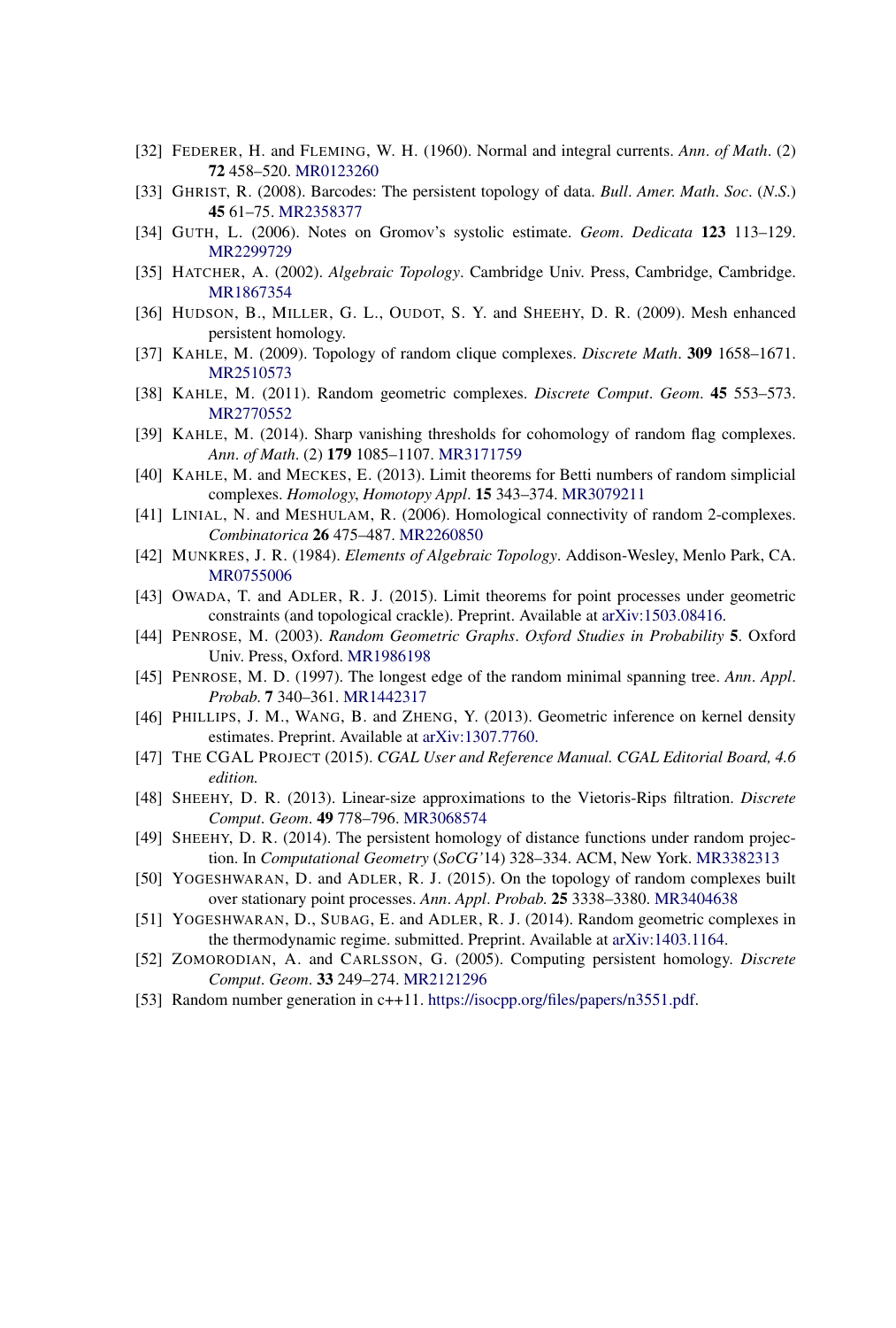[32] FEDERER, H. and FLEMING, W. H. (1960). Normal and integral currents. *Ann. of Math.* (2) **72** 458–520. MR0123260

[33] GHRIST, R. (2008). Barcodes: The persistent topology of data. *Bull. Amer. Math. Soc.* (*N.S.*) **45** 61–75. MR2358377

[34] GUTH, L. (2006). Notes on Gromov's systolic estimate. *Geom. Dedicata* **123** 113–129. MR2299729

[35] HATCHER, A. (2002). *Algebraic Topology*. Cambridge Univ. Press, Cambridge, Cambridge. MR1867354

[36] HUDSON, B., MILLER, G. L., OUDOT, S. Y. and SHEEHY, D. R. (2009). Mesh enhanced persistent homology.

[37] KAHLE, M. (2009). Topology of random clique complexes. *Discrete Math.* **309** 1658–1671. MR2510573

[38] KAHLE, M. (2011). Random geometric complexes. *Discrete Comput. Geom.* **45** 553–573. MR2770552

[39] KAHLE, M. (2014). Sharp vanishing thresholds for cohomology of random flag complexes. *Ann. of Math.* (2) **179** 1085–1107. MR3171759

[40] KAHLE, M. and MECKES, E. (2013). Limit theorems for Betti numbers of random simplicial complexes. *Homology, Homotopy Appl.* **15** 343–374. MR3079211

[41] LINIAL, N. and MESHULAM, R. (2006). Homological connectivity of random 2-complexes. *Combinatorica* **26** 475–487. MR2260850

[42] MUNKRES, J. R. (1984). *Elements of Algebraic Topology*. Addison-Wesley, Menlo Park, CA. MR0755006

[43] OWADA, T. and ADLER, R. J. (2015). Limit theorems for point processes under geometric constraints (and topological crackle). Preprint. Available at arXiv:1503.08416.

[44] PENROSE, M. (2003). *Random Geometric Graphs*. *Oxford Studies in Probability* **5**. Oxford Univ. Press, Oxford. MR1986198

[45] PENROSE, M. D. (1997). The longest edge of the random minimal spanning tree. *Ann. Appl. Probab.* **7** 340–361. MR1442317

[46] PHILLIPS, J. M., WANG, B. and ZHENG, Y. (2013). Geometric inference on kernel density estimates. Preprint. Available at arXiv:1307.7760.

[47] THE CGAL PROJECT (2015). *CGAL User and Reference Manual. CGAL Editorial Board, 4.6 edition.*

[48] SHEEHY, D. R. (2013). Linear-size approximations to the Vietoris-Rips filtration. *Discrete Comput. Geom.* **49** 778–796. MR3068574

[49] SHEEHY, D. R. (2014). The persistent homology of distance functions under random projection. In *Computational Geometry* (*SoCG'14*) 328–334. ACM, New York. MR3382313

[50] YOGESHWARAN, D. and ADLER, R. J. (2015). On the topology of random complexes built over stationary point processes. *Ann. Appl. Probab.* **25** 3338–3380. MR3404638

[51] YOGESHWARAN, D., SUBAG, E. and ADLER, R. J. (2014). Random geometric complexes in the thermodynamic regime. submitted. Preprint. Available at arXiv:1403.1164.

[52] ZOMORODIAN, A. and CARLSSON, G. (2005). Computing persistent homology. *Discrete Comput. Geom.* **33** 249–274. MR2121296

[53] Random number generation in c++11. https://isocpp.org/files/papers/n3551.pdf.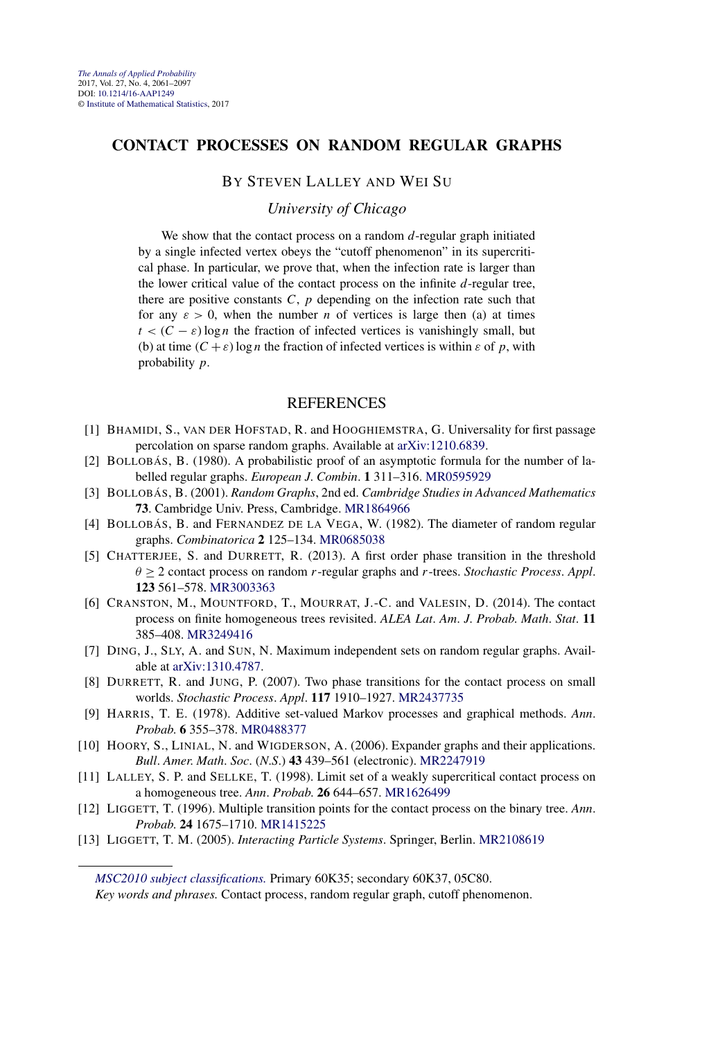# CONTACT PROCESSES ON RANDOM REGULAR GRAPHS

BY STEVEN LALLEY AND WEI SU

*University of Chicago*

We show that the contact process on a random $d$-regular graph initiated by a single infected vertex obeys the "cutoff phenomenon" in its supercritical phase. In particular, we prove that, when the infection rate is larger than the lower critical value of the contact process on the infinite $d$-regular tree, there are positive constants $C$, $p$ depending on the infection rate such that for any $\varepsilon > 0$, when the number $n$ of vertices is large then (a) at times $t < (C - \varepsilon)\log n$ the fraction of infected vertices is vanishingly small, but (b) at time $(C + \varepsilon)\log n$ the fraction of infected vertices is within $\varepsilon$ of $p$, with probability $p$.

## REFERENCES

[1] BHAMIDI, S., VAN DER HOFSTAD, R. and HOOGHIEMSTRA, G. Universality for first passage percolation on sparse random graphs. Available at arXiv:1210.6839.

[2] BOLLOBÁS, B. (1980). A probabilistic proof of an asymptotic formula for the number of labelled regular graphs. *European J. Combin.* **1** 311–316. MR0595929

[3] BOLLOBÁS, B. (2001). *Random Graphs*, 2nd ed. *Cambridge Studies in Advanced Mathematics* **73**. Cambridge Univ. Press, Cambridge. MR1864966

[4] BOLLOBÁS, B. and FERNANDEZ DE LA VEGA, W. (1982). The diameter of random regular graphs. *Combinatorica* **2** 125–134. MR0685038

[5] CHATTERJEE, S. and DURRETT, R. (2013). A first order phase transition in the threshold $\theta \geq 2$ contact process on random $r$-regular graphs and $r$-trees. *Stochastic Process. Appl.* **123** 561–578. MR3003363

[6] CRANSTON, M., MOUNTFORD, T., MOURRAT, J.-C. and VALESIN, D. (2014). The contact process on finite homogeneous trees revisited. *ALEA Lat. Am. J. Probab. Math. Stat.* **11** 385–408. MR3249416

[7] DING, J., SLY, A. and SUN, N. Maximum independent sets on random regular graphs. Available at arXiv:1310.4787.

[8] DURRETT, R. and JUNG, P. (2007). Two phase transitions for the contact process on small worlds. *Stochastic Process. Appl.* **117** 1910–1927. MR2437735

[9] HARRIS, T. E. (1978). Additive set-valued Markov processes and graphical methods. *Ann. Probab.* **6** 355–378. MR0488377

[10] HOORY, S., LINIAL, N. and WIGDERSON, A. (2006). Expander graphs and their applications. *Bull. Amer. Math. Soc.* (*N.S.*) **43** 439–561 (electronic). MR2247919

[11] LALLEY, S. P. and SELLKE, T. (1998). Limit set of a weakly supercritical contact process on a homogeneous tree. *Ann. Probab.* **26** 644–657. MR1626499

[12] LIGGETT, T. (1996). Multiple transition points for the contact process on the binary tree. *Ann. Probab.* **24** 1675–1710. MR1415225

[13] LIGGETT, T. M. (2005). *Interacting Particle Systems*. Springer, Berlin. MR2108619

*MSC2010 subject classifications.* Primary 60K35; secondary 60K37, 05C80.

*Key words and phrases.* Contact process, random regular graph, cutoff phenomenon.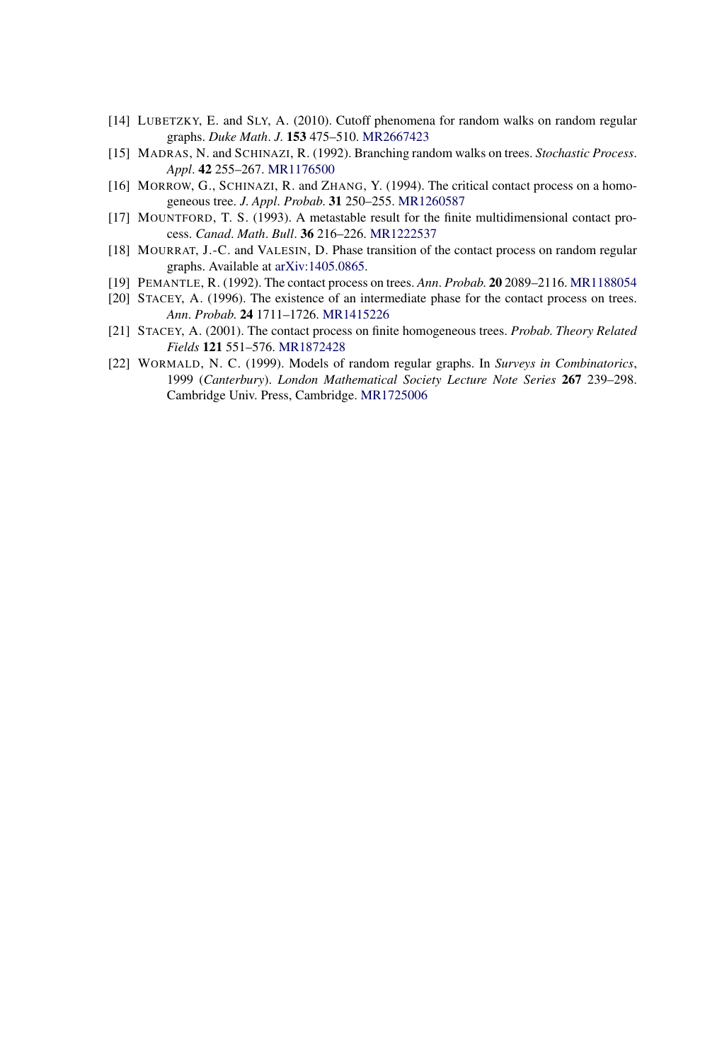[14] LUBETZKY, E. and SLY, A. (2010). Cutoff phenomena for random walks on random regular graphs. *Duke Math. J.* **153** 475–510. MR2667423

[15] MADRAS, N. and SCHINAZI, R. (1992). Branching random walks on trees. *Stochastic Process. Appl.* **42** 255–267. MR1176500

[16] MORROW, G., SCHINAZI, R. and ZHANG, Y. (1994). The critical contact process on a homogeneous tree. *J. Appl. Probab.* **31** 250–255. MR1260587

[17] MOUNTFORD, T. S. (1993). A metastable result for the finite multidimensional contact process. *Canad. Math. Bull.* **36** 216–226. MR1222537

[18] MOURRAT, J.-C. and VALESIN, D. Phase transition of the contact process on random regular graphs. Available at arXiv:1405.0865.

[19] PEMANTLE, R. (1992). The contact process on trees. *Ann. Probab.* **20** 2089–2116. MR1188054

[20] STACEY, A. (1996). The existence of an intermediate phase for the contact process on trees. *Ann. Probab.* **24** 1711–1726. MR1415226

[21] STACEY, A. (2001). The contact process on finite homogeneous trees. *Probab. Theory Related Fields* **121** 551–576. MR1872428

[22] WORMALD, N. C. (1999). Models of random regular graphs. In *Surveys in Combinatorics*, 1999 (*Canterbury*). *London Mathematical Society Lecture Note Series* **267** 239–298. Cambridge Univ. Press, Cambridge. MR1725006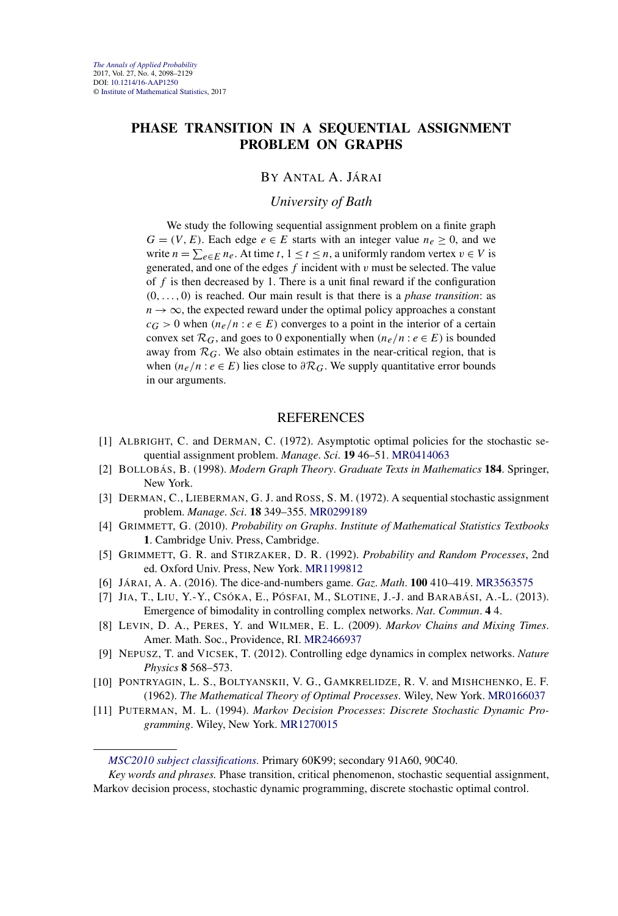# PHASE TRANSITION IN A SEQUENTIAL ASSIGNMENT PROBLEM ON GRAPHS

BY ANTAL A. JÁRAI

*University of Bath*

We study the following sequential assignment problem on a finite graph $G = (V, E)$. Each edge $e \in E$ starts with an integer value $n_e \geq 0$, and we write $n = \sum_{e \in E} n_e$. At time $t$, $1 \leq t \leq n$, a uniformly random vertex $v \in V$ is generated, and one of the edges $f$ incident with $v$ must be selected. The value of $f$ is then decreased by 1. There is a unit final reward if the configuration $(0, \dots, 0)$ is reached. Our main result is that there is a *phase transition*: as $n \to \infty$, the expected reward under the optimal policy approaches a constant $c_G > 0$ when $(n_e/n : e \in E)$ converges to a point in the interior of a certain convex set $\mathcal{R}_G$, and goes to 0 exponentially when $(n_e/n : e \in E)$ is bounded away from $\mathcal{R}_G$. We also obtain estimates in the near-critical region, that is when $(n_e/n : e \in E)$ lies close to $\partial \mathcal{R}_G$. We supply quantitative error bounds in our arguments.

## REFERENCES

[1] ALBRIGHT, C. and DERMAN, C. (1972). Asymptotic optimal policies for the stochastic sequential assignment problem. *Manage. Sci.* **19** 46–51. MR0414063

[2] BOLLOBÁS, B. (1998). *Modern Graph Theory. Graduate Texts in Mathematics* **184**. Springer, New York.

[3] DERMAN, C., LIEBERMAN, G. J. and ROSS, S. M. (1972). A sequential stochastic assignment problem. *Manage. Sci.* **18** 349–355. MR0299189

[4] GRIMMETT, G. (2010). *Probability on Graphs. Institute of Mathematical Statistics Textbooks* **1**. Cambridge Univ. Press, Cambridge.

[5] GRIMMETT, G. R. and STIRZAKER, D. R. (1992). *Probability and Random Processes*, 2nd ed. Oxford Univ. Press, New York. MR1199812

[6] JÁRAI, A. A. (2016). The dice-and-numbers game. *Gaz. Math.* **100** 410–419. MR3563575

[7] JIA, T., LIU, Y.-Y., CSÓKA, E., PÓSFAI, M., SLOTINE, J.-J. and BARABÁSI, A.-L. (2013). Emergence of bimodality in controlling complex networks. *Nat. Commun.* **4** 4.

[8] LEVIN, D. A., PERES, Y. and WILMER, E. L. (2009). *Markov Chains and Mixing Times*. Amer. Math. Soc., Providence, RI. MR2466937

[9] NEPUSZ, T. and VICSEK, T. (2012). Controlling edge dynamics in complex networks. *Nature Physics* **8** 568–573.

[10] PONTRYAGIN, L. S., BOLTYANSKII, V. G., GAMKRELIDZE, R. V. and MISHCHENKO, E. F. (1962). *The Mathematical Theory of Optimal Processes*. Wiley, New York. MR0166037

[11] PUTERMAN, M. L. (1994). *Markov Decision Processes: Discrete Stochastic Dynamic Programming*. Wiley, New York. MR1270015

*MSC2010 subject classifications.* Primary 60K99; secondary 91A60, 90C40.

*Key words and phrases.* Phase transition, critical phenomenon, stochastic sequential assignment, Markov decision process, stochastic dynamic programming, discrete stochastic optimal control.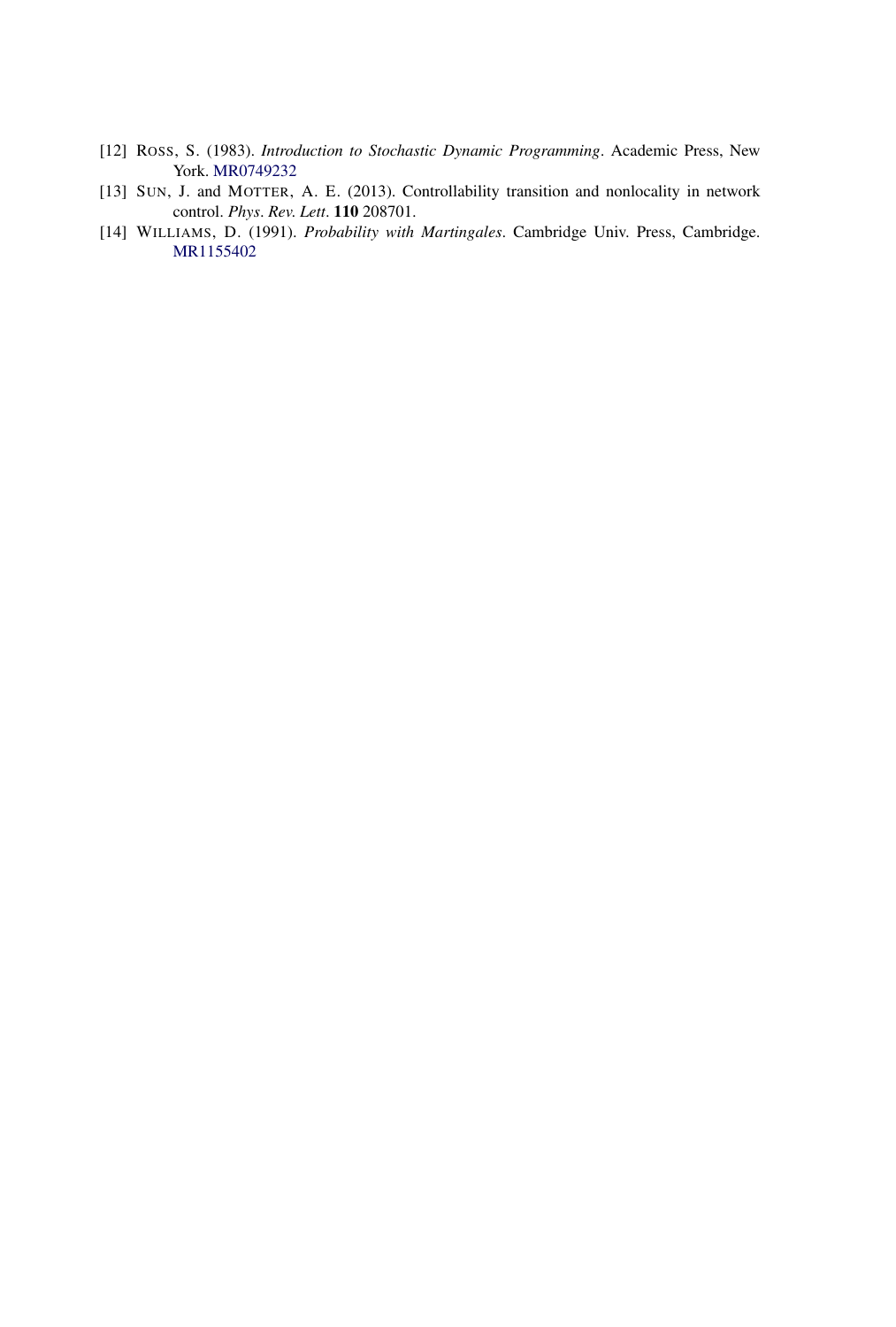[12] ROSS, S. (1983). *Introduction to Stochastic Dynamic Programming*. Academic Press, New York. MR0749232

[13] SUN, J. and MOTTER, A. E. (2013). Controllability transition and nonlocality in network control. *Phys. Rev. Lett*. **110** 208701.

[14] WILLIAMS, D. (1991). *Probability with Martingales*. Cambridge Univ. Press, Cambridge. MR1155402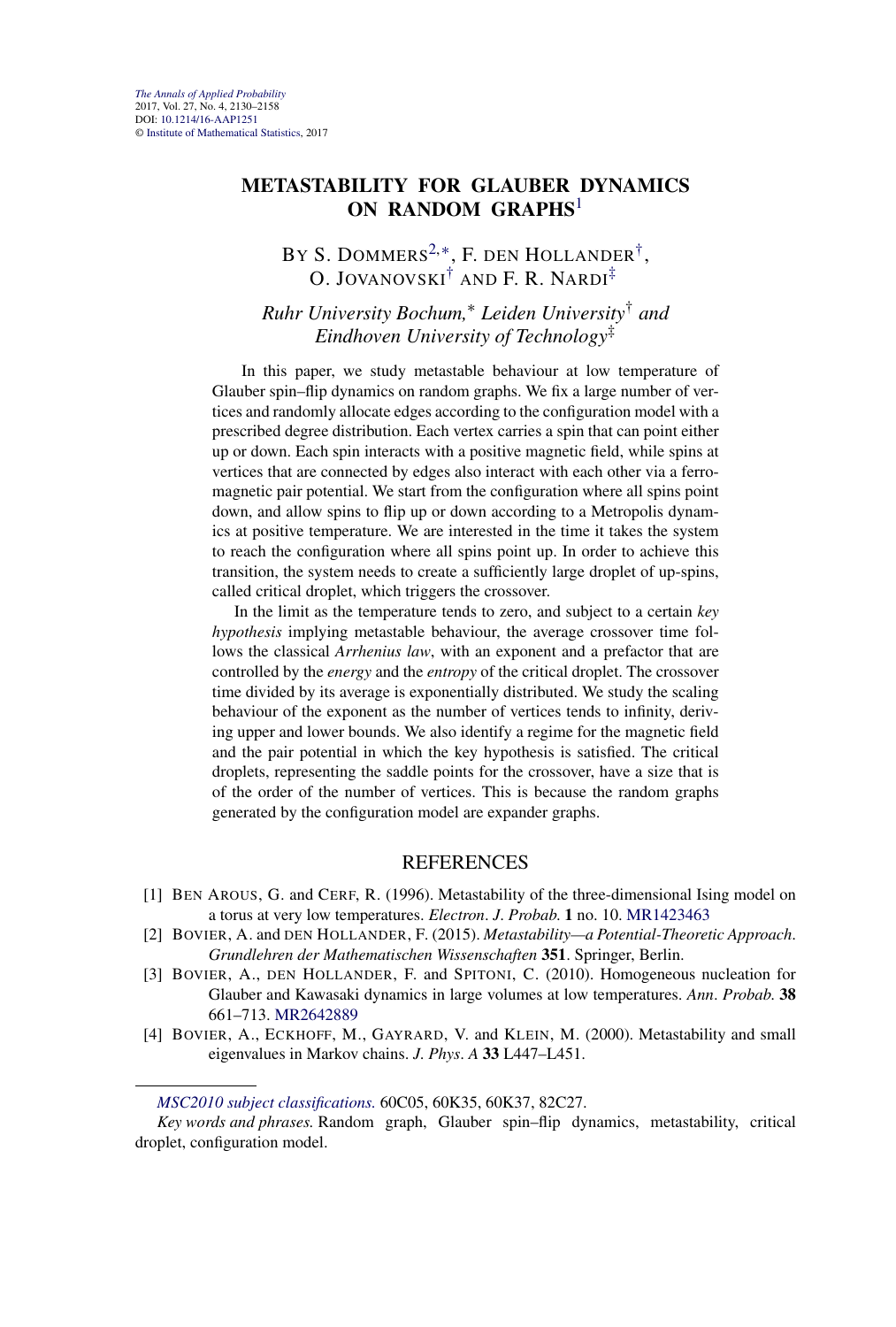# METASTABILITY FOR GLAUBER DYNAMICS ON RANDOM GRAPHS[1]

BY S. DOMMERS[2,*], F. DEN HOLLANDER[†], O. JOVANOVSKI[†] AND F. R. NARDI[‡]

*Ruhr University Bochum,[*] Leiden University[†] and Eindhoven University of Technology[‡]*

In this paper, we study metastable behaviour at low temperature of Glauber spin–flip dynamics on random graphs. We fix a large number of vertices and randomly allocate edges according to the configuration model with a prescribed degree distribution. Each vertex carries a spin that can point either up or down. Each spin interacts with a positive magnetic field, while spins at vertices that are connected by edges also interact with each other via a ferromagnetic pair potential. We start from the configuration where all spins point down, and allow spins to flip up or down according to a Metropolis dynamics at positive temperature. We are interested in the time it takes the system to reach the configuration where all spins point up. In order to achieve this transition, the system needs to create a sufficiently large droplet of up-spins, called critical droplet, which triggers the crossover.

In the limit as the temperature tends to zero, and subject to a certain *key hypothesis* implying metastable behaviour, the average crossover time follows the classical *Arrhenius law*, with an exponent and a prefactor that are controlled by the *energy* and the *entropy* of the critical droplet. The crossover time divided by its average is exponentially distributed. We study the scaling behaviour of the exponent as the number of vertices tends to infinity, deriving upper and lower bounds. We also identify a regime for the magnetic field and the pair potential in which the key hypothesis is satisfied. The critical droplets, representing the saddle points for the crossover, have a size that is of the order of the number of vertices. This is because the random graphs generated by the configuration model are expander graphs.

## REFERENCES

[1] BEN AROUS, G. and CERF, R. (1996). Metastability of the three-dimensional Ising model on a torus at very low temperatures. *Electron. J. Probab.* **1** no. 10. MR1423463

[2] BOVIER, A. and DEN HOLLANDER, F. (2015). *Metastability—a Potential-Theoretic Approach*. *Grundlehren der Mathematischen Wissenschaften* **351**. Springer, Berlin.

[3] BOVIER, A., DEN HOLLANDER, F. and SPITONI, C. (2010). Homogeneous nucleation for Glauber and Kawasaki dynamics in large volumes at low temperatures. *Ann. Probab.* **38** 661–713. MR2642889

[4] BOVIER, A., ECKHOFF, M., GAYRARD, V. and KLEIN, M. (2000). Metastability and small eigenvalues in Markov chains. *J. Phys. A* **33** L447–L451.

*MSC2010 subject classifications.* 60C05, 60K35, 60K37, 82C27.

*Key words and phrases.* Random graph, Glauber spin–flip dynamics, metastability, critical droplet, configuration model.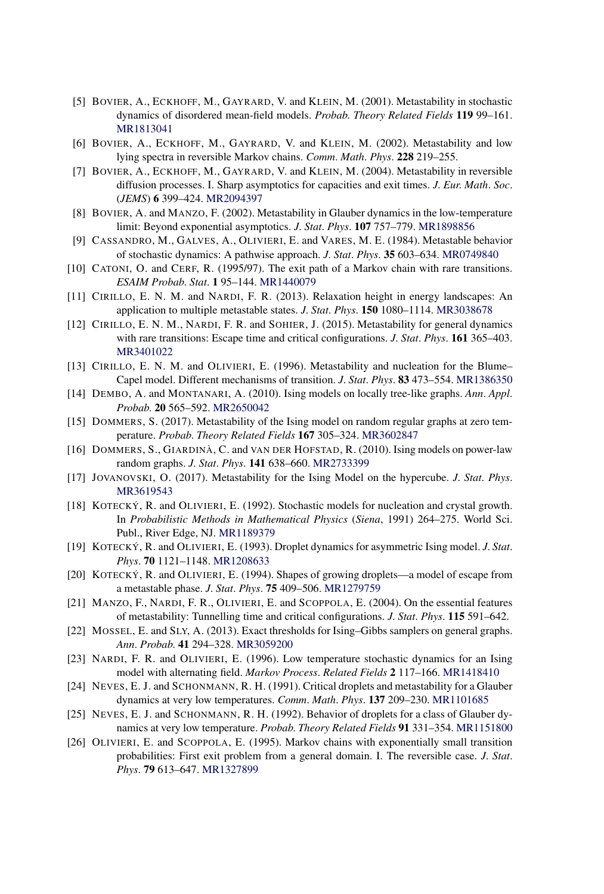[5] BOVIER, A., ECKHOFF, M., GAYRARD, V. and KLEIN, M. (2001). Metastability in stochastic dynamics of disordered mean-field models. *Probab. Theory Related Fields* **119** 99–161. MR1813041

[6] BOVIER, A., ECKHOFF, M., GAYRARD, V. and KLEIN, M. (2002). Metastability and low lying spectra in reversible Markov chains. *Comm. Math. Phys.* **228** 219–255.

[7] BOVIER, A., ECKHOFF, M., GAYRARD, V. and KLEIN, M. (2004). Metastability in reversible diffusion processes. I. Sharp asymptotics for capacities and exit times. *J. Eur. Math. Soc.* (*JEMS*) **6** 399–424. MR2094397

[8] BOVIER, A. and MANZO, F. (2002). Metastability in Glauber dynamics in the low-temperature limit: Beyond exponential asymptotics. *J. Stat. Phys.* **107** 757–779. MR1898856

[9] CASSANDRO, M., GALVES, A., OLIVIERI, E. and VARES, M. E. (1984). Metastable behavior of stochastic dynamics: A pathwise approach. *J. Stat. Phys.* **35** 603–634. MR0749840

[10] CATONI, O. and CERF, R. (1995/97). The exit path of a Markov chain with rare transitions. *ESAIM Probab. Stat.* **1** 95–144. MR1440079

[11] CIRILLO, E. N. M. and NARDI, F. R. (2013). Relaxation height in energy landscapes: An application to multiple metastable states. *J. Stat. Phys.* **150** 1080–1114. MR3038678

[12] CIRILLO, E. N. M., NARDI, F. R. and SOHIER, J. (2015). Metastability for general dynamics with rare transitions: Escape time and critical configurations. *J. Stat. Phys.* **161** 365–403. MR3401022

[13] CIRILLO, E. N. M. and OLIVIERI, E. (1996). Metastability and nucleation for the Blume–Capel model. Different mechanisms of transition. *J. Stat. Phys.* **83** 473–554. MR1386350

[14] DEMBO, A. and MONTANARI, A. (2010). Ising models on locally tree-like graphs. *Ann. Appl. Probab.* **20** 565–592. MR2650042

[15] DOMMERS, S. (2017). Metastability of the Ising model on random regular graphs at zero temperature. *Probab. Theory Related Fields* **167** 305–324. MR3602847

[16] DOMMERS, S., GIARDINÀ, C. and VAN DER HOFSTAD, R. (2010). Ising models on power-law random graphs. *J. Stat. Phys.* **141** 638–660. MR2733399

[17] JOVANOVSKI, O. (2017). Metastability for the Ising Model on the hypercube. *J. Stat. Phys.* MR3619543

[18] KOTECKÝ, R. and OLIVIERI, E. (1992). Stochastic models for nucleation and crystal growth. In *Probabilistic Methods in Mathematical Physics* (*Siena*, 1991) 264–275. World Sci. Publ., River Edge, NJ. MR1189379

[19] KOTECKÝ, R. and OLIVIERI, E. (1993). Droplet dynamics for asymmetric Ising model. *J. Stat. Phys.* **70** 1121–1148. MR1208633

[20] KOTECKÝ, R. and OLIVIERI, E. (1994). Shapes of growing droplets—a model of escape from a metastable phase. *J. Stat. Phys.* **75** 409–506. MR1279759

[21] MANZO, F., NARDI, F. R., OLIVIERI, E. and SCOPPOLA, E. (2004). On the essential features of metastability: Tunnelling time and critical configurations. *J. Stat. Phys.* **115** 591–642.

[22] MOSSEL, E. and SLY, A. (2013). Exact thresholds for Ising–Gibbs samplers on general graphs. *Ann. Probab.* **41** 294–328. MR3059200

[23] NARDI, F. R. and OLIVIERI, E. (1996). Low temperature stochastic dynamics for an Ising model with alternating field. *Markov Process. Related Fields* **2** 117–166. MR1418410

[24] NEVES, E. J. and SCHONMANN, R. H. (1991). Critical droplets and metastability for a Glauber dynamics at very low temperatures. *Comm. Math. Phys.* **137** 209–230. MR1101685

[25] NEVES, E. J. and SCHONMANN, R. H. (1992). Behavior of droplets for a class of Glauber dynamics at very low temperature. *Probab. Theory Related Fields* **91** 331–354. MR1151800

[26] OLIVIERI, E. and SCOPPOLA, E. (1995). Markov chains with exponentially small transition probabilities: First exit problem from a general domain. I. The reversible case. *J. Stat. Phys.* **79** 613–647. MR1327899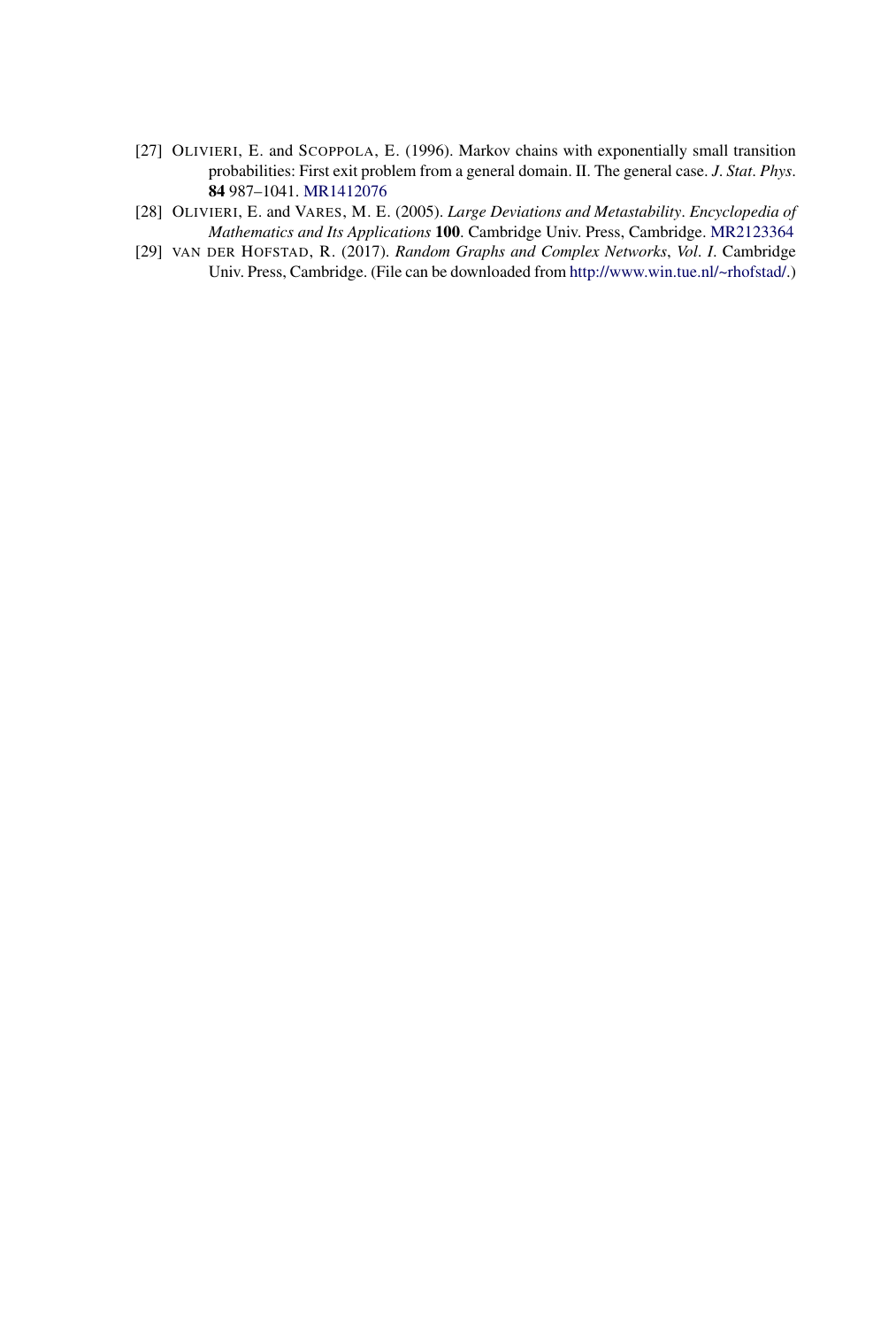[27] OLIVIERI, E. and SCOPPOLA, E. (1996). Markov chains with exponentially small transition probabilities: First exit problem from a general domain. II. The general case. *J. Stat. Phys.* **84** 987–1041. MR1412076

[28] OLIVIERI, E. and VARES, M. E. (2005). *Large Deviations and Metastability. Encyclopedia of Mathematics and Its Applications* **100**. Cambridge Univ. Press, Cambridge. MR2123364

[29] VAN DER HOFSTAD, R. (2017). *Random Graphs and Complex Networks, Vol. I*. Cambridge Univ. Press, Cambridge. (File can be downloaded from http://www.win.tue.nl/~rhofstad/.)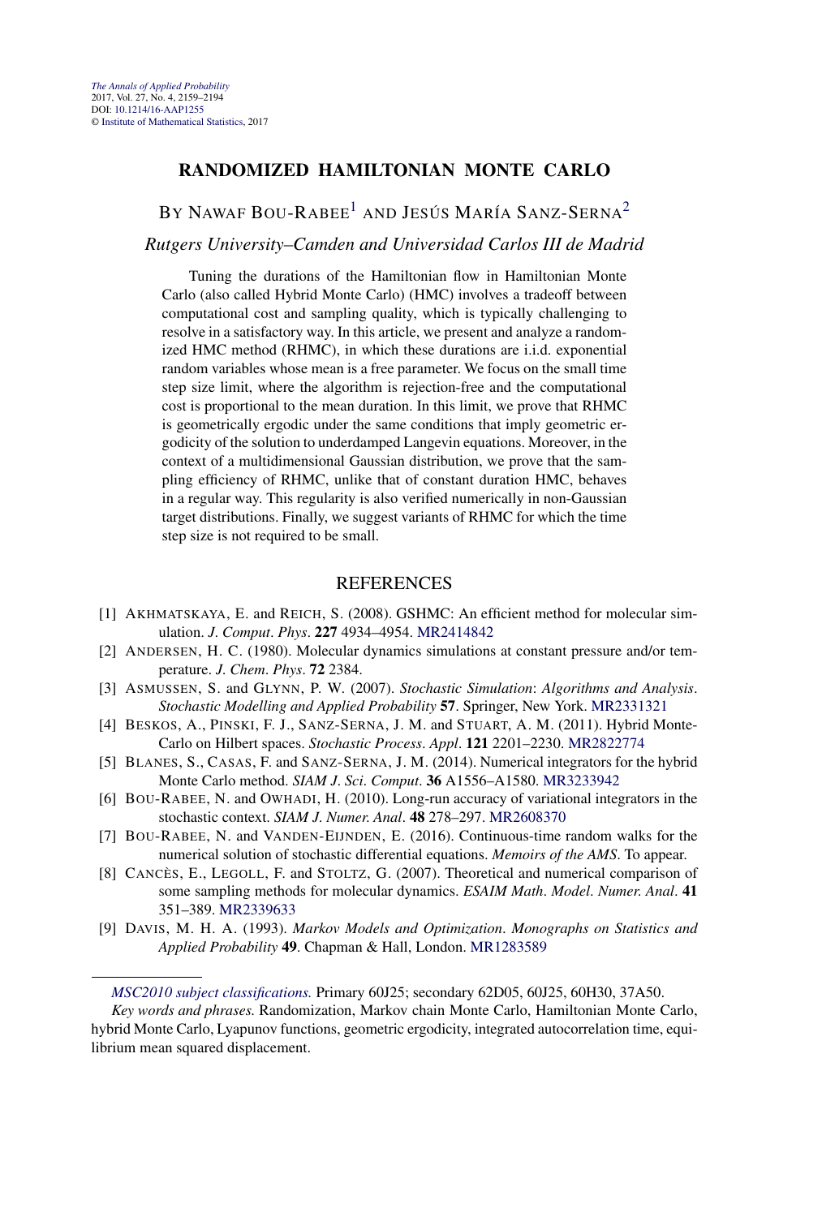# RANDOMIZED HAMILTONIAN MONTE CARLO

BY NAWAF BOU-RABEE[1] AND JESÚS MARÍA SANZ-SERNA[2]

*Rutgers University–Camden and Universidad Carlos III de Madrid*

Tuning the durations of the Hamiltonian flow in Hamiltonian Monte Carlo (also called Hybrid Monte Carlo) (HMC) involves a tradeoff between computational cost and sampling quality, which is typically challenging to resolve in a satisfactory way. In this article, we present and analyze a randomized HMC method (RHMC), in which these durations are i.i.d. exponential random variables whose mean is a free parameter. We focus on the small time step size limit, where the algorithm is rejection-free and the computational cost is proportional to the mean duration. In this limit, we prove that RHMC is geometrically ergodic under the same conditions that imply geometric ergodicity of the solution to underdamped Langevin equations. Moreover, in the context of a multidimensional Gaussian distribution, we prove that the sampling efficiency of RHMC, unlike that of constant duration HMC, behaves in a regular way. This regularity is also verified numerically in non-Gaussian target distributions. Finally, we suggest variants of RHMC for which the time step size is not required to be small.

## REFERENCES

[1] AKHMATSKAYA, E. and REICH, S. (2008). GSHMC: An efficient method for molecular simulation. *J. Comput. Phys.* **227** 4934–4954. MR2414842

[2] ANDERSEN, H. C. (1980). Molecular dynamics simulations at constant pressure and/or temperature. *J. Chem. Phys.* **72** 2384.

[3] ASMUSSEN, S. and GLYNN, P. W. (2007). *Stochastic Simulation: Algorithms and Analysis. Stochastic Modelling and Applied Probability* **57**. Springer, New York. MR2331321

[4] BESKOS, A., PINSKI, F. J., SANZ-SERNA, J. M. and STUART, A. M. (2011). Hybrid Monte-Carlo on Hilbert spaces. *Stochastic Process. Appl.* **121** 2201–2230. MR2822774

[5] BLANES, S., CASAS, F. and SANZ-SERNA, J. M. (2014). Numerical integrators for the hybrid Monte Carlo method. *SIAM J. Sci. Comput.* **36** A1556–A1580. MR3233942

[6] BOU-RABEE, N. and OWHADI, H. (2010). Long-run accuracy of variational integrators in the stochastic context. *SIAM J. Numer. Anal.* **48** 278–297. MR2608370

[7] BOU-RABEE, N. and VANDEN-EIJNDEN, E. (2016). Continuous-time random walks for the numerical solution of stochastic differential equations. *Memoirs of the AMS*. To appear.

[8] CANCÈS, E., LEGOLL, F. and STOLTZ, G. (2007). Theoretical and numerical comparison of some sampling methods for molecular dynamics. *ESAIM Math. Model. Numer. Anal.* **41** 351–389. MR2339633

[9] DAVIS, M. H. A. (1993). *Markov Models and Optimization. Monographs on Statistics and Applied Probability* **49**. Chapman & Hall, London. MR1283589

*MSC2010 subject classifications.* Primary 60J25; secondary 62D05, 60J25, 60H30, 37A50.

*Key words and phrases.* Randomization, Markov chain Monte Carlo, Hamiltonian Monte Carlo, hybrid Monte Carlo, Lyapunov functions, geometric ergodicity, integrated autocorrelation time, equilibrium mean squared displacement.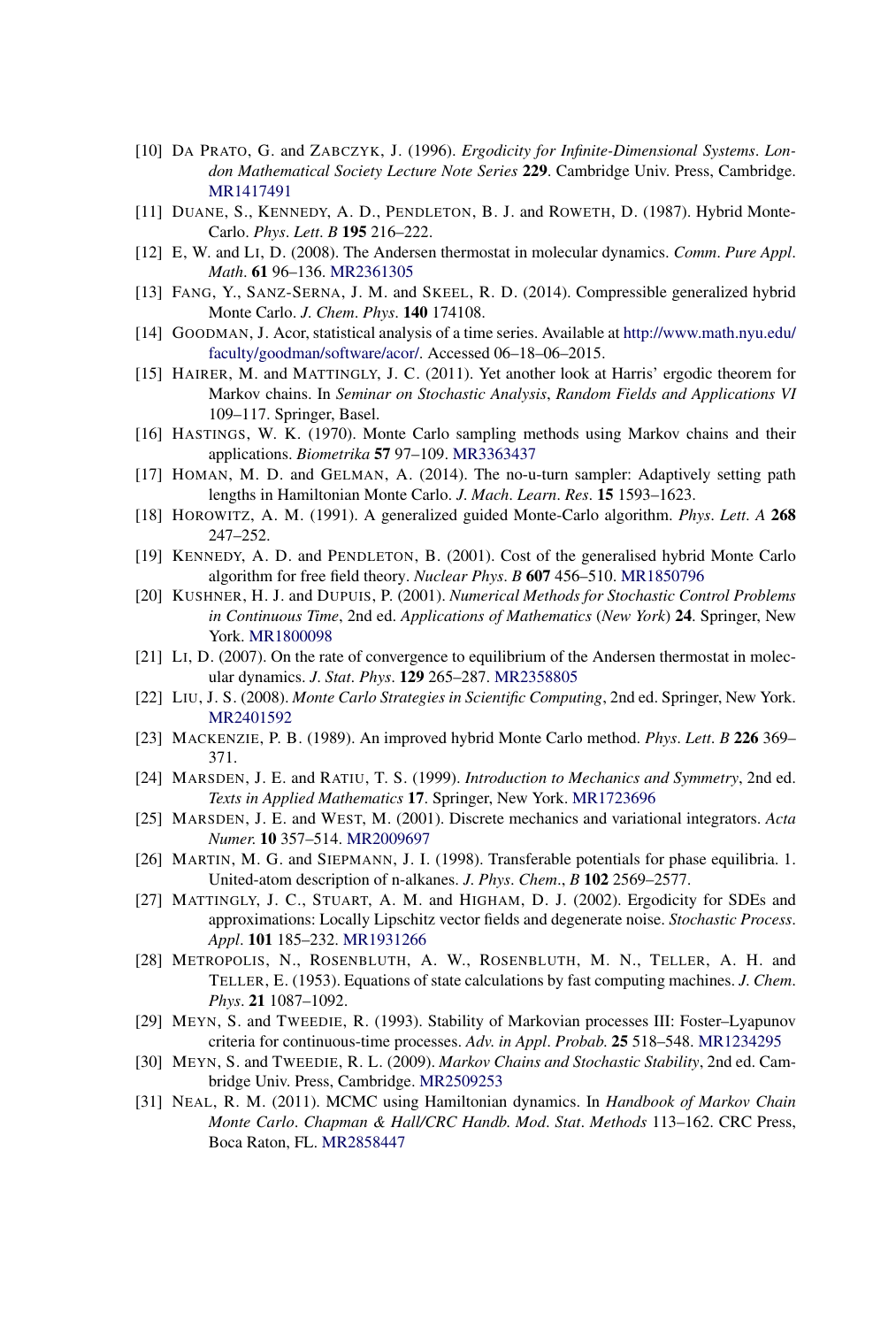[10] Da Prato, G. and Zabczyk, J. (1996). *Ergodicity for Infinite-Dimensional Systems*. *London Mathematical Society Lecture Note Series* **229**. Cambridge Univ. Press, Cambridge. MR1417491

[11] Duane, S., Kennedy, A. D., Pendleton, B. J. and Roweth, D. (1987). Hybrid Monte-Carlo. *Phys*. *Lett*. *B* **195** 216–222.

[12] E, W. and Li, D. (2008). The Andersen thermostat in molecular dynamics. *Comm*. *Pure Appl*. *Math*. **61** 96–136. MR2361305

[13] Fang, Y., Sanz-Serna, J. M. and Skeel, R. D. (2014). Compressible generalized hybrid Monte Carlo. *J*. *Chem*. *Phys*. **140** 174108.

[14] Goodman, J. Acor, statistical analysis of a time series. Available at http://www.math.nyu.edu/faculty/goodman/software/acor/. Accessed 06–18–06–2015.

[15] Hairer, M. and Mattingly, J. C. (2011). Yet another look at Harris' ergodic theorem for Markov chains. In *Seminar on Stochastic Analysis*, *Random Fields and Applications VI* 109–117. Springer, Basel.

[16] Hastings, W. K. (1970). Monte Carlo sampling methods using Markov chains and their applications. *Biometrika* **57** 97–109. MR3363437

[17] Homan, M. D. and Gelman, A. (2014). The no-u-turn sampler: Adaptively setting path lengths in Hamiltonian Monte Carlo. *J*. *Mach*. *Learn*. *Res*. **15** 1593–1623.

[18] Horowitz, A. M. (1991). A generalized guided Monte-Carlo algorithm. *Phys*. *Lett*. *A* **268** 247–252.

[19] Kennedy, A. D. and Pendleton, B. (2001). Cost of the generalised hybrid Monte Carlo algorithm for free field theory. *Nuclear Phys*. *B* **607** 456–510. MR1850796

[20] Kushner, H. J. and Dupuis, P. (2001). *Numerical Methods for Stochastic Control Problems in Continuous Time*, 2nd ed. *Applications of Mathematics* (*New York*) **24**. Springer, New York. MR1800098

[21] Li, D. (2007). On the rate of convergence to equilibrium of the Andersen thermostat in molecular dynamics. *J*. *Stat*. *Phys*. **129** 265–287. MR2358805

[22] Liu, J. S. (2008). *Monte Carlo Strategies in Scientific Computing*, 2nd ed. Springer, New York. MR2401592

[23] Mackenzie, P. B. (1989). An improved hybrid Monte Carlo method. *Phys*. *Lett*. *B* **226** 369–371.

[24] Marsden, J. E. and Ratiu, T. S. (1999). *Introduction to Mechanics and Symmetry*, 2nd ed. *Texts in Applied Mathematics* **17**. Springer, New York. MR1723696

[25] Marsden, J. E. and West, M. (2001). Discrete mechanics and variational integrators. *Acta Numer.* **10** 357–514. MR2009697

[26] Martin, M. G. and Siepmann, J. I. (1998). Transferable potentials for phase equilibria. 1. United-atom description of n-alkanes. *J*. *Phys*. *Chem*., *B* **102** 2569–2577.

[27] Mattingly, J. C., Stuart, A. M. and Higham, D. J. (2002). Ergodicity for SDEs and approximations: Locally Lipschitz vector fields and degenerate noise. *Stochastic Process*. *Appl*. **101** 185–232. MR1931266

[28] Metropolis, N., Rosenbluth, A. W., Rosenbluth, M. N., Teller, A. H. and Teller, E. (1953). Equations of state calculations by fast computing machines. *J*. *Chem*. *Phys*. **21** 1087–1092.

[29] Meyn, S. and Tweedie, R. (1993). Stability of Markovian processes III: Foster–Lyapunov criteria for continuous-time processes. *Adv*. *in Appl*. *Probab*. **25** 518–548. MR1234295

[30] Meyn, S. and Tweedie, R. L. (2009). *Markov Chains and Stochastic Stability*, 2nd ed. Cambridge Univ. Press, Cambridge. MR2509253

[31] Neal, R. M. (2011). MCMC using Hamiltonian dynamics. In *Handbook of Markov Chain Monte Carlo*. *Chapman & Hall/CRC Handb*. *Mod*. *Stat*. *Methods* 113–162. CRC Press, Boca Raton, FL. MR2858447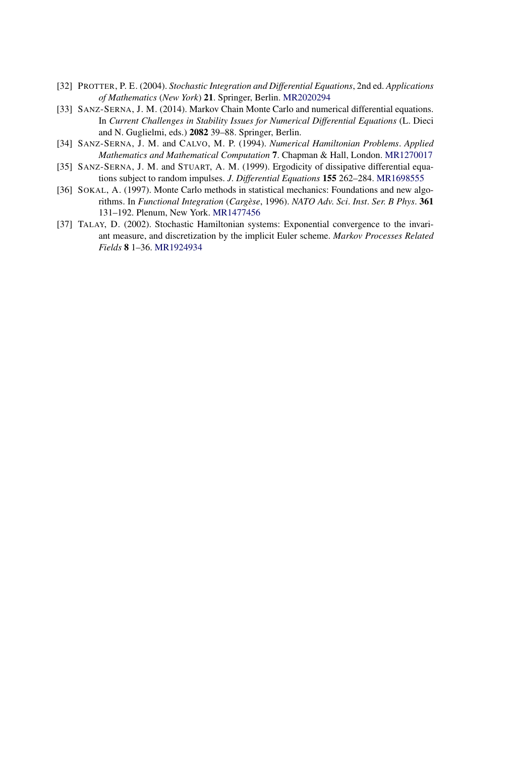[32] PROTTER, P. E. (2004). *Stochastic Integration and Differential Equations*, 2nd ed. *Applications of Mathematics* (*New York*) **21**. Springer, Berlin. MR2020294

[33] SANZ-SERNA, J. M. (2014). Markov Chain Monte Carlo and numerical differential equations. In *Current Challenges in Stability Issues for Numerical Differential Equations* (L. Dieci and N. Guglielmi, eds.) **2082** 39–88. Springer, Berlin.

[34] SANZ-SERNA, J. M. and CALVO, M. P. (1994). *Numerical Hamiltonian Problems*. *Applied Mathematics and Mathematical Computation* **7**. Chapman & Hall, London. MR1270017

[35] SANZ-SERNA, J. M. and STUART, A. M. (1999). Ergodicity of dissipative differential equations subject to random impulses. *J. Differential Equations* **155** 262–284. MR1698555

[36] SOKAL, A. (1997). Monte Carlo methods in statistical mechanics: Foundations and new algorithms. In *Functional Integration* (*Cargèse*, 1996). *NATO Adv. Sci. Inst. Ser. B Phys.* **361** 131–192. Plenum, New York. MR1477456

[37] TALAY, D. (2002). Stochastic Hamiltonian systems: Exponential convergence to the invariant measure, and discretization by the implicit Euler scheme. *Markov Processes Related Fields* **8** 1–36. MR1924934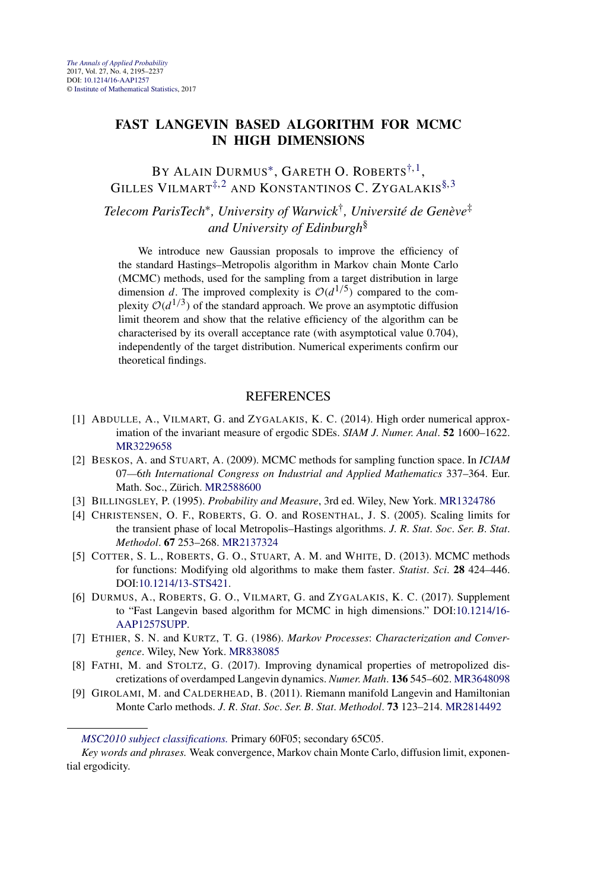# FAST LANGEVIN BASED ALGORITHM FOR MCMC IN HIGH DIMENSIONS

BY ALAIN DURMUS*, GARETH O. ROBERTS[†,1], GILLES VILMART[‡,2] AND KONSTANTINOS C. ZYGALAKIS[§,3]

*Telecom ParisTech*, University of Warwick†, Université de Genève‡ and University of Edinburgh§*

We introduce new Gaussian proposals to improve the efficiency of the standard Hastings–Metropolis algorithm in Markov chain Monte Carlo (MCMC) methods, used for the sampling from a target distribution in large dimension $d$. The improved complexity is $\mathcal{O}(d^{1/5})$ compared to the complexity $\mathcal{O}(d^{1/3})$ of the standard approach. We prove an asymptotic diffusion limit theorem and show that the relative efficiency of the algorithm can be characterised by its overall acceptance rate (with asymptotical value 0.704), independently of the target distribution. Numerical experiments confirm our theoretical findings.

## REFERENCES

[1] ABDULLE, A., VILMART, G. and ZYGALAKIS, K. C. (2014). High order numerical approximation of the invariant measure of ergodic SDEs. *SIAM J. Numer. Anal.* **52** 1600–1622. MR3229658

[2] BESKOS, A. and STUART, A. (2009). MCMC methods for sampling function space. In *ICIAM 07—6th International Congress on Industrial and Applied Mathematics* 337–364. Eur. Math. Soc., Zürich. MR2588600

[3] BILLINGSLEY, P. (1995). *Probability and Measure*, 3rd ed. Wiley, New York. MR1324786

[4] CHRISTENSEN, O. F., ROBERTS, G. O. and ROSENTHAL, J. S. (2005). Scaling limits for the transient phase of local Metropolis–Hastings algorithms. *J. R. Stat. Soc. Ser. B. Stat. Methodol.* **67** 253–268. MR2137324

[5] COTTER, S. L., ROBERTS, G. O., STUART, A. M. and WHITE, D. (2013). MCMC methods for functions: Modifying old algorithms to make them faster. *Statist. Sci.* **28** 424–446. DOI:10.1214/13-STS421.

[6] DURMUS, A., ROBERTS, G. O., VILMART, G. and ZYGALAKIS, K. C. (2017). Supplement to "Fast Langevin based algorithm for MCMC in high dimensions." DOI:10.1214/16-AAP1257SUPP.

[7] ETHIER, S. N. and KURTZ, T. G. (1986). *Markov Processes: Characterization and Convergence*. Wiley, New York. MR838085

[8] FATHI, M. and STOLTZ, G. (2017). Improving dynamical properties of metropolized discretizations of overdamped Langevin dynamics. *Numer. Math.* **136** 545–602. MR3648098

[9] GIROLAMI, M. and CALDERHEAD, B. (2011). Riemann manifold Langevin and Hamiltonian Monte Carlo methods. *J. R. Stat. Soc. Ser. B. Stat. Methodol.* **73** 123–214. MR2814492

---

*MSC2010 subject classifications.* Primary 60F05; secondary 65C05.

*Key words and phrases.* Weak convergence, Markov chain Monte Carlo, diffusion limit, exponential ergodicity.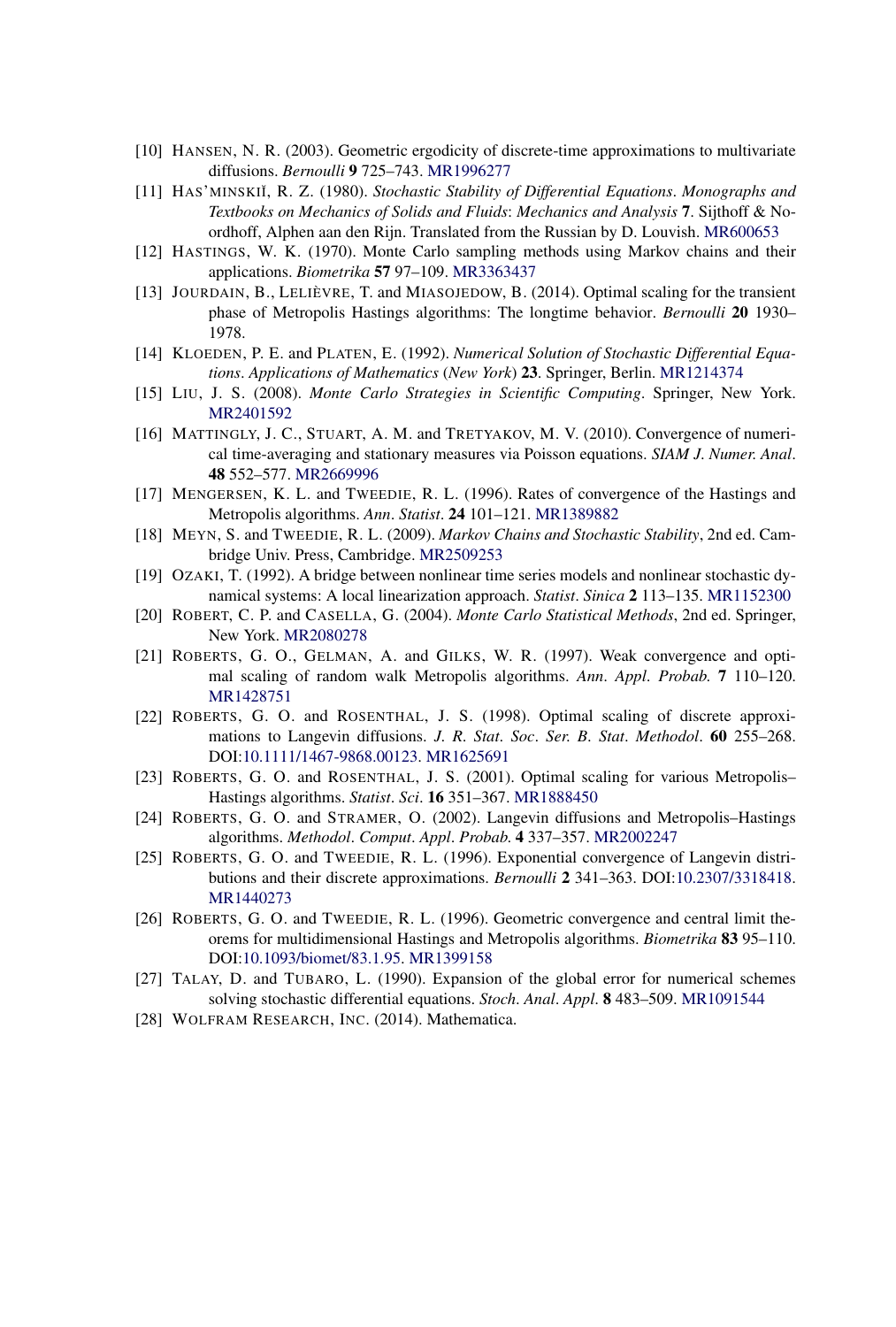[10] HANSEN, N. R. (2003). Geometric ergodicity of discrete-time approximations to multivariate diffusions. *Bernoulli* **9** 725–743. MR1996277

[11] HAS'MINSKIĬ, R. Z. (1980). *Stochastic Stability of Differential Equations*. *Monographs and Textbooks on Mechanics of Solids and Fluids*: *Mechanics and Analysis* **7**. Sijthoff & Noordhoff, Alphen aan den Rijn. Translated from the Russian by D. Louvish. MR600653

[12] HASTINGS, W. K. (1970). Monte Carlo sampling methods using Markov chains and their applications. *Biometrika* **57** 97–109. MR3363437

[13] JOURDAIN, B., LELIÈVRE, T. and MIASOJEDOW, B. (2014). Optimal scaling for the transient phase of Metropolis Hastings algorithms: The longtime behavior. *Bernoulli* **20** 1930–1978.

[14] KLOEDEN, P. E. and PLATEN, E. (1992). *Numerical Solution of Stochastic Differential Equations*. *Applications of Mathematics* (*New York*) **23**. Springer, Berlin. MR1214374

[15] LIU, J. S. (2008). *Monte Carlo Strategies in Scientific Computing*. Springer, New York. MR2401592

[16] MATTINGLY, J. C., STUART, A. M. and TRETYAKOV, M. V. (2010). Convergence of numerical time-averaging and stationary measures via Poisson equations. *SIAM J. Numer. Anal.* **48** 552–577. MR2669996

[17] MENGERSEN, K. L. and TWEEDIE, R. L. (1996). Rates of convergence of the Hastings and Metropolis algorithms. *Ann. Statist.* **24** 101–121. MR1389882

[18] MEYN, S. and TWEEDIE, R. L. (2009). *Markov Chains and Stochastic Stability*, 2nd ed. Cambridge Univ. Press, Cambridge. MR2509253

[19] OZAKI, T. (1992). A bridge between nonlinear time series models and nonlinear stochastic dynamical systems: A local linearization approach. *Statist. Sinica* **2** 113–135. MR1152300

[20] ROBERT, C. P. and CASELLA, G. (2004). *Monte Carlo Statistical Methods*, 2nd ed. Springer, New York. MR2080278

[21] ROBERTS, G. O., GELMAN, A. and GILKS, W. R. (1997). Weak convergence and optimal scaling of random walk Metropolis algorithms. *Ann. Appl. Probab.* **7** 110–120. MR1428751

[22] ROBERTS, G. O. and ROSENTHAL, J. S. (1998). Optimal scaling of discrete approximations to Langevin diffusions. *J. R. Stat. Soc. Ser. B. Stat. Methodol.* **60** 255–268. DOI:10.1111/1467-9868.00123. MR1625691

[23] ROBERTS, G. O. and ROSENTHAL, J. S. (2001). Optimal scaling for various Metropolis–Hastings algorithms. *Statist. Sci.* **16** 351–367. MR1888450

[24] ROBERTS, G. O. and STRAMER, O. (2002). Langevin diffusions and Metropolis–Hastings algorithms. *Methodol. Comput. Appl. Probab.* **4** 337–357. MR2002247

[25] ROBERTS, G. O. and TWEEDIE, R. L. (1996). Exponential convergence of Langevin distributions and their discrete approximations. *Bernoulli* **2** 341–363. DOI:10.2307/3318418. MR1440273

[26] ROBERTS, G. O. and TWEEDIE, R. L. (1996). Geometric convergence and central limit theorems for multidimensional Hastings and Metropolis algorithms. *Biometrika* **83** 95–110. DOI:10.1093/biomet/83.1.95. MR1399158

[27] TALAY, D. and TUBARO, L. (1990). Expansion of the global error for numerical schemes solving stochastic differential equations. *Stoch. Anal. Appl.* **8** 483–509. MR1091544

[28] WOLFRAM RESEARCH, INC. (2014). Mathematica.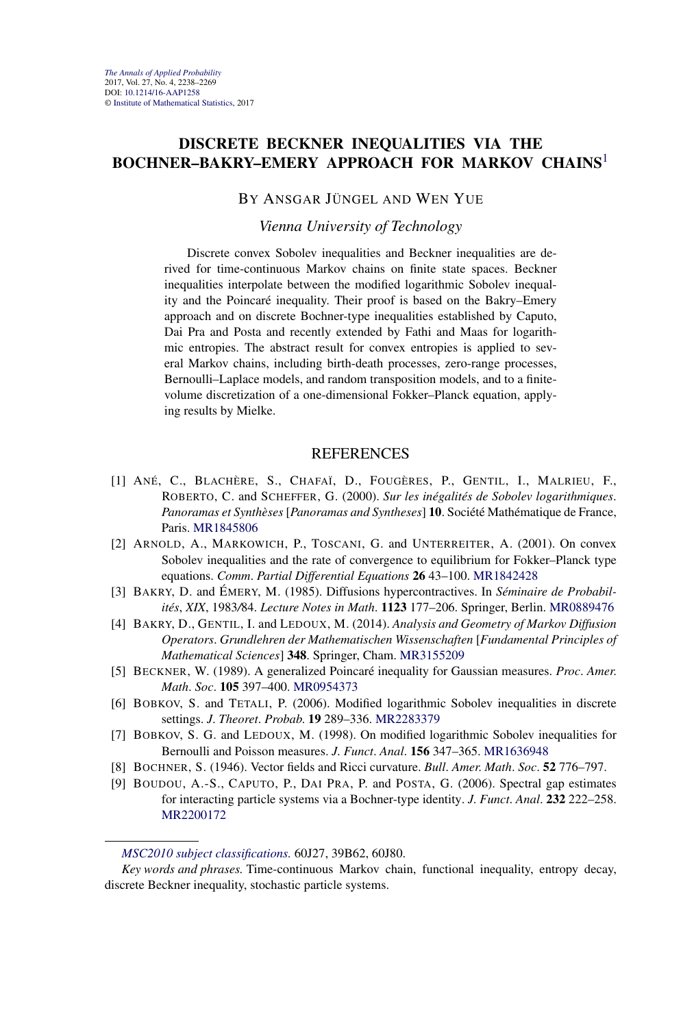The Annals of Applied Probability
2017, Vol. 27, No. 4, 2238–2269
DOI: 10.1214/16-AAP1258
© Institute of Mathematical Statistics, 2017

# DISCRETE BECKNER INEQUALITIES VIA THE BOCHNER–BAKRY–EMERY APPROACH FOR MARKOV CHAINS[1]

BY ANSGAR JÜNGEL AND WEN YUE

*Vienna University of Technology*

Discrete convex Sobolev inequalities and Beckner inequalities are derived for time-continuous Markov chains on finite state spaces. Beckner inequalities interpolate between the modified logarithmic Sobolev inequality and the Poincaré inequality. Their proof is based on the Bakry–Emery approach and on discrete Bochner-type inequalities established by Caputo, Dai Pra and Posta and recently extended by Fathi and Maas for logarithmic entropies. The abstract result for convex entropies is applied to several Markov chains, including birth-death processes, zero-range processes, Bernoulli–Laplace models, and random transposition models, and to a finite-volume discretization of a one-dimensional Fokker–Planck equation, applying results by Mielke.

## REFERENCES

[1] ANÉ, C., BLACHÈRE, S., CHAFAÏ, D., FOUGÈRES, P., GENTIL, I., MALRIEU, F., ROBERTO, C. and SCHEFFER, G. (2000). *Sur les inégalités de Sobolev logarithmiques*. *Panoramas et Synthèses* [*Panoramas and Syntheses*] **10**. Société Mathématique de France, Paris. MR1845806

[2] ARNOLD, A., MARKOWICH, P., TOSCANI, G. and UNTERREITER, A. (2001). On convex Sobolev inequalities and the rate of convergence to equilibrium for Fokker–Planck type equations. *Comm. Partial Differential Equations* **26** 43–100. MR1842428

[3] BAKRY, D. and ÉMERY, M. (1985). Diffusions hypercontractives. In *Séminaire de Probabilités, XIX*, 1983/84. *Lecture Notes in Math.* **1123** 177–206. Springer, Berlin. MR0889476

[4] BAKRY, D., GENTIL, I. and LEDOUX, M. (2014). *Analysis and Geometry of Markov Diffusion Operators*. *Grundlehren der Mathematischen Wissenschaften* [*Fundamental Principles of Mathematical Sciences*] **348**. Springer, Cham. MR3155209

[5] BECKNER, W. (1989). A generalized Poincaré inequality for Gaussian measures. *Proc. Amer. Math. Soc.* **105** 397–400. MR0954373

[6] BOBKOV, S. and TETALI, P. (2006). Modified logarithmic Sobolev inequalities in discrete settings. *J. Theoret. Probab.* **19** 289–336. MR2283379

[7] BOBKOV, S. G. and LEDOUX, M. (1998). On modified logarithmic Sobolev inequalities for Bernoulli and Poisson measures. *J. Funct. Anal.* **156** 347–365. MR1636948

[8] BOCHNER, S. (1946). Vector fields and Ricci curvature. *Bull. Amer. Math. Soc.* **52** 776–797.

[9] BOUDOU, A.-S., CAPUTO, P., DAI PRA, P. and POSTA, G. (2006). Spectral gap estimates for interacting particle systems via a Bochner-type identity. *J. Funct. Anal.* **232** 222–258. MR2200172

*MSC2010 subject classifications.* 60J27, 39B62, 60J80.

*Key words and phrases.* Time-continuous Markov chain, functional inequality, entropy decay, discrete Beckner inequality, stochastic particle systems.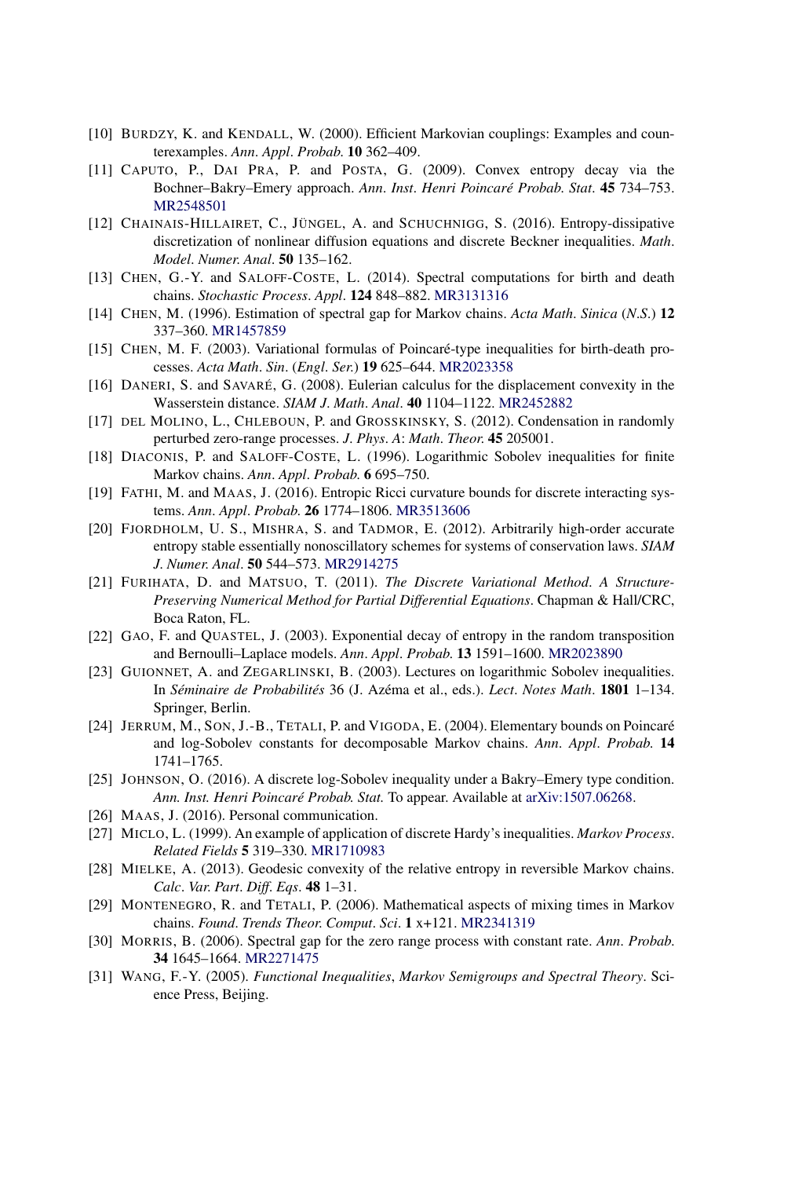[10] Burdzy, K. and Kendall, W. (2000). Efficient Markovian couplings: Examples and counterexamples. *Ann. Appl. Probab.* **10** 362–409.

[11] Caputo, P., Dai Pra, P. and Posta, G. (2009). Convex entropy decay via the Bochner–Bakry–Emery approach. *Ann. Inst. Henri Poincaré Probab. Stat.* **45** 734–753. MR2548501

[12] Chainais-Hillairet, C., Jüngel, A. and Schuchnigg, S. (2016). Entropy-dissipative discretization of nonlinear diffusion equations and discrete Beckner inequalities. *Math. Model. Numer. Anal.* **50** 135–162.

[13] Chen, G.-Y. and Saloff-Coste, L. (2014). Spectral computations for birth and death chains. *Stochastic Process. Appl.* **124** 848–882. MR3131316

[14] Chen, M. (1996). Estimation of spectral gap for Markov chains. *Acta Math. Sinica* (*N.S.*) **12** 337–360. MR1457859

[15] Chen, M. F. (2003). Variational formulas of Poincaré-type inequalities for birth-death processes. *Acta Math. Sin.* (*Engl. Ser.*) **19** 625–644. MR2023358

[16] Daneri, S. and Savaré, G. (2008). Eulerian calculus for the displacement convexity in the Wasserstein distance. *SIAM J. Math. Anal.* **40** 1104–1122. MR2452882

[17] del Molino, L., Chleboun, P. and Grosskinsky, S. (2012). Condensation in randomly perturbed zero-range processes. *J. Phys. A*: *Math. Theor.* **45** 205001.

[18] Diaconis, P. and Saloff-Coste, L. (1996). Logarithmic Sobolev inequalities for finite Markov chains. *Ann. Appl. Probab.* **6** 695–750.

[19] Fathi, M. and Maas, J. (2016). Entropic Ricci curvature bounds for discrete interacting systems. *Ann. Appl. Probab.* **26** 1774–1806. MR3513606

[20] Fjordholm, U. S., Mishra, S. and Tadmor, E. (2012). Arbitrarily high-order accurate entropy stable essentially nonoscillatory schemes for systems of conservation laws. *SIAM J. Numer. Anal.* **50** 544–573. MR2914275

[21] Furihata, D. and Matsuo, T. (2011). *The Discrete Variational Method. A Structure-Preserving Numerical Method for Partial Differential Equations*. Chapman & Hall/CRC, Boca Raton, FL.

[22] Gao, F. and Quastel, J. (2003). Exponential decay of entropy in the random transposition and Bernoulli–Laplace models. *Ann. Appl. Probab.* **13** 1591–1600. MR2023890

[23] Guionnet, A. and Zegarlinski, B. (2003). Lectures on logarithmic Sobolev inequalities. In *Séminaire de Probabilités* 36 (J. Azéma et al., eds.). *Lect. Notes Math.* **1801** 1–134. Springer, Berlin.

[24] Jerrum, M., Son, J.-B., Tetali, P. and Vigoda, E. (2004). Elementary bounds on Poincaré and log-Sobolev constants for decomposable Markov chains. *Ann. Appl. Probab.* **14** 1741–1765.

[25] Johnson, O. (2016). A discrete log-Sobolev inequality under a Bakry–Emery type condition. *Ann. Inst. Henri Poincaré Probab. Stat.* To appear. Available at arXiv:1507.06268.

[26] Maas, J. (2016). Personal communication.

[27] Miclo, L. (1999). An example of application of discrete Hardy's inequalities. *Markov Process. Related Fields* **5** 319–330. MR1710983

[28] Mielke, A. (2013). Geodesic convexity of the relative entropy in reversible Markov chains. *Calc. Var. Part. Diff. Eqs.* **48** 1–31.

[29] Montenegro, R. and Tetali, P. (2006). Mathematical aspects of mixing times in Markov chains. *Found. Trends Theor. Comput. Sci.* **1** x+121. MR2341319

[30] Morris, B. (2006). Spectral gap for the zero range process with constant rate. *Ann. Probab.* **34** 1645–1664. MR2271475

[31] Wang, F.-Y. (2005). *Functional Inequalities, Markov Semigroups and Spectral Theory*. Science Press, Beijing.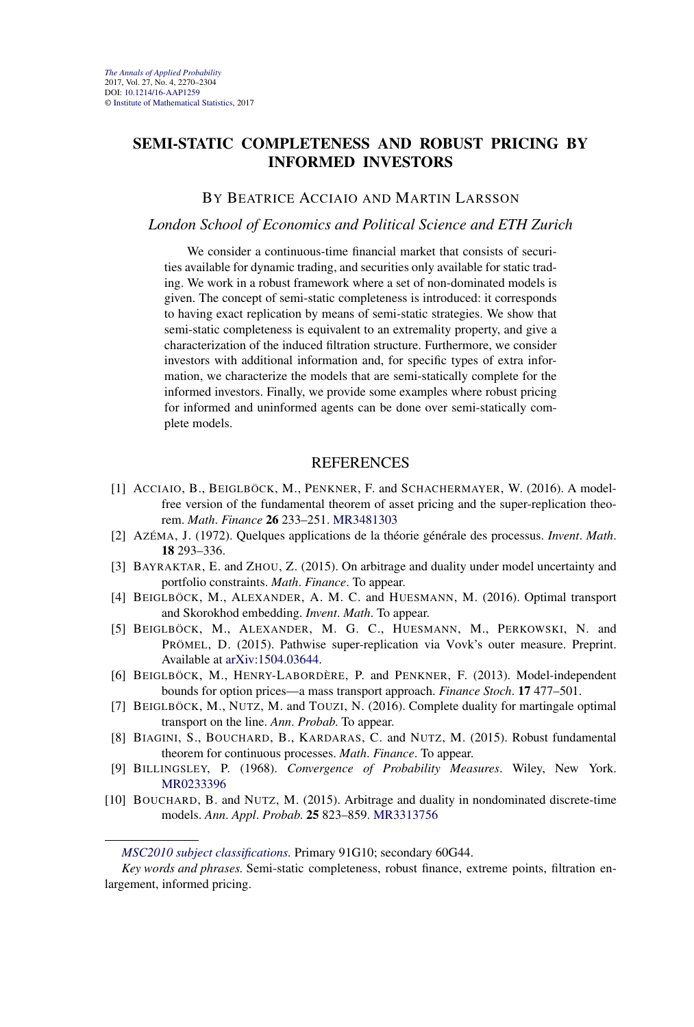# SEMI-STATIC COMPLETENESS AND ROBUST PRICING BY INFORMED INVESTORS

BY BEATRICE ACCIAIO AND MARTIN LARSSON

*London School of Economics and Political Science and ETH Zurich*

We consider a continuous-time financial market that consists of securities available for dynamic trading, and securities only available for static trading. We work in a robust framework where a set of non-dominated models is given. The concept of semi-static completeness is introduced: it corresponds to having exact replication by means of semi-static strategies. We show that semi-static completeness is equivalent to an extremality property, and give a characterization of the induced filtration structure. Furthermore, we consider investors with additional information and, for specific types of extra information, we characterize the models that are semi-statically complete for the informed investors. Finally, we provide some examples where robust pricing for informed and uninformed agents can be done over semi-statically complete models.

## REFERENCES

[1] ACCIAIO, B., BEIGLBÖCK, M., PENKNER, F. and SCHACHERMAYER, W. (2016). A model-free version of the fundamental theorem of asset pricing and the super-replication theorem. *Math. Finance* **26** 233–251. MR3481303

[2] AZÉMA, J. (1972). Quelques applications de la théorie générale des processus. *Invent. Math.* **18** 293–336.

[3] BAYRAKTAR, E. and ZHOU, Z. (2015). On arbitrage and duality under model uncertainty and portfolio constraints. *Math. Finance*. To appear.

[4] BEIGLBÖCK, M., ALEXANDER, A. M. C. and HUESMANN, M. (2016). Optimal transport and Skorokhod embedding. *Invent. Math.* To appear.

[5] BEIGLBÖCK, M., ALEXANDER, M. G. C., HUESMANN, M., PERKOWSKI, N. and PRÖMEL, D. (2015). Pathwise super-replication via Vovk's outer measure. Preprint. Available at arXiv:1504.03644.

[6] BEIGLBÖCK, M., HENRY-LABORDÈRE, P. and PENKNER, F. (2013). Model-independent bounds for option prices—a mass transport approach. *Finance Stoch.* **17** 477–501.

[7] BEIGLBÖCK, M., NUTZ, M. and TOUZI, N. (2016). Complete duality for martingale optimal transport on the line. *Ann. Probab.* To appear.

[8] BIAGINI, S., BOUCHARD, B., KARDARAS, C. and NUTZ, M. (2015). Robust fundamental theorem for continuous processes. *Math. Finance*. To appear.

[9] BILLINGSLEY, P. (1968). *Convergence of Probability Measures*. Wiley, New York. MR0233396

[10] BOUCHARD, B. and NUTZ, M. (2015). Arbitrage and duality in nondominated discrete-time models. *Ann. Appl. Probab.* **25** 823–859. MR3313756

---

*MSC2010 subject classifications.* Primary 91G10; secondary 60G44.

*Key words and phrases.* Semi-static completeness, robust finance, extreme points, filtration enlargement, informed pricing.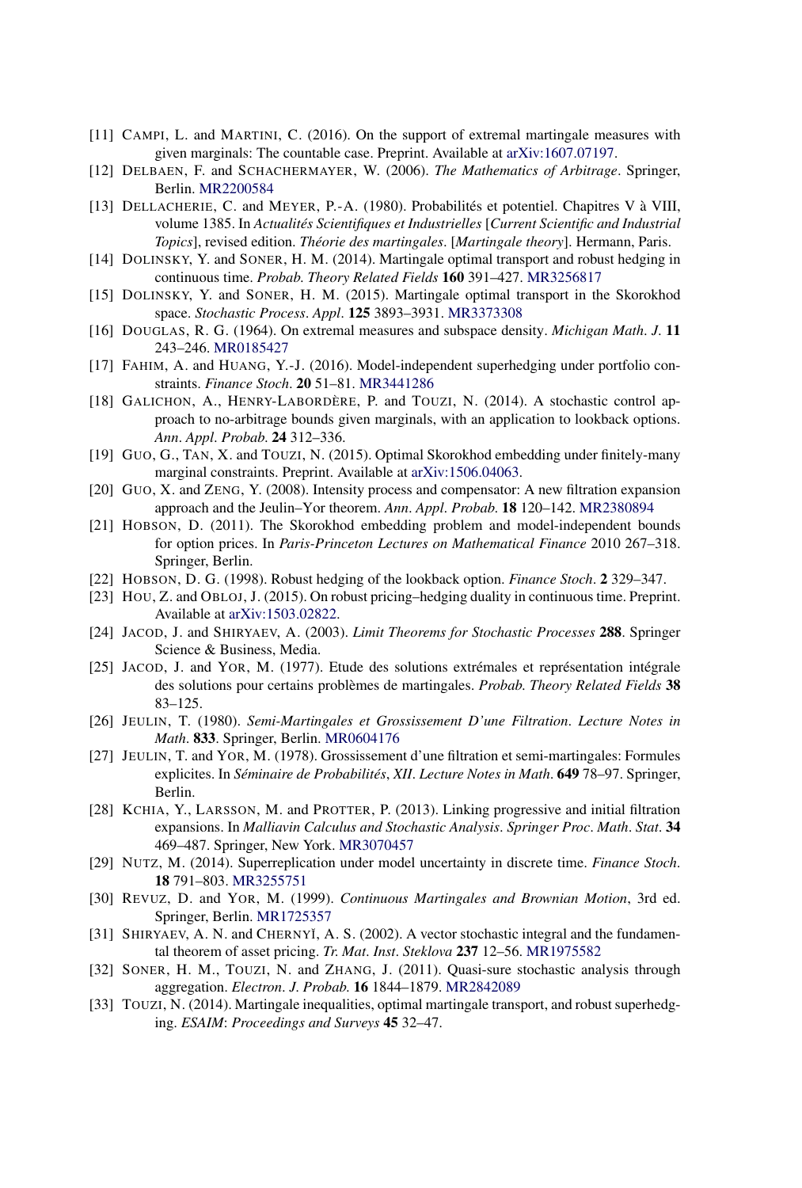[11] CAMPI, L. and MARTINI, C. (2016). On the support of extremal martingale measures with given marginals: The countable case. Preprint. Available at arXiv:1607.07197.

[12] DELBAEN, F. and SCHACHERMAYER, W. (2006). *The Mathematics of Arbitrage*. Springer, Berlin. MR2200584

[13] DELLACHERIE, C. and MEYER, P.-A. (1980). Probabilités et potentiel. Chapitres V à VIII, volume 1385. In *Actualités Scientifiques et Industrielles* [*Current Scientific and Industrial Topics*], revised edition. *Théorie des martingales*. [*Martingale theory*]. Hermann, Paris.

[14] DOLINSKY, Y. and SONER, H. M. (2014). Martingale optimal transport and robust hedging in continuous time. *Probab. Theory Related Fields* **160** 391–427. MR3256817

[15] DOLINSKY, Y. and SONER, H. M. (2015). Martingale optimal transport in the Skorokhod space. *Stochastic Process. Appl.* **125** 3893–3931. MR3373308

[16] DOUGLAS, R. G. (1964). On extremal measures and subspace density. *Michigan Math. J.* **11** 243–246. MR0185427

[17] FAHIM, A. and HUANG, Y.-J. (2016). Model-independent superhedging under portfolio constraints. *Finance Stoch.* **20** 51–81. MR3441286

[18] GALICHON, A., HENRY-LABORDÈRE, P. and TOUZI, N. (2014). A stochastic control approach to no-arbitrage bounds given marginals, with an application to lookback options. *Ann. Appl. Probab.* **24** 312–336.

[19] GUO, G., TAN, X. and TOUZI, N. (2015). Optimal Skorokhod embedding under finitely-many marginal constraints. Preprint. Available at arXiv:1506.04063.

[20] GUO, X. and ZENG, Y. (2008). Intensity process and compensator: A new filtration expansion approach and the Jeulin–Yor theorem. *Ann. Appl. Probab.* **18** 120–142. MR2380894

[21] HOBSON, D. (2011). The Skorokhod embedding problem and model-independent bounds for option prices. In *Paris-Princeton Lectures on Mathematical Finance* 2010 267–318. Springer, Berlin.

[22] HOBSON, D. G. (1998). Robust hedging of the lookback option. *Finance Stoch.* **2** 329–347.

[23] HOU, Z. and OBLOJ, J. (2015). On robust pricing–hedging duality in continuous time. Preprint. Available at arXiv:1503.02822.

[24] JACOD, J. and SHIRYAEV, A. (2003). *Limit Theorems for Stochastic Processes* **288**. Springer Science & Business, Media.

[25] JACOD, J. and YOR, M. (1977). Etude des solutions extrémales et représentation intégrale des solutions pour certains problèmes de martingales. *Probab. Theory Related Fields* **38** 83–125.

[26] JEULIN, T. (1980). *Semi-Martingales et Grossissement D'une Filtration*. *Lecture Notes in Math.* **833**. Springer, Berlin. MR0604176

[27] JEULIN, T. and YOR, M. (1978). Grossissement d'une filtration et semi-martingales: Formules explicites. In *Séminaire de Probabilités*, *XII*. *Lecture Notes in Math.* **649** 78–97. Springer, Berlin.

[28] KCHIA, Y., LARSSON, M. and PROTTER, P. (2013). Linking progressive and initial filtration expansions. In *Malliavin Calculus and Stochastic Analysis*. *Springer Proc. Math. Stat.* **34** 469–487. Springer, New York. MR3070457

[29] NUTZ, M. (2014). Superreplication under model uncertainty in discrete time. *Finance Stoch.* **18** 791–803. MR3255751

[30] REVUZ, D. and YOR, M. (1999). *Continuous Martingales and Brownian Motion*, 3rd ed. Springer, Berlin. MR1725357

[31] SHIRYAEV, A. N. and CHERNYĬ, A. S. (2002). A vector stochastic integral and the fundamental theorem of asset pricing. *Tr. Mat. Inst. Steklova* **237** 12–56. MR1975582

[32] SONER, H. M., TOUZI, N. and ZHANG, J. (2011). Quasi-sure stochastic analysis through aggregation. *Electron. J. Probab.* **16** 1844–1879. MR2842089

[33] TOUZI, N. (2014). Martingale inequalities, optimal martingale transport, and robust superhedging. *ESAIM*: *Proceedings and Surveys* **45** 32–47.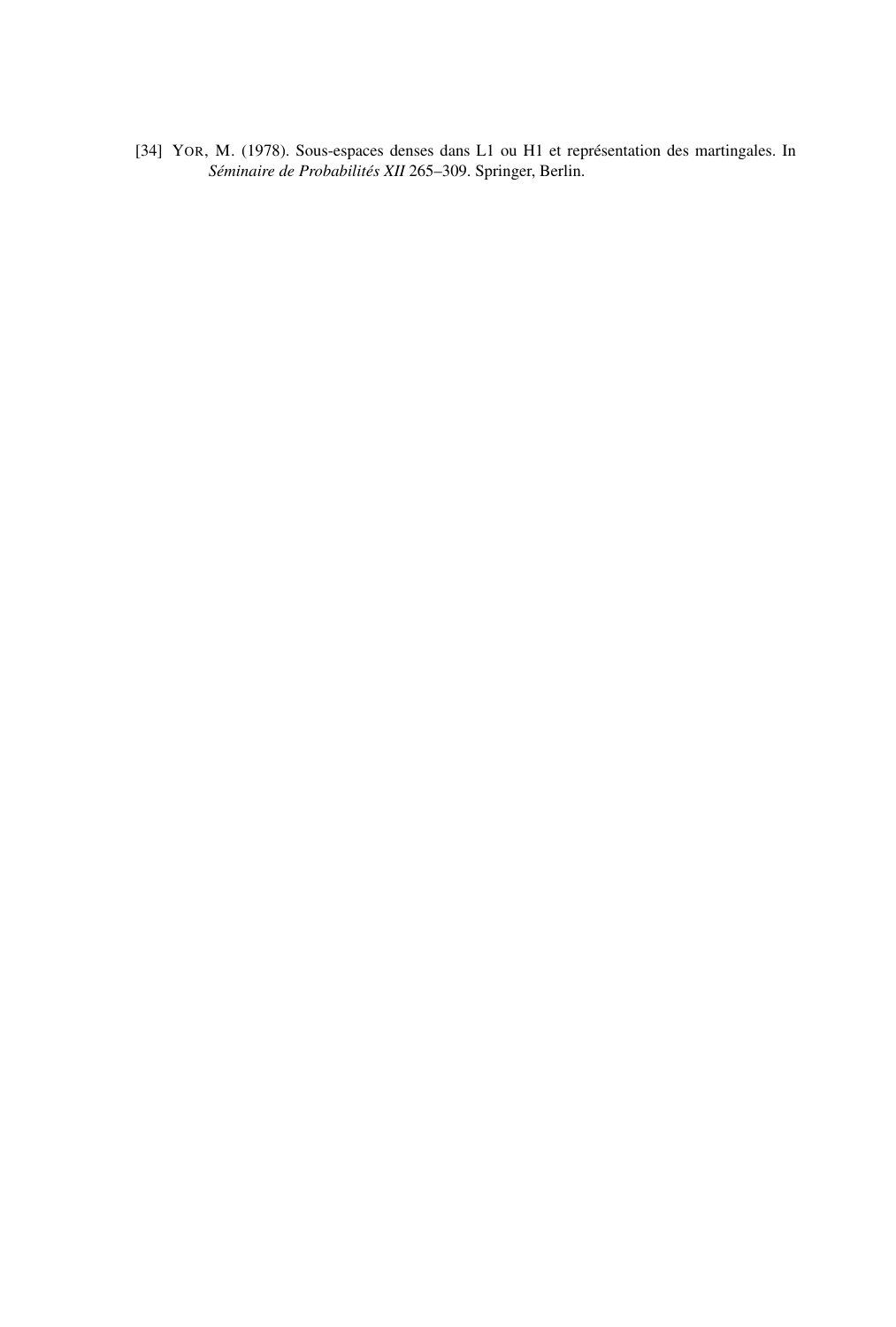[34] YOR, M. (1978). Sous-espaces denses dans L1 ou H1 et représentation des martingales. In *Séminaire de Probabilités XII* 265–309. Springer, Berlin.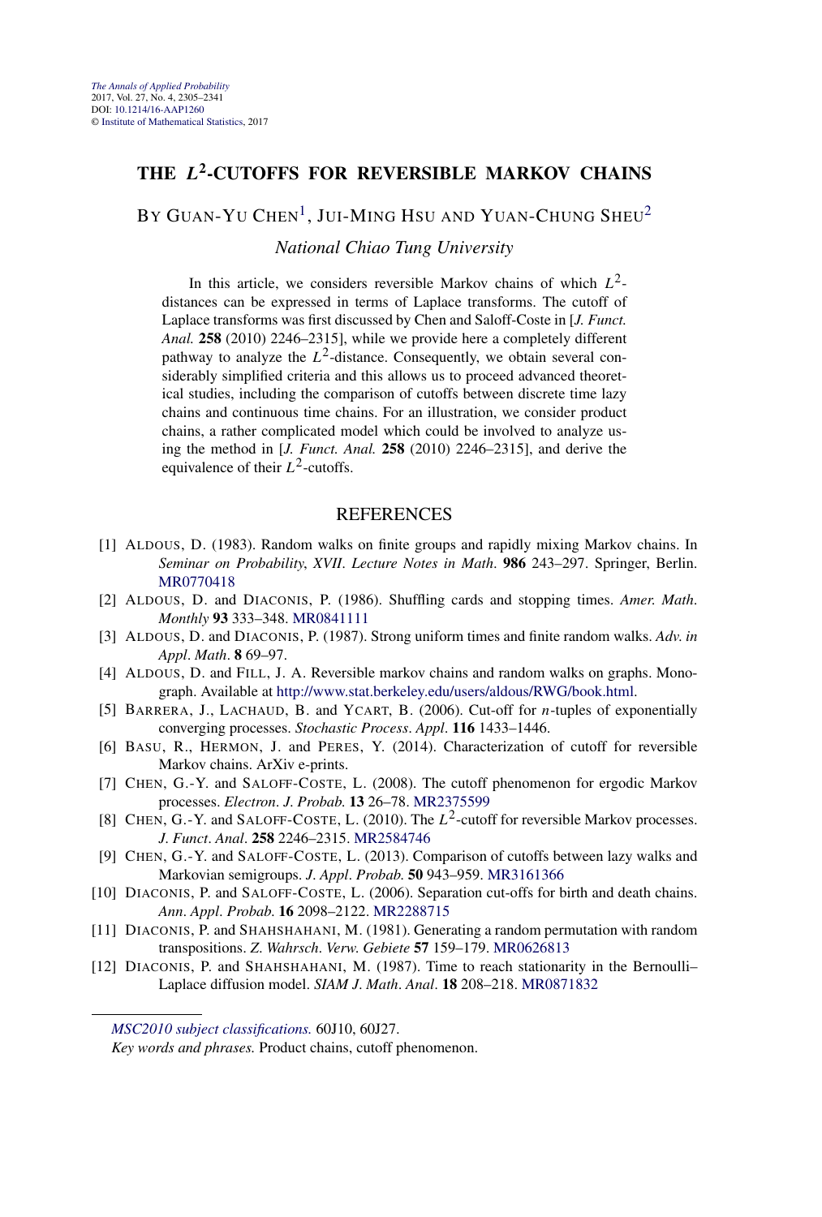The Annals of Applied Probability
2017, Vol. 27, No. 4, 2305–2341
DOI: 10.1214/16-AAP1260
© Institute of Mathematical Statistics, 2017

# THE $L^2$-CUTOFFS FOR REVERSIBLE MARKOV CHAINS

BY GUAN-YU CHEN[1], JUI-MING HSU AND YUAN-CHUNG SHEU[2]

*National Chiao Tung University*

In this article, we considers reversible Markov chains of which $L^2$-distances can be expressed in terms of Laplace transforms. The cutoff of Laplace transforms was first discussed by Chen and Saloff-Coste in [*J. Funct. Anal.* **258** (2010) 2246–2315], while we provide here a completely different pathway to analyze the $L^2$-distance. Consequently, we obtain several considerably simplified criteria and this allows us to proceed advanced theoretical studies, including the comparison of cutoffs between discrete time lazy chains and continuous time chains. For an illustration, we consider product chains, a rather complicated model which could be involved to analyze using the method in [*J. Funct. Anal.* **258** (2010) 2246–2315], and derive the equivalence of their $L^2$-cutoffs.

## REFERENCES

[1] ALDOUS, D. (1983). Random walks on finite groups and rapidly mixing Markov chains. In *Seminar on Probability*, *XVII*. *Lecture Notes in Math*. **986** 243–297. Springer, Berlin. MR0770418

[2] ALDOUS, D. and DIACONIS, P. (1986). Shuffling cards and stopping times. *Amer. Math. Monthly* **93** 333–348. MR0841111

[3] ALDOUS, D. and DIACONIS, P. (1987). Strong uniform times and finite random walks. *Adv. in Appl. Math*. **8** 69–97.

[4] ALDOUS, D. and FILL, J. A. Reversible markov chains and random walks on graphs. Monograph. Available at http://www.stat.berkeley.edu/users/aldous/RWG/book.html.

[5] BARRERA, J., LACHAUD, B. and YCART, B. (2006). Cut-off for $n$-tuples of exponentially converging processes. *Stochastic Process. Appl*. **116** 1433–1446.

[6] BASU, R., HERMON, J. and PERES, Y. (2014). Characterization of cutoff for reversible Markov chains. ArXiv e-prints.

[7] CHEN, G.-Y. and SALOFF-COSTE, L. (2008). The cutoff phenomenon for ergodic Markov processes. *Electron. J. Probab.* **13** 26–78. MR2375599

[8] CHEN, G.-Y. and SALOFF-COSTE, L. (2010). The $L^2$-cutoff for reversible Markov processes. *J. Funct. Anal*. **258** 2246–2315. MR2584746

[9] CHEN, G.-Y. and SALOFF-COSTE, L. (2013). Comparison of cutoffs between lazy walks and Markovian semigroups. *J. Appl. Probab.* **50** 943–959. MR3161366

[10] DIACONIS, P. and SALOFF-COSTE, L. (2006). Separation cut-offs for birth and death chains. *Ann. Appl. Probab.* **16** 2098–2122. MR2288715

[11] DIACONIS, P. and SHAHSHAHANI, M. (1981). Generating a random permutation with random transpositions. *Z. Wahrsch. Verw. Gebiete* **57** 159–179. MR0626813

[12] DIACONIS, P. and SHAHSHAHANI, M. (1987). Time to reach stationarity in the Bernoulli–Laplace diffusion model. *SIAM J. Math. Anal*. **18** 208–218. MR0871832

*MSC2010 subject classifications.* 60J10, 60J27.

*Key words and phrases.* Product chains, cutoff phenomenon.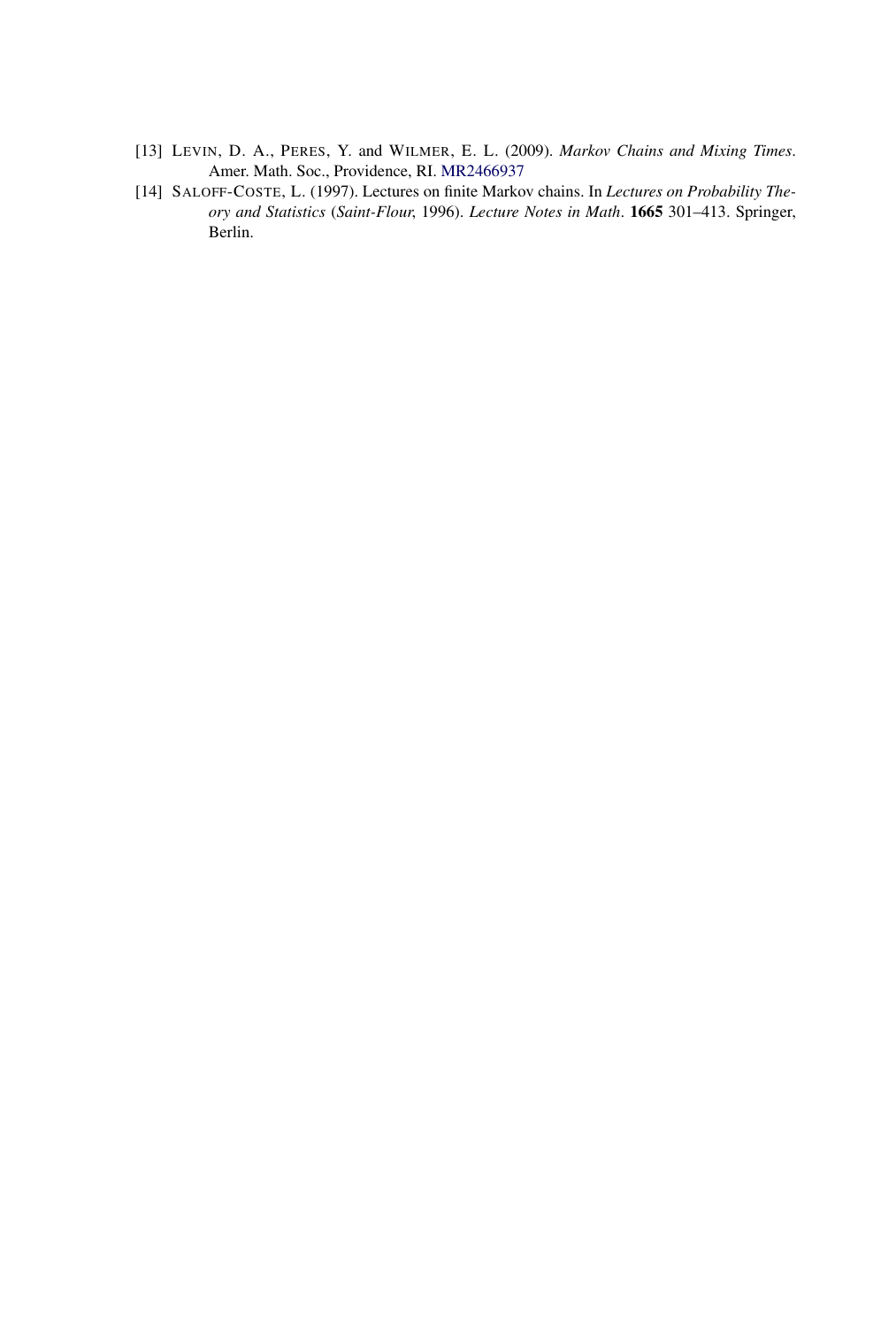[13] LEVIN, D. A., PERES, Y. and WILMER, E. L. (2009). *Markov Chains and Mixing Times*. Amer. Math. Soc., Providence, RI. MR2466937

[14] SALOFF-COSTE, L. (1997). Lectures on finite Markov chains. In *Lectures on Probability Theory and Statistics* (*Saint-Flour*, 1996). *Lecture Notes in Math*. **1665** 301–413. Springer, Berlin.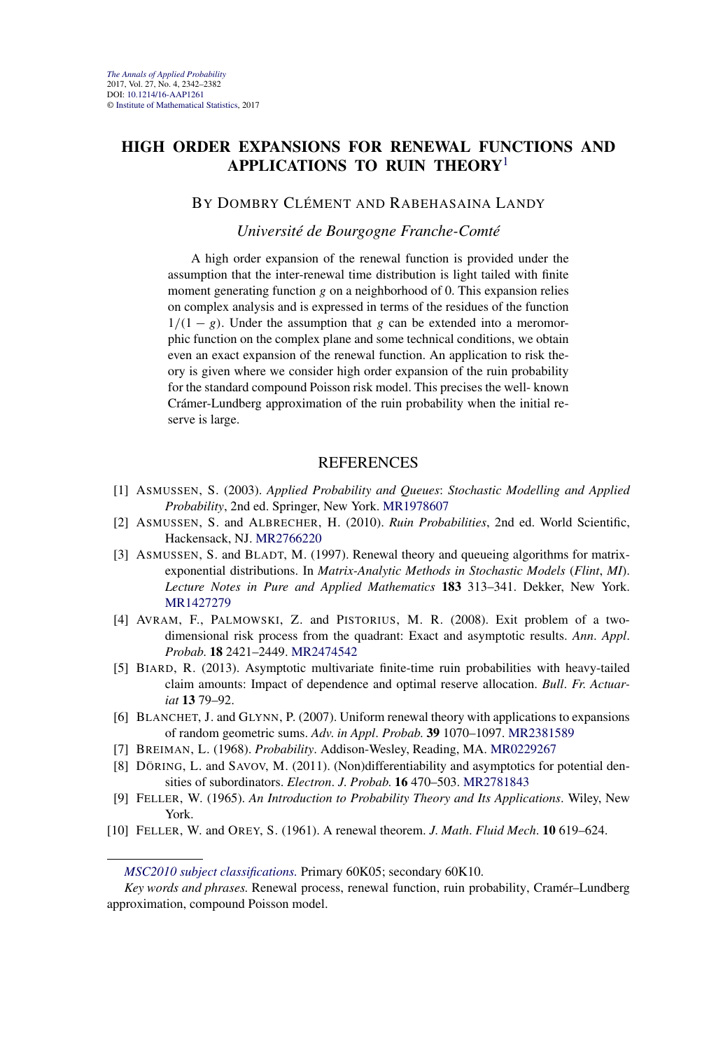# HIGH ORDER EXPANSIONS FOR RENEWAL FUNCTIONS AND APPLICATIONS TO RUIN THEORY[1]

BY DOMBRY CLÉMENT AND RABEHASAINA LANDY

*Université de Bourgogne Franche-Comté*

A high order expansion of the renewal function is provided under the assumption that the inter-renewal time distribution is light tailed with finite moment generating function $g$ on a neighborhood of 0. This expansion relies on complex analysis and is expressed in terms of the residues of the function $1/(1-g)$. Under the assumption that $g$ can be extended into a meromorphic function on the complex plane and some technical conditions, we obtain even an exact expansion of the renewal function. An application to risk theory is given where we consider high order expansion of the ruin probability for the standard compound Poisson risk model. This precises the well- known Crámer-Lundberg approximation of the ruin probability when the initial reserve is large.

## REFERENCES

[1] ASMUSSEN, S. (2003). *Applied Probability and Queues*: *Stochastic Modelling and Applied Probability*, 2nd ed. Springer, New York. MR1978607

[2] ASMUSSEN, S. and ALBRECHER, H. (2010). *Ruin Probabilities*, 2nd ed. World Scientific, Hackensack, NJ. MR2766220

[3] ASMUSSEN, S. and BLADT, M. (1997). Renewal theory and queueing algorithms for matrix-exponential distributions. In *Matrix-Analytic Methods in Stochastic Models* (*Flint*, *MI*). *Lecture Notes in Pure and Applied Mathematics* **183** 313–341. Dekker, New York. MR1427279

[4] AVRAM, F., PALMOWSKI, Z. and PISTORIUS, M. R. (2008). Exit problem of a two-dimensional risk process from the quadrant: Exact and asymptotic results. *Ann*. *Appl*. *Probab*. **18** 2421–2449. MR2474542

[5] BIARD, R. (2013). Asymptotic multivariate finite-time ruin probabilities with heavy-tailed claim amounts: Impact of dependence and optimal reserve allocation. *Bull*. *Fr*. *Actuariat* **13** 79–92.

[6] BLANCHET, J. and GLYNN, P. (2007). Uniform renewal theory with applications to expansions of random geometric sums. *Adv*. *in Appl*. *Probab*. **39** 1070–1097. MR2381589

[7] BREIMAN, L. (1968). *Probability*. Addison-Wesley, Reading, MA. MR0229267

[8] DÖRING, L. and SAVOV, M. (2011). (Non)differentiability and asymptotics for potential densities of subordinators. *Electron*. *J*. *Probab*. **16** 470–503. MR2781843

[9] FELLER, W. (1965). *An Introduction to Probability Theory and Its Applications*. Wiley, New York.

[10] FELLER, W. and OREY, S. (1961). A renewal theorem. *J*. *Math*. *Fluid Mech*. **10** 619–624.

*MSC2010 subject classifications.* Primary 60K05; secondary 60K10.

*Key words and phrases.* Renewal process, renewal function, ruin probability, Cramér–Lundberg approximation, compound Poisson model.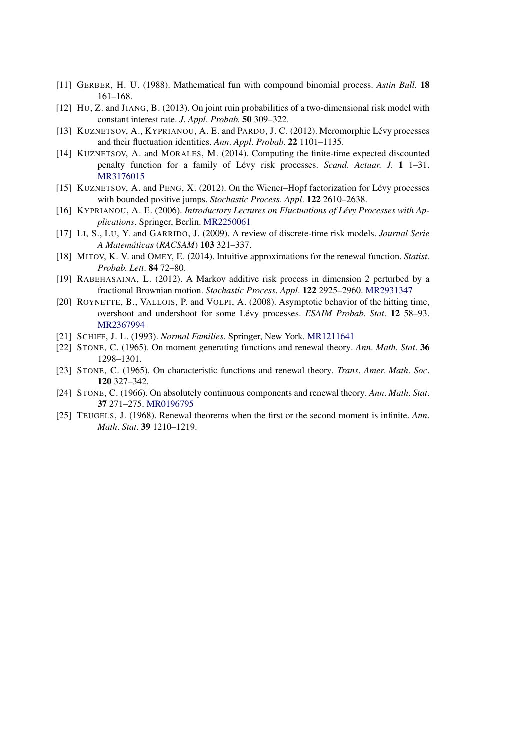[11] GERBER, H. U. (1988). Mathematical fun with compound binomial process. *Astin Bull*. **18** 161–168.

[12] HU, Z. and JIANG, B. (2013). On joint ruin probabilities of a two-dimensional risk model with constant interest rate. *J. Appl. Probab.* **50** 309–322.

[13] KUZNETSOV, A., KYPRIANOU, A. E. and PARDO, J. C. (2012). Meromorphic Lévy processes and their fluctuation identities. *Ann. Appl. Probab.* **22** 1101–1135.

[14] KUZNETSOV, A. and MORALES, M. (2014). Computing the finite-time expected discounted penalty function for a family of Lévy risk processes. *Scand. Actuar. J*. **1** 1–31. MR3176015

[15] KUZNETSOV, A. and PENG, X. (2012). On the Wiener–Hopf factorization for Lévy processes with bounded positive jumps. *Stochastic Process. Appl*. **122** 2610–2638.

[16] KYPRIANOU, A. E. (2006). *Introductory Lectures on Fluctuations of Lévy Processes with Applications*. Springer, Berlin. MR2250061

[17] LI, S., LU, Y. and GARRIDO, J. (2009). A review of discrete-time risk models. *Journal Serie A Matemáticas* (*RACSAM*) **103** 321–337.

[18] MITOV, K. V. and OMEY, E. (2014). Intuitive approximations for the renewal function. *Statist. Probab. Lett*. **84** 72–80.

[19] RABEHASAINA, L. (2012). A Markov additive risk process in dimension 2 perturbed by a fractional Brownian motion. *Stochastic Process. Appl*. **122** 2925–2960. MR2931347

[20] ROYNETTE, B., VALLOIS, P. and VOLPI, A. (2008). Asymptotic behavior of the hitting time, overshoot and undershoot for some Lévy processes. *ESAIM Probab. Stat*. **12** 58–93. MR2367994

[21] SCHIFF, J. L. (1993). *Normal Families*. Springer, New York. MR1211641

[22] STONE, C. (1965). On moment generating functions and renewal theory. *Ann. Math. Stat*. **36** 1298–1301.

[23] STONE, C. (1965). On characteristic functions and renewal theory. *Trans. Amer. Math. Soc*. **120** 327–342.

[24] STONE, C. (1966). On absolutely continuous components and renewal theory. *Ann. Math. Stat*. **37** 271–275. MR0196795

[25] TEUGELS, J. (1968). Renewal theorems when the first or the second moment is infinite. *Ann. Math. Stat*. **39** 1210–1219.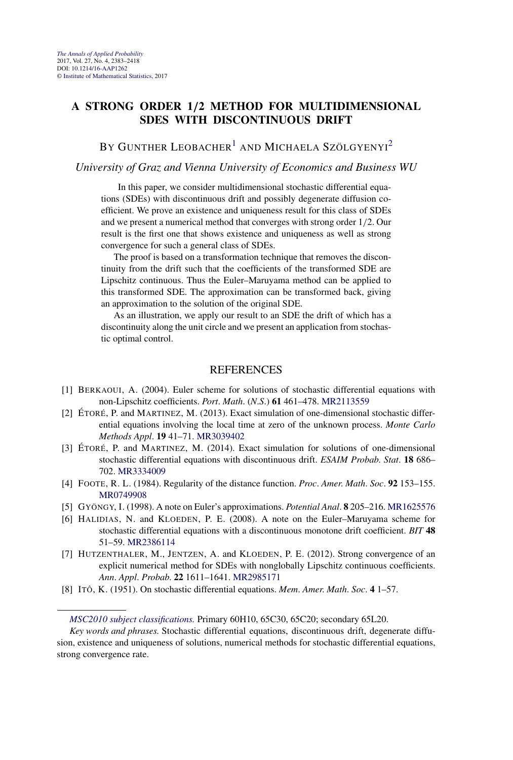# A STRONG ORDER 1/2 METHOD FOR MULTIDIMENSIONAL SDES WITH DISCONTINUOUS DRIFT

BY GUNTHER LEOBACHER[1] AND MICHAELA SZÖLGYENYI[2]

*University of Graz and Vienna University of Economics and Business WU*

In this paper, we consider multidimensional stochastic differential equations (SDEs) with discontinuous drift and possibly degenerate diffusion coefficient. We prove an existence and uniqueness result for this class of SDEs and we present a numerical method that converges with strong order $1/2$. Our result is the first one that shows existence and uniqueness as well as strong convergence for such a general class of SDEs.

The proof is based on a transformation technique that removes the discontinuity from the drift such that the coefficients of the transformed SDE are Lipschitz continuous. Thus the Euler–Maruyama method can be applied to this transformed SDE. The approximation can be transformed back, giving an approximation to the solution of the original SDE.

As an illustration, we apply our result to an SDE the drift of which has a discontinuity along the unit circle and we present an application from stochastic optimal control.

## REFERENCES

[1] BERKAOUI, A. (2004). Euler scheme for solutions of stochastic differential equations with non-Lipschitz coefficients. *Port. Math.* (*N.S.*) **61** 461–478. MR2113559

[2] ÉTORÉ, P. and MARTINEZ, M. (2013). Exact simulation of one-dimensional stochastic differential equations involving the local time at zero of the unknown process. *Monte Carlo Methods Appl.* **19** 41–71. MR3039402

[3] ÉTORÉ, P. and MARTINEZ, M. (2014). Exact simulation for solutions of one-dimensional stochastic differential equations with discontinuous drift. *ESAIM Probab. Stat.* **18** 686–702. MR3334009

[4] FOOTE, R. L. (1984). Regularity of the distance function. *Proc. Amer. Math. Soc.* **92** 153–155. MR0749908

[5] GYÖNGY, I. (1998). A note on Euler's approximations. *Potential Anal.* **8** 205–216. MR1625576

[6] HALIDIAS, N. and KLOEDEN, P. E. (2008). A note on the Euler–Maruyama scheme for stochastic differential equations with a discontinuous monotone drift coefficient. *BIT* **48** 51–59. MR2386114

[7] HUTZENTHALER, M., JENTZEN, A. and KLOEDEN, P. E. (2012). Strong convergence of an explicit numerical method for SDEs with nonglobally Lipschitz continuous coefficients. *Ann. Appl. Probab.* **22** 1611–1641. MR2985171

[8] ITÔ, K. (1951). On stochastic differential equations. *Mem. Amer. Math. Soc.* **4** 1–57.

*MSC2010 subject classifications.* Primary 60H10, 65C30, 65C20; secondary 65L20.

*Key words and phrases.* Stochastic differential equations, discontinuous drift, degenerate diffusion, existence and uniqueness of solutions, numerical methods for stochastic differential equations, strong convergence rate.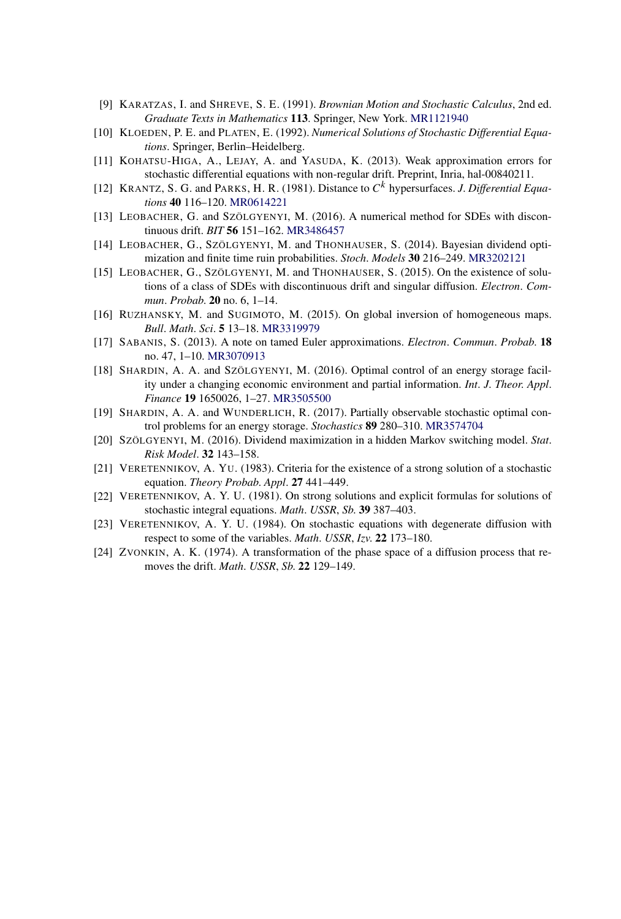[9] KARATZAS, I. and SHREVE, S. E. (1991). *Brownian Motion and Stochastic Calculus*, 2nd ed. *Graduate Texts in Mathematics* **113**. Springer, New York. MR1121940

[10] KLOEDEN, P. E. and PLATEN, E. (1992). *Numerical Solutions of Stochastic Differential Equations*. Springer, Berlin–Heidelberg.

[11] KOHATSU-HIGA, A., LEJAY, A. and YASUDA, K. (2013). Weak approximation errors for stochastic differential equations with non-regular drift. Preprint, Inria, hal-00840211.

[12] KRANTZ, S. G. and PARKS, H. R. (1981). Distance to $C^k$ hypersurfaces. *J. Differential Equations* **40** 116–120. MR0614221

[13] LEOBACHER, G. and SZÖLGYENYI, M. (2016). A numerical method for SDEs with discontinuous drift. *BIT* **56** 151–162. MR3486457

[14] LEOBACHER, G., SZÖLGYENYI, M. and THONHAUSER, S. (2014). Bayesian dividend optimization and finite time ruin probabilities. *Stoch. Models* **30** 216–249. MR3202121

[15] LEOBACHER, G., SZÖLGYENYI, M. and THONHAUSER, S. (2015). On the existence of solutions of a class of SDEs with discontinuous drift and singular diffusion. *Electron. Commun. Probab.* **20** no. 6, 1–14.

[16] RUZHANSKY, M. and SUGIMOTO, M. (2015). On global inversion of homogeneous maps. *Bull. Math. Sci.* **5** 13–18. MR3319979

[17] SABANIS, S. (2013). A note on tamed Euler approximations. *Electron. Commun. Probab.* **18** no. 47, 1–10. MR3070913

[18] SHARDIN, A. A. and SZÖLGYENYI, M. (2016). Optimal control of an energy storage facility under a changing economic environment and partial information. *Int. J. Theor. Appl. Finance* **19** 1650026, 1–27. MR3505500

[19] SHARDIN, A. A. and WUNDERLICH, R. (2017). Partially observable stochastic optimal control problems for an energy storage. *Stochastics* **89** 280–310. MR3574704

[20] SZÖLGYENYI, M. (2016). Dividend maximization in a hidden Markov switching model. *Stat. Risk Model.* **32** 143–158.

[21] VERETENNIKOV, A. YU. (1983). Criteria for the existence of a strong solution of a stochastic equation. *Theory Probab. Appl.* **27** 441–449.

[22] VERETENNIKOV, A. Y. U. (1981). On strong solutions and explicit formulas for solutions of stochastic integral equations. *Math. USSR, Sb.* **39** 387–403.

[23] VERETENNIKOV, A. Y. U. (1984). On stochastic equations with degenerate diffusion with respect to some of the variables. *Math. USSR, Izv.* **22** 173–180.

[24] ZVONKIN, A. K. (1974). A transformation of the phase space of a diffusion process that removes the drift. *Math. USSR, Sb.* **22** 129–149.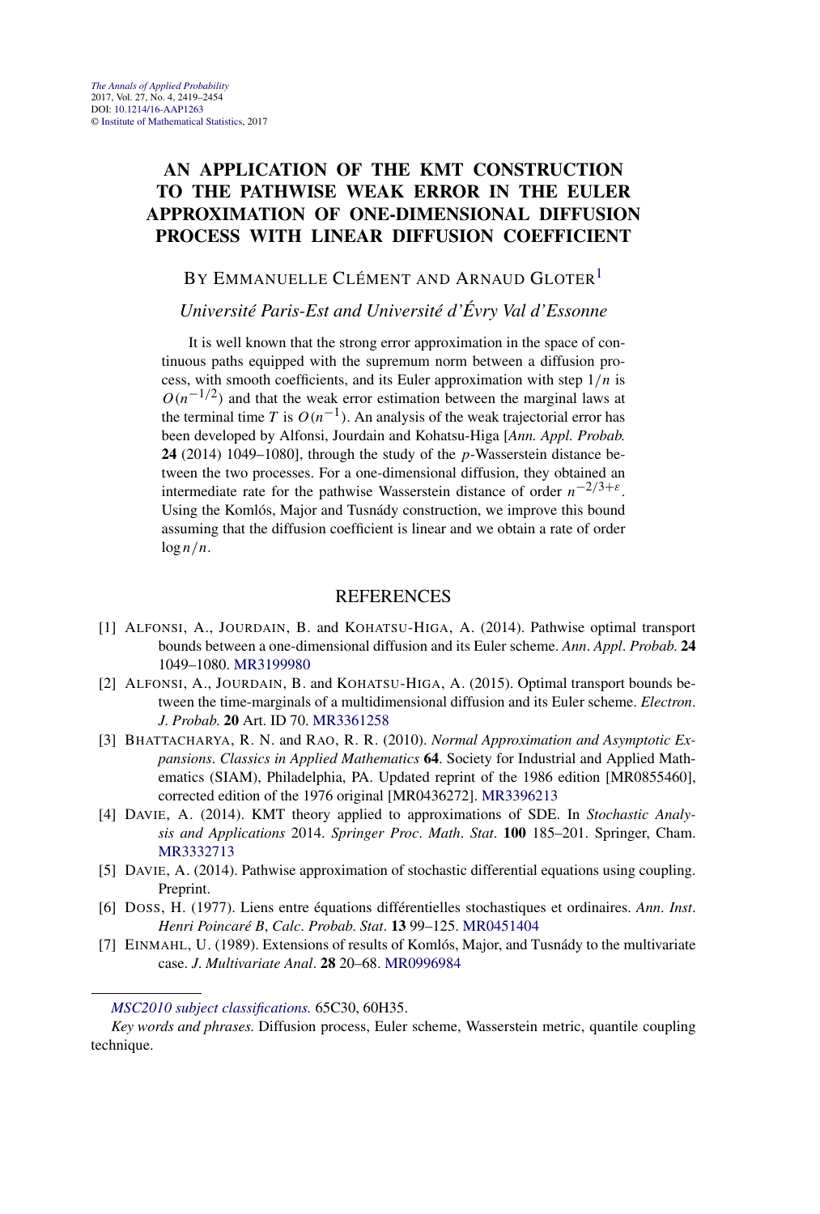*The Annals of Applied Probability*
2017, Vol. 27, No. 4, 2419–2454
DOI: 10.1214/16-AAP1263
© Institute of Mathematical Statistics, 2017

# AN APPLICATION OF THE KMT CONSTRUCTION TO THE PATHWISE WEAK ERROR IN THE EULER APPROXIMATION OF ONE-DIMENSIONAL DIFFUSION PROCESS WITH LINEAR DIFFUSION COEFFICIENT

BY EMMANUELLE CLÉMENT AND ARNAUD GLOTER[1]

*Université Paris-Est and Université d'Évry Val d'Essonne*

It is well known that the strong error approximation in the space of continuous paths equipped with the supremum norm between a diffusion process, with smooth coefficients, and its Euler approximation with step $1/n$ is $O(n^{-1/2})$ and that the weak error estimation between the marginal laws at the terminal time $T$ is $O(n^{-1})$. An analysis of the weak trajectorial error has been developed by Alfonsi, Jourdain and Kohatsu-Higa [*Ann. Appl. Probab.* **24** (2014) 1049–1080], through the study of the $p$-Wasserstein distance between the two processes. For a one-dimensional diffusion, they obtained an intermediate rate for the pathwise Wasserstein distance of order $n^{-2/3+\varepsilon}$. Using the Komlós, Major and Tusnády construction, we improve this bound assuming that the diffusion coefficient is linear and we obtain a rate of order $\log n/n$.

## REFERENCES

[1] ALFONSI, A., JOURDAIN, B. and KOHATSU-HIGA, A. (2014). Pathwise optimal transport bounds between a one-dimensional diffusion and its Euler scheme. *Ann. Appl. Probab.* **24** 1049–1080. MR3199980

[2] ALFONSI, A., JOURDAIN, B. and KOHATSU-HIGA, A. (2015). Optimal transport bounds between the time-marginals of a multidimensional diffusion and its Euler scheme. *Electron. J. Probab.* **20** Art. ID 70. MR3361258

[3] BHATTACHARYA, R. N. and RAO, R. R. (2010). *Normal Approximation and Asymptotic Expansions*. *Classics in Applied Mathematics* **64**. Society for Industrial and Applied Mathematics (SIAM), Philadelphia, PA. Updated reprint of the 1986 edition [MR0855460], corrected edition of the 1976 original [MR0436272]. MR3396213

[4] DAVIE, A. (2014). KMT theory applied to approximations of SDE. In *Stochastic Analysis and Applications* 2014. *Springer Proc. Math. Stat.* **100** 185–201. Springer, Cham. MR3332713

[5] DAVIE, A. (2014). Pathwise approximation of stochastic differential equations using coupling. Preprint.

[6] DOSS, H. (1977). Liens entre équations différentielles stochastiques et ordinaires. *Ann. Inst. Henri Poincaré B, Calc. Probab. Stat.* **13** 99–125. MR0451404

[7] EINMAHL, U. (1989). Extensions of results of Komlós, Major, and Tusnády to the multivariate case. *J. Multivariate Anal.* **28** 20–68. MR0996984

*MSC2010 subject classifications.* 65C30, 60H35.

*Key words and phrases.* Diffusion process, Euler scheme, Wasserstein metric, quantile coupling technique.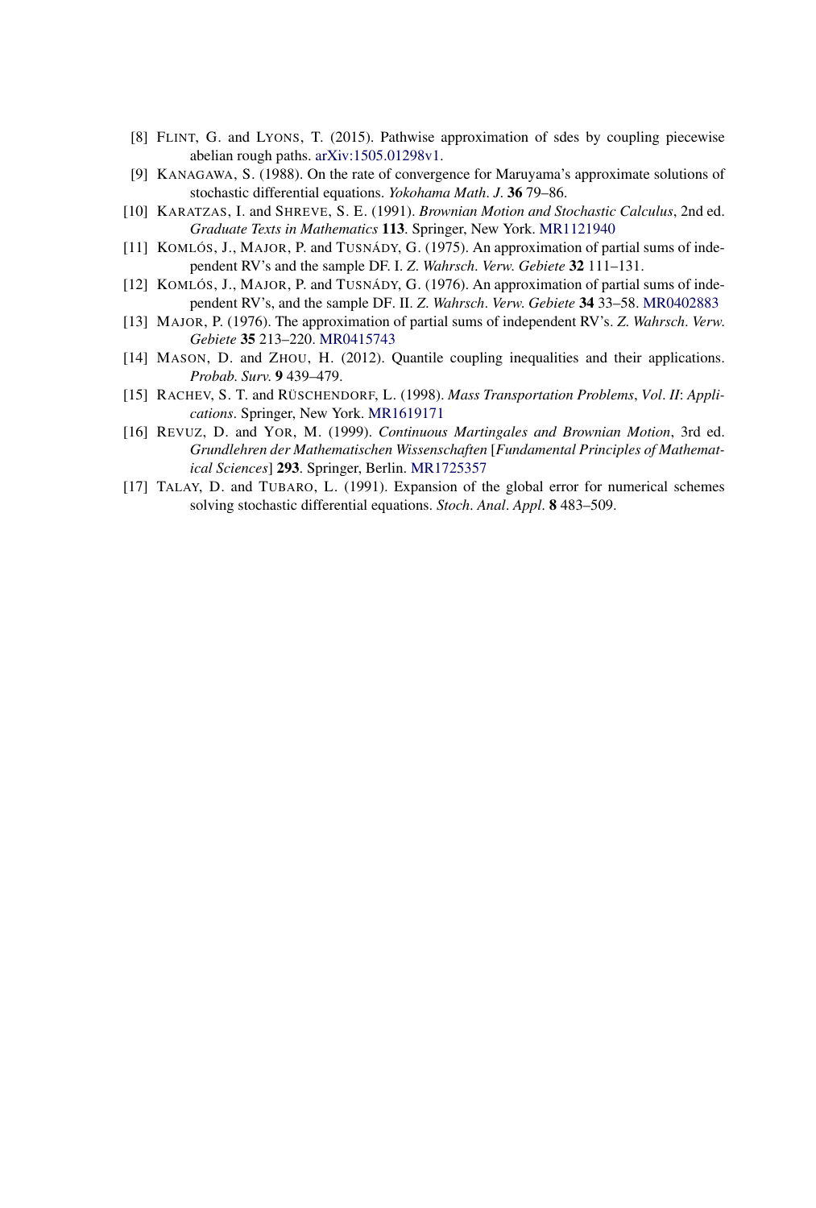[8] FLINT, G. and LYONS, T. (2015). Pathwise approximation of sdes by coupling piecewise abelian rough paths. arXiv:1505.01298v1.

[9] KANAGAWA, S. (1988). On the rate of convergence for Maruyama's approximate solutions of stochastic differential equations. *Yokohama Math. J.* **36** 79–86.

[10] KARATZAS, I. and SHREVE, S. E. (1991). *Brownian Motion and Stochastic Calculus*, 2nd ed. *Graduate Texts in Mathematics* **113**. Springer, New York. MR1121940

[11] KOMLÓS, J., MAJOR, P. and TUSNÁDY, G. (1975). An approximation of partial sums of independent RV's and the sample DF. I. *Z. Wahrsch. Verw. Gebiete* **32** 111–131.

[12] KOMLÓS, J., MAJOR, P. and TUSNÁDY, G. (1976). An approximation of partial sums of independent RV's, and the sample DF. II. *Z. Wahrsch. Verw. Gebiete* **34** 33–58. MR0402883

[13] MAJOR, P. (1976). The approximation of partial sums of independent RV's. *Z. Wahrsch. Verw. Gebiete* **35** 213–220. MR0415743

[14] MASON, D. and ZHOU, H. (2012). Quantile coupling inequalities and their applications. *Probab. Surv.* **9** 439–479.

[15] RACHEV, S. T. and RÜSCHENDORF, L. (1998). *Mass Transportation Problems, Vol. II: Applications*. Springer, New York. MR1619171

[16] REVUZ, D. and YOR, M. (1999). *Continuous Martingales and Brownian Motion*, 3rd ed. *Grundlehren der Mathematischen Wissenschaften* [*Fundamental Principles of Mathematical Sciences*] **293**. Springer, Berlin. MR1725357

[17] TALAY, D. and TUBARO, L. (1991). Expansion of the global error for numerical schemes solving stochastic differential equations. *Stoch. Anal. Appl.* **8** 483–509.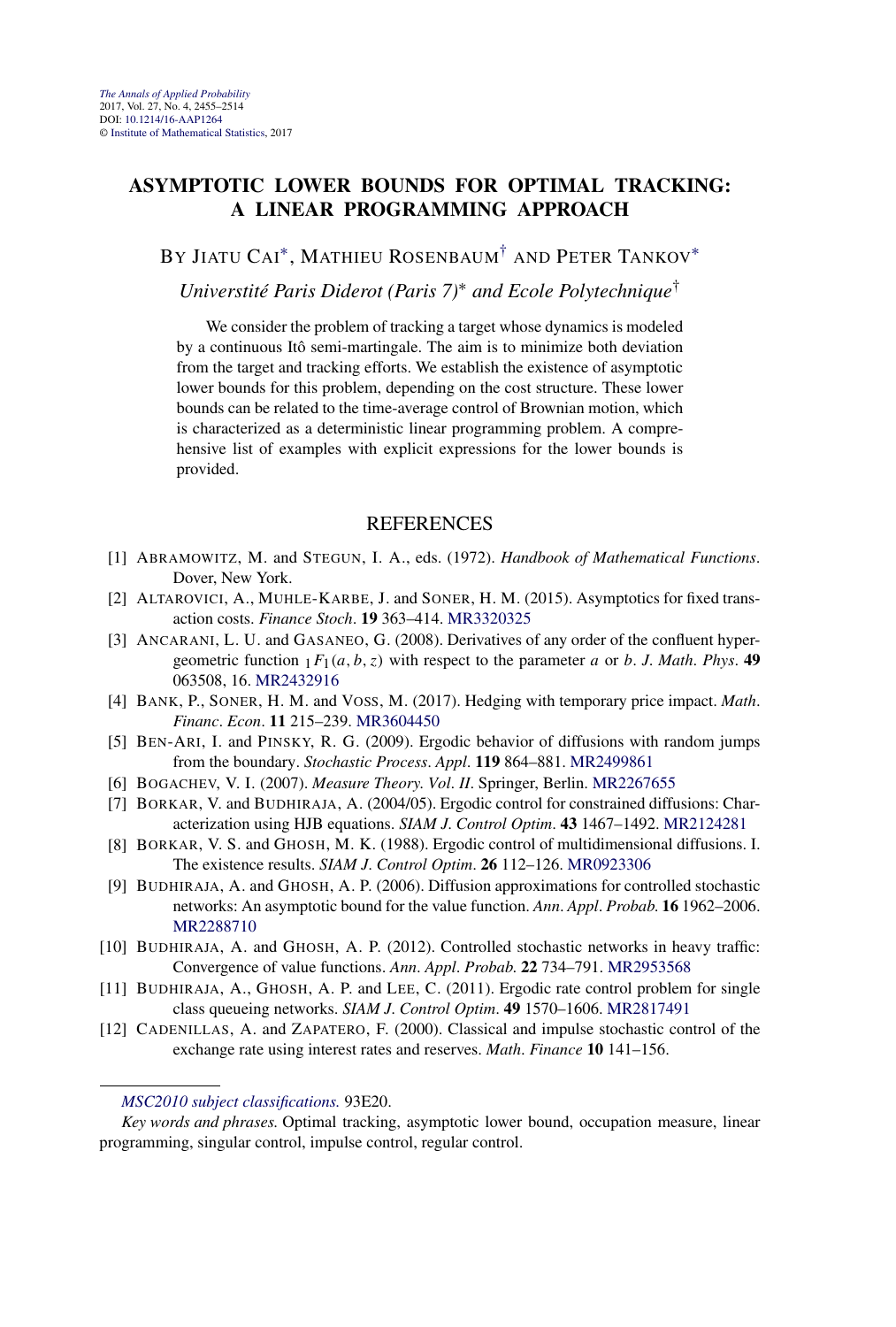*The Annals of Applied Probability*
2017, Vol. 27, No. 4, 2455–2514
DOI: 10.1214/16-AAP1264
© Institute of Mathematical Statistics, 2017

# ASYMPTOTIC LOWER BOUNDS FOR OPTIMAL TRACKING: A LINEAR PROGRAMMING APPROACH

BY JIATU CAI*, MATHIEU ROSENBAUM† AND PETER TANKOV*

*Université Paris Diderot (Paris 7)* and Ecole Polytechnique†*

We consider the problem of tracking a target whose dynamics is modeled by a continuous Itô semi-martingale. The aim is to minimize both deviation from the target and tracking efforts. We establish the existence of asymptotic lower bounds for this problem, depending on the cost structure. These lower bounds can be related to the time-average control of Brownian motion, which is characterized as a deterministic linear programming problem. A comprehensive list of examples with explicit expressions for the lower bounds is provided.

## REFERENCES

[1] ABRAMOWITZ, M. and STEGUN, I. A., eds. (1972). *Handbook of Mathematical Functions*. Dover, New York.

[2] ALTAROVICI, A., MUHLE-KARBE, J. and SONER, H. M. (2015). Asymptotics for fixed transaction costs. *Finance Stoch*. **19** 363–414. MR3320325

[3] ANCARANI, L. U. and GASANEO, G. (2008). Derivatives of any order of the confluent hypergeometric function ${}_1F_1(a, b, z)$ with respect to the parameter $a$ or $b$. *J. Math. Phys*. **49** 063508, 16. MR2432916

[4] BANK, P., SONER, H. M. and VOSS, M. (2017). Hedging with temporary price impact. *Math. Financ. Econ*. **11** 215–239. MR3604450

[5] BEN-ARI, I. and PINSKY, R. G. (2009). Ergodic behavior of diffusions with random jumps from the boundary. *Stochastic Process. Appl*. **119** 864–881. MR2499861

[6] BOGACHEV, V. I. (2007). *Measure Theory. Vol. II*. Springer, Berlin. MR2267655

[7] BORKAR, V. and BUDHIRAJA, A. (2004/05). Ergodic control for constrained diffusions: Characterization using HJB equations. *SIAM J. Control Optim*. **43** 1467–1492. MR2124281

[8] BORKAR, V. S. and GHOSH, M. K. (1988). Ergodic control of multidimensional diffusions. I. The existence results. *SIAM J. Control Optim*. **26** 112–126. MR0923306

[9] BUDHIRAJA, A. and GHOSH, A. P. (2006). Diffusion approximations for controlled stochastic networks: An asymptotic bound for the value function. *Ann. Appl. Probab*. **16** 1962–2006. MR2288710

[10] BUDHIRAJA, A. and GHOSH, A. P. (2012). Controlled stochastic networks in heavy traffic: Convergence of value functions. *Ann. Appl. Probab*. **22** 734–791. MR2953568

[11] BUDHIRAJA, A., GHOSH, A. P. and LEE, C. (2011). Ergodic rate control problem for single class queueing networks. *SIAM J. Control Optim*. **49** 1570–1606. MR2817491

[12] CADENILLAS, A. and ZAPATERO, F. (2000). Classical and impulse stochastic control of the exchange rate using interest rates and reserves. *Math. Finance* **10** 141–156.

*MSC2010 subject classifications.* 93E20.

*Key words and phrases.* Optimal tracking, asymptotic lower bound, occupation measure, linear programming, singular control, impulse control, regular control.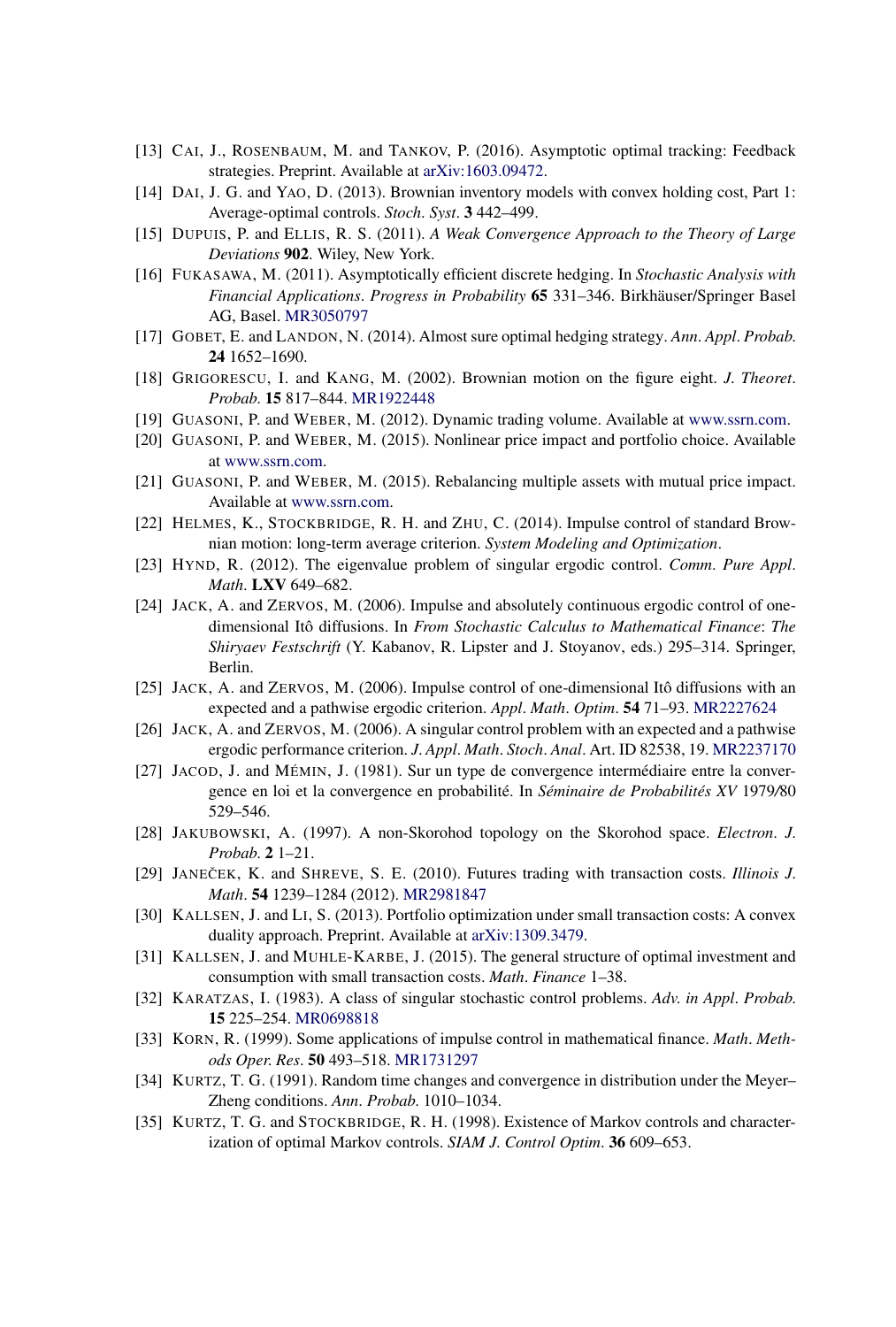[13] CAI, J., ROSENBAUM, M. and TANKOV, P. (2016). Asymptotic optimal tracking: Feedback strategies. Preprint. Available at arXiv:1603.09472.

[14] DAI, J. G. and YAO, D. (2013). Brownian inventory models with convex holding cost, Part 1: Average-optimal controls. *Stoch. Syst.* **3** 442–499.

[15] DUPUIS, P. and ELLIS, R. S. (2011). *A Weak Convergence Approach to the Theory of Large Deviations* **902**. Wiley, New York.

[16] FUKASAWA, M. (2011). Asymptotically efficient discrete hedging. In *Stochastic Analysis with Financial Applications*. *Progress in Probability* **65** 331–346. Birkhäuser/Springer Basel AG, Basel. MR3050797

[17] GOBET, E. and LANDON, N. (2014). Almost sure optimal hedging strategy. *Ann. Appl. Probab.* **24** 1652–1690.

[18] GRIGORESCU, I. and KANG, M. (2002). Brownian motion on the figure eight. *J. Theoret. Probab.* **15** 817–844. MR1922448

[19] GUASONI, P. and WEBER, M. (2012). Dynamic trading volume. Available at www.ssrn.com.

[20] GUASONI, P. and WEBER, M. (2015). Nonlinear price impact and portfolio choice. Available at www.ssrn.com.

[21] GUASONI, P. and WEBER, M. (2015). Rebalancing multiple assets with mutual price impact. Available at www.ssrn.com.

[22] HELMES, K., STOCKBRIDGE, R. H. and ZHU, C. (2014). Impulse control of standard Brownian motion: long-term average criterion. *System Modeling and Optimization*.

[23] HYND, R. (2012). The eigenvalue problem of singular ergodic control. *Comm. Pure Appl. Math.* **LXV** 649–682.

[24] JACK, A. and ZERVOS, M. (2006). Impulse and absolutely continuous ergodic control of one-dimensional Itô diffusions. In *From Stochastic Calculus to Mathematical Finance*: *The Shiryaev Festschrift* (Y. Kabanov, R. Lipster and J. Stoyanov, eds.) 295–314. Springer, Berlin.

[25] JACK, A. and ZERVOS, M. (2006). Impulse control of one-dimensional Itô diffusions with an expected and a pathwise ergodic criterion. *Appl. Math. Optim.* **54** 71–93. MR2227624

[26] JACK, A. and ZERVOS, M. (2006). A singular control problem with an expected and a pathwise ergodic performance criterion. *J. Appl. Math. Stoch. Anal.* Art. ID 82538, 19. MR2237170

[27] JACOD, J. and MÉMIN, J. (1981). Sur un type de convergence intermédiaire entre la convergence en loi et la convergence en probabilité. In *Séminaire de Probabilités XV* 1979/80 529–546.

[28] JAKUBOWSKI, A. (1997). A non-Skorohod topology on the Skorohod space. *Electron. J. Probab.* **2** 1–21.

[29] JANEČEK, K. and SHREVE, S. E. (2010). Futures trading with transaction costs. *Illinois J. Math.* **54** 1239–1284 (2012). MR2981847

[30] KALLSEN, J. and LI, S. (2013). Portfolio optimization under small transaction costs: A convex duality approach. Preprint. Available at arXiv:1309.3479.

[31] KALLSEN, J. and MUHLE-KARBE, J. (2015). The general structure of optimal investment and consumption with small transaction costs. *Math. Finance* 1–38.

[32] KARATZAS, I. (1983). A class of singular stochastic control problems. *Adv. in Appl. Probab.* **15** 225–254. MR0698818

[33] KORN, R. (1999). Some applications of impulse control in mathematical finance. *Math. Methods Oper. Res.* **50** 493–518. MR1731297

[34] KURTZ, T. G. (1991). Random time changes and convergence in distribution under the Meyer–Zheng conditions. *Ann. Probab.* 1010–1034.

[35] KURTZ, T. G. and STOCKBRIDGE, R. H. (1998). Existence of Markov controls and characterization of optimal Markov controls. *SIAM J. Control Optim.* **36** 609–653.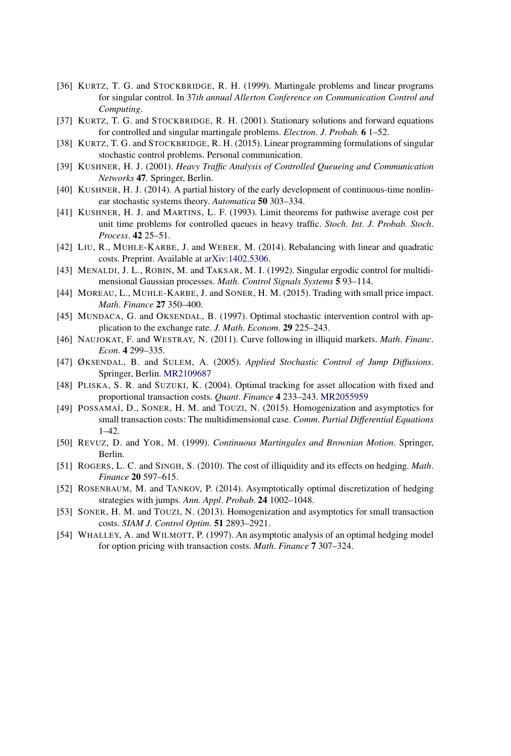[36] KURTZ, T. G. and STOCKBRIDGE, R. H. (1999). Martingale problems and linear programs for singular control. In 37*th annual Allerton Conference on Communication Control and Computing*.

[37] KURTZ, T. G. and STOCKBRIDGE, R. H. (2001). Stationary solutions and forward equations for controlled and singular martingale problems. *Electron. J. Probab.* **6** 1–52.

[38] KURTZ, T. G. and STOCKBRIDGE, R. H. (2015). Linear programming formulations of singular stochastic control problems. Personal communication.

[39] KUSHNER, H. J. (2001). *Heavy Traffic Analysis of Controlled Queueing and Communication Networks* **47**. Springer, Berlin.

[40] KUSHNER, H. J. (2014). A partial history of the early development of continuous-time nonlinear stochastic systems theory. *Automatica* **50** 303–334.

[41] KUSHNER, H. J. and MARTINS, L. F. (1993). Limit theorems for pathwise average cost per unit time problems for controlled queues in heavy traffic. *Stoch. Int. J. Probab. Stoch. Process.* **42** 25–51.

[42] LIU, R., MUHLE-KARBE, J. and WEBER, M. (2014). Rebalancing with linear and quadratic costs. Preprint. Available at arXiv:1402.5306.

[43] MENALDI, J. L., ROBIN, M. and TAKSAR, M. I. (1992). Singular ergodic control for multidimensional Gaussian processes. *Math. Control Signals Systems* **5** 93–114.

[44] MOREAU, L., MUHLE-KARBE, J. and SONER, H. M. (2015). Trading with small price impact. *Math. Finance* **27** 350–400.

[45] MUNDACA, G. and OKSENDAL, B. (1997). Optimal stochastic intervention control with application to the exchange rate. *J. Math. Econom.* **29** 225–243.

[46] NAUJOKAT, F. and WESTRAY, N. (2011). Curve following in illiquid markets. *Math. Financ. Econ.* **4** 299–335.

[47] ØKSENDAL, B. and SULEM, A. (2005). *Applied Stochastic Control of Jump Diffusions*. Springer, Berlin. MR2109687

[48] PLISKA, S. R. and SUZUKI, K. (2004). Optimal tracking for asset allocation with fixed and proportional transaction costs. *Quant. Finance* **4** 233–243. MR2055959

[49] POSSAMAÏ, D., SONER, H. M. and TOUZI, N. (2015). Homogenization and asymptotics for small transaction costs: The multidimensional case. *Comm. Partial Differential Equations* 1–42.

[50] REVUZ, D. and YOR, M. (1999). *Continuous Martingales and Brownian Motion*. Springer, Berlin.

[51] ROGERS, L. C. and SINGH, S. (2010). The cost of illiquidity and its effects on hedging. *Math. Finance* **20** 597–615.

[52] ROSENBAUM, M. and TANKOV, P. (2014). Asymptotically optimal discretization of hedging strategies with jumps. *Ann. Appl. Probab.* **24** 1002–1048.

[53] SONER, H. M. and TOUZI, N. (2013). Homogenization and asymptotics for small transaction costs. *SIAM J. Control Optim.* **51** 2893–2921.

[54] WHALLEY, A. and WILMOTT, P. (1997). An asymptotic analysis of an optimal hedging model for option pricing with transaction costs. *Math. Finance* **7** 307–324.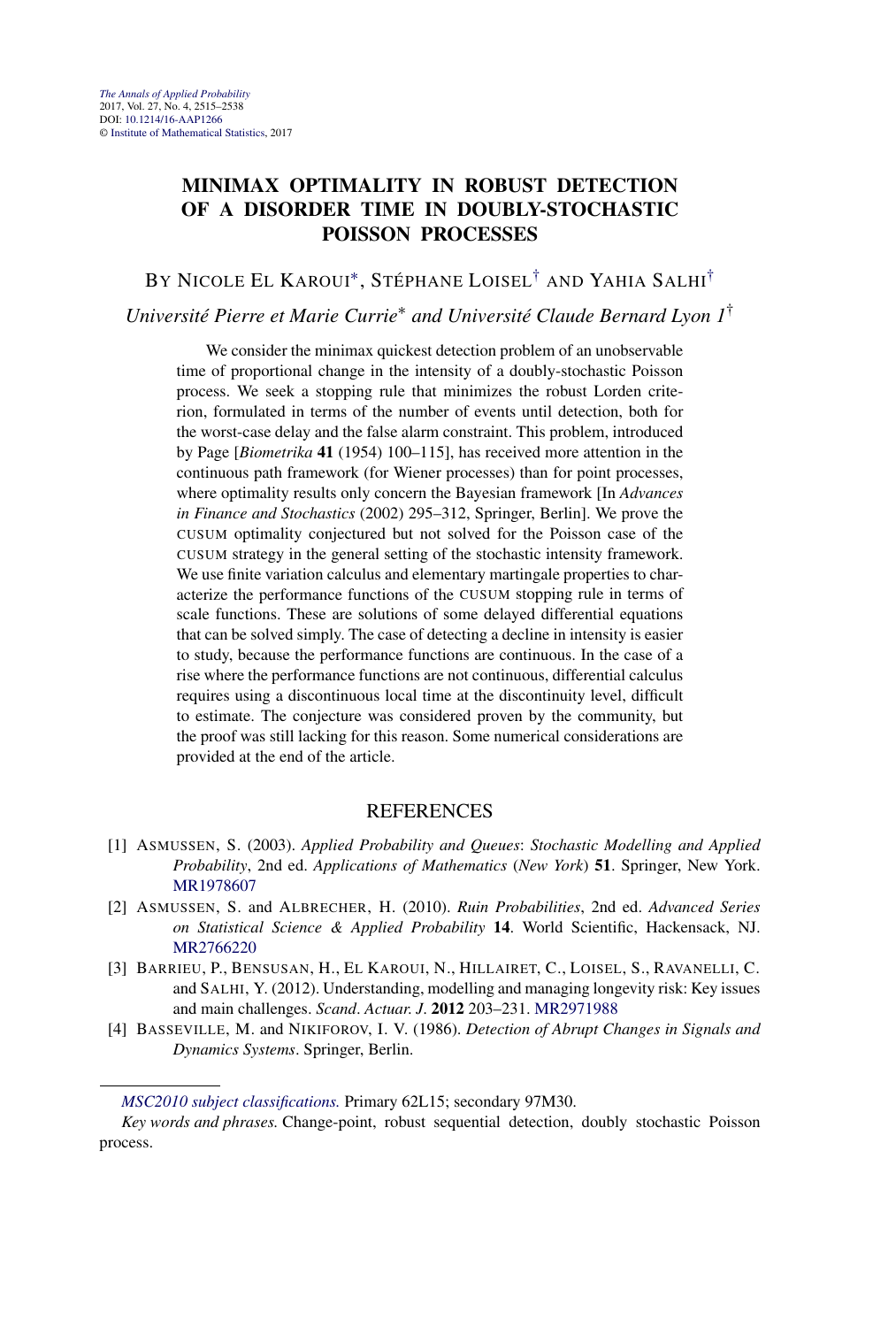*The Annals of Applied Probability*
2017, Vol. 27, No. 4, 2515–2538
DOI: 10.1214/16-AAP1266
© Institute of Mathematical Statistics, 2017

# MINIMAX OPTIMALITY IN ROBUST DETECTION OF A DISORDER TIME IN DOUBLY-STOCHASTIC POISSON PROCESSES

BY NICOLE EL KAROUI[*], STÉPHANE LOISEL[†] AND YAHIA SALHI[†]

*Université Pierre et Marie Currie[*] and Université Claude Bernard Lyon 1[†]*

We consider the minimax quickest detection problem of an unobservable time of proportional change in the intensity of a doubly-stochastic Poisson process. We seek a stopping rule that minimizes the robust Lorden criterion, formulated in terms of the number of events until detection, both for the worst-case delay and the false alarm constraint. This problem, introduced by Page [*Biometrika* **41** (1954) 100–115], has received more attention in the continuous path framework (for Wiener processes) than for point processes, where optimality results only concern the Bayesian framework [In *Advances in Finance and Stochastics* (2002) 295–312, Springer, Berlin]. We prove the CUSUM optimality conjectured but not solved for the Poisson case of the CUSUM strategy in the general setting of the stochastic intensity framework. We use finite variation calculus and elementary martingale properties to characterize the performance functions of the CUSUM stopping rule in terms of scale functions. These are solutions of some delayed differential equations that can be solved simply. The case of detecting a decline in intensity is easier to study, because the performance functions are continuous. In the case of a rise where the performance functions are not continuous, differential calculus requires using a discontinuous local time at the discontinuity level, difficult to estimate. The conjecture was considered proven by the community, but the proof was still lacking for this reason. Some numerical considerations are provided at the end of the article.

## REFERENCES

[1] ASMUSSEN, S. (2003). *Applied Probability and Queues*: *Stochastic Modelling and Applied Probability*, 2nd ed. *Applications of Mathematics* (*New York*) **51**. Springer, New York. MR1978607

[2] ASMUSSEN, S. and ALBRECHER, H. (2010). *Ruin Probabilities*, 2nd ed. *Advanced Series on Statistical Science & Applied Probability* **14**. World Scientific, Hackensack, NJ. MR2766220

[3] BARRIEU, P., BENSUSAN, H., EL KAROUI, N., HILLAIRET, C., LOISEL, S., RAVANELLI, C. and SALHI, Y. (2012). Understanding, modelling and managing longevity risk: Key issues and main challenges. *Scand. Actuar. J.* **2012** 203–231. MR2971988

[4] BASSEVILLE, M. and NIKIFOROV, I. V. (1986). *Detection of Abrupt Changes in Signals and Dynamics Systems*. Springer, Berlin.

*MSC2010 subject classifications.* Primary 62L15; secondary 97M30.

*Key words and phrases.* Change-point, robust sequential detection, doubly stochastic Poisson process.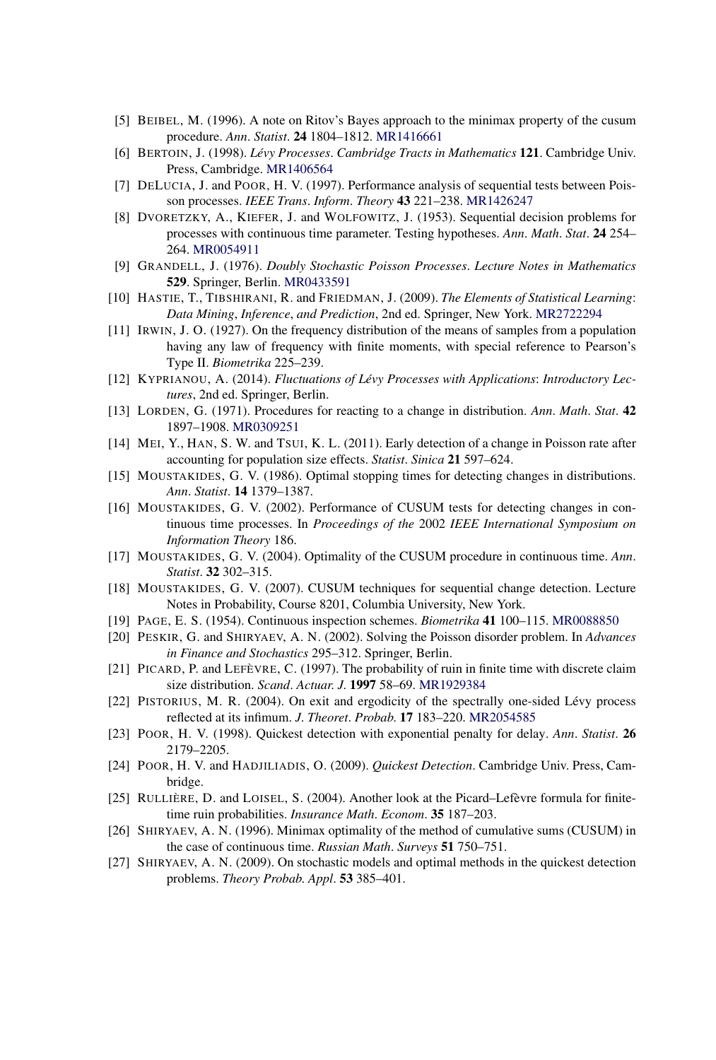[5] BEIBEL, M. (1996). A note on Ritov's Bayes approach to the minimax property of the cusum procedure. *Ann. Statist.* **24** 1804–1812. MR1416661

[6] BERTOIN, J. (1998). *Lévy Processes. Cambridge Tracts in Mathematics* **121**. Cambridge Univ. Press, Cambridge. MR1406564

[7] DELUCIA, J. and POOR, H. V. (1997). Performance analysis of sequential tests between Poisson processes. *IEEE Trans. Inform. Theory* **43** 221–238. MR1426247

[8] DVORETZKY, A., KIEFER, J. and WOLFOWITZ, J. (1953). Sequential decision problems for processes with continuous time parameter. Testing hypotheses. *Ann. Math. Stat.* **24** 254–264. MR0054911

[9] GRANDELL, J. (1976). *Doubly Stochastic Poisson Processes. Lecture Notes in Mathematics* **529**. Springer, Berlin. MR0433591

[10] HASTIE, T., TIBSHIRANI, R. and FRIEDMAN, J. (2009). *The Elements of Statistical Learning: Data Mining, Inference, and Prediction*, 2nd ed. Springer, New York. MR2722294

[11] IRWIN, J. O. (1927). On the frequency distribution of the means of samples from a population having any law of frequency with finite moments, with special reference to Pearson's Type II. *Biometrika* 225–239.

[12] KYPRIANOU, A. (2014). *Fluctuations of Lévy Processes with Applications: Introductory Lectures*, 2nd ed. Springer, Berlin.

[13] LORDEN, G. (1971). Procedures for reacting to a change in distribution. *Ann. Math. Stat.* **42** 1897–1908. MR0309251

[14] MEI, Y., HAN, S. W. and TSUI, K. L. (2011). Early detection of a change in Poisson rate after accounting for population size effects. *Statist. Sinica* **21** 597–624.

[15] MOUSTAKIDES, G. V. (1986). Optimal stopping times for detecting changes in distributions. *Ann. Statist.* **14** 1379–1387.

[16] MOUSTAKIDES, G. V. (2002). Performance of CUSUM tests for detecting changes in continuous time processes. In *Proceedings of the* 2002 *IEEE International Symposium on Information Theory* 186.

[17] MOUSTAKIDES, G. V. (2004). Optimality of the CUSUM procedure in continuous time. *Ann. Statist.* **32** 302–315.

[18] MOUSTAKIDES, G. V. (2007). CUSUM techniques for sequential change detection. Lecture Notes in Probability, Course 8201, Columbia University, New York.

[19] PAGE, E. S. (1954). Continuous inspection schemes. *Biometrika* **41** 100–115. MR0088850

[20] PESKIR, G. and SHIRYAEV, A. N. (2002). Solving the Poisson disorder problem. In *Advances in Finance and Stochastics* 295–312. Springer, Berlin.

[21] PICARD, P. and LEFÈVRE, C. (1997). The probability of ruin in finite time with discrete claim size distribution. *Scand. Actuar. J.* **1997** 58–69. MR1929384

[22] PISTORIUS, M. R. (2004). On exit and ergodicity of the spectrally one-sided Lévy process reflected at its infimum. *J. Theoret. Probab.* **17** 183–220. MR2054585

[23] POOR, H. V. (1998). Quickest detection with exponential penalty for delay. *Ann. Statist.* **26** 2179–2205.

[24] POOR, H. V. and HADJILIADIS, O. (2009). *Quickest Detection*. Cambridge Univ. Press, Cambridge.

[25] RULLIÈRE, D. and LOISEL, S. (2004). Another look at the Picard–Lefèvre formula for finite-time ruin probabilities. *Insurance Math. Econom.* **35** 187–203.

[26] SHIRYAEV, A. N. (1996). Minimax optimality of the method of cumulative sums (CUSUM) in the case of continuous time. *Russian Math. Surveys* **51** 750–751.

[27] SHIRYAEV, A. N. (2009). On stochastic models and optimal methods in the quickest detection problems. *Theory Probab. Appl.* **53** 385–401.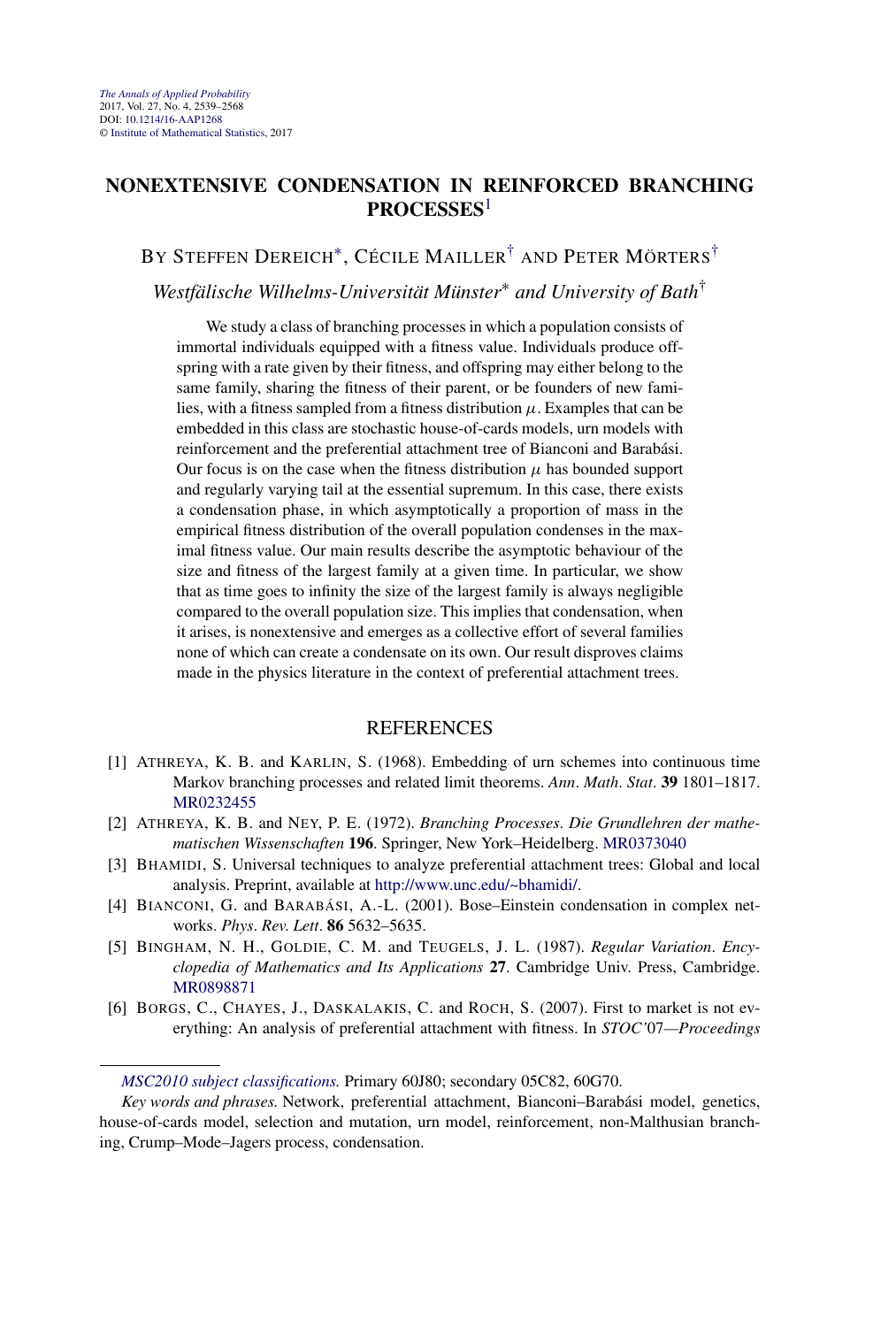# NONEXTENSIVE CONDENSATION IN REINFORCED BRANCHING PROCESSES[1]

BY STEFFEN DEREICH[*], CÉCILE MAILLER[†] AND PETER MÖRTERS[†]

*Westfälische Wilhelms-Universität Münster*[*] *and University of Bath*[†]

We study a class of branching processes in which a population consists of immortal individuals equipped with a fitness value. Individuals produce offspring with a rate given by their fitness, and offspring may either belong to the same family, sharing the fitness of their parent, or be founders of new families, with a fitness sampled from a fitness distribution $\mu$. Examples that can be embedded in this class are stochastic house-of-cards models, urn models with reinforcement and the preferential attachment tree of Bianconi and Barabási. Our focus is on the case when the fitness distribution $\mu$ has bounded support and regularly varying tail at the essential supremum. In this case, there exists a condensation phase, in which asymptotically a proportion of mass in the empirical fitness distribution of the overall population condenses in the maximal fitness value. Our main results describe the asymptotic behaviour of the size and fitness of the largest family at a given time. In particular, we show that as time goes to infinity the size of the largest family is always negligible compared to the overall population size. This implies that condensation, when it arises, is nonextensive and emerges as a collective effort of several families none of which can create a condensate on its own. Our result disproves claims made in the physics literature in the context of preferential attachment trees.

## REFERENCES

[1] ATHREYA, K. B. and KARLIN, S. (1968). Embedding of urn schemes into continuous time Markov branching processes and related limit theorems. *Ann. Math. Stat.* **39** 1801–1817. MR0232455

[2] ATHREYA, K. B. and NEY, P. E. (1972). *Branching Processes. Die Grundlehren der mathematischen Wissenschaften* **196**. Springer, New York–Heidelberg. MR0373040

[3] BHAMIDI, S. Universal techniques to analyze preferential attachment trees: Global and local analysis. Preprint, available at http://www.unc.edu/~bhamidi/.

[4] BIANCONI, G. and BARABÁSI, A.-L. (2001). Bose–Einstein condensation in complex networks. *Phys. Rev. Lett.* **86** 5632–5635.

[5] BINGHAM, N. H., GOLDIE, C. M. and TEUGELS, J. L. (1987). *Regular Variation. Encyclopedia of Mathematics and Its Applications* **27**. Cambridge Univ. Press, Cambridge. MR0898871

[6] BORGS, C., CHAYES, J., DASKALAKIS, C. and ROCH, S. (2007). First to market is not everything: An analysis of preferential attachment with fitness. In *STOC'07—Proceedings*

*MSC2010 subject classifications.* Primary 60J80; secondary 05C82, 60G70.

*Key words and phrases.* Network, preferential attachment, Bianconi–Barabási model, genetics, house-of-cards model, selection and mutation, urn model, reinforcement, non-Malthusian branching, Crump–Mode–Jagers process, condensation.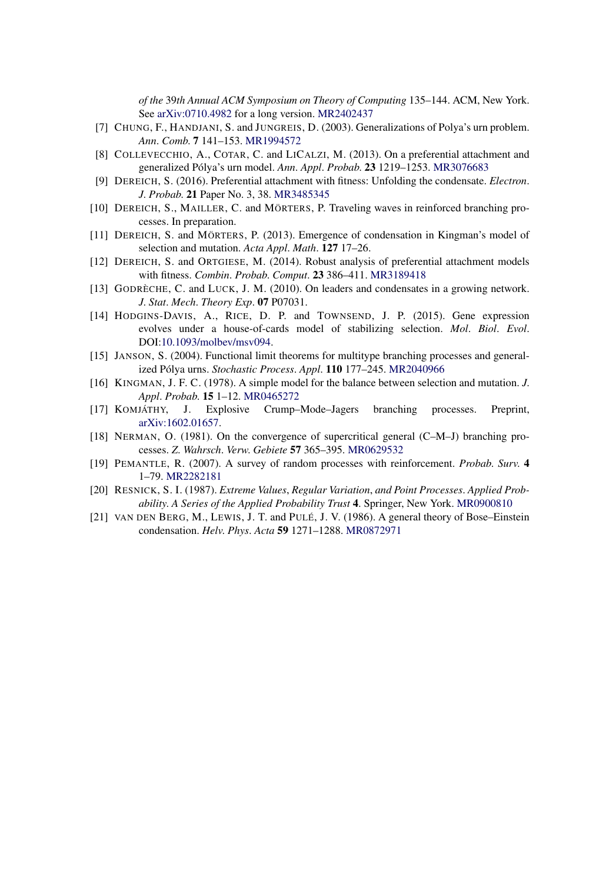*of the* 39*th Annual ACM Symposium on Theory of Computing* 135–144. ACM, New York. See arXiv:0710.4982 for a long version. MR2402437

[7] CHUNG, F., HANDJANI, S. and JUNGREIS, D. (2003). Generalizations of Polya's urn problem. *Ann. Comb.* **7** 141–153. MR1994572

[8] COLLEVECCHIO, A., COTAR, C. and LICALZI, M. (2013). On a preferential attachment and generalized Pólya's urn model. *Ann. Appl. Probab.* **23** 1219–1253. MR3076683

[9] DEREICH, S. (2016). Preferential attachment with fitness: Unfolding the condensate. *Electron. J. Probab.* **21** Paper No. 3, 38. MR3485345

[10] DEREICH, S., MAILLER, C. and MÖRTERS, P. Traveling waves in reinforced branching processes. In preparation.

[11] DEREICH, S. and MÖRTERS, P. (2013). Emergence of condensation in Kingman's model of selection and mutation. *Acta Appl. Math.* **127** 17–26.

[12] DEREICH, S. and ORTGIESE, M. (2014). Robust analysis of preferential attachment models with fitness. *Combin. Probab. Comput.* **23** 386–411. MR3189418

[13] GODRÈCHE, C. and LUCK, J. M. (2010). On leaders and condensates in a growing network. *J. Stat. Mech. Theory Exp.* **07** P07031.

[14] HODGINS-DAVIS, A., RICE, D. P. and TOWNSEND, J. P. (2015). Gene expression evolves under a house-of-cards model of stabilizing selection. *Mol. Biol. Evol.* DOI:10.1093/molbev/msv094.

[15] JANSON, S. (2004). Functional limit theorems for multitype branching processes and generalized Pólya urns. *Stochastic Process. Appl.* **110** 177–245. MR2040966

[16] KINGMAN, J. F. C. (1978). A simple model for the balance between selection and mutation. *J. Appl. Probab.* **15** 1–12. MR0465272

[17] KOMJÁTHY, J. Explosive Crump–Mode–Jagers branching processes. Preprint, arXiv:1602.01657.

[18] NERMAN, O. (1981). On the convergence of supercritical general (C–M–J) branching processes. *Z. Wahrsch. Verw. Gebiete* **57** 365–395. MR0629532

[19] PEMANTLE, R. (2007). A survey of random processes with reinforcement. *Probab. Surv.* **4** 1–79. MR2282181

[20] RESNICK, S. I. (1987). *Extreme Values, Regular Variation, and Point Processes. Applied Probability. A Series of the Applied Probability Trust* **4**. Springer, New York. MR0900810

[21] VAN DEN BERG, M., LEWIS, J. T. and PULÉ, J. V. (1986). A general theory of Bose–Einstein condensation. *Helv. Phys. Acta* **59** 1271–1288. MR0872971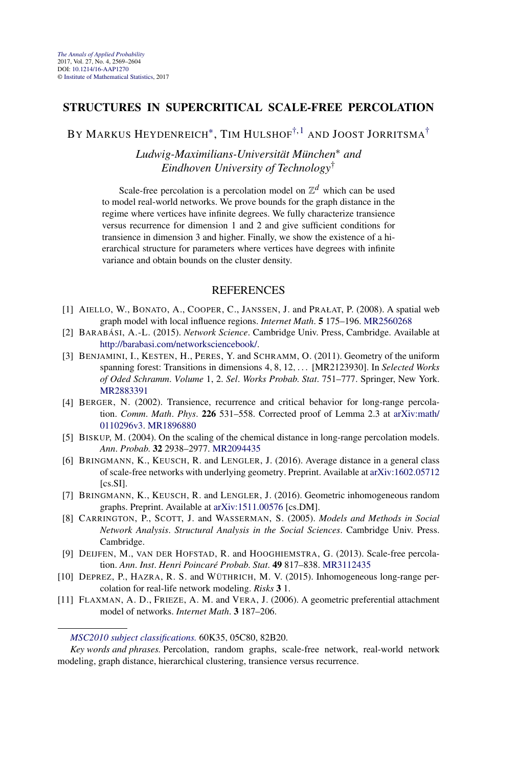# STRUCTURES IN SUPERCRITICAL SCALE-FREE PERCOLATION

BY MARKUS HEYDENREICH[*], TIM HULSHOF[†,1] AND JOOST JORRITSMA[†]

*Ludwig-Maximilians-Universität München[*] and Eindhoven University of Technology[†]*

Scale-free percolation is a percolation model on $\mathbb{Z}^d$ which can be used to model real-world networks. We prove bounds for the graph distance in the regime where vertices have infinite degrees. We fully characterize transience versus recurrence for dimension 1 and 2 and give sufficient conditions for transience in dimension 3 and higher. Finally, we show the existence of a hierarchical structure for parameters where vertices have degrees with infinite variance and obtain bounds on the cluster density.

## REFERENCES

[1] AIELLO, W., BONATO, A., COOPER, C., JANSSEN, J. and PRAŁAT, P. (2008). A spatial web graph model with local influence regions. *Internet Math.* **5** 175–196. MR2560268

[2] BARABÁSI, A.-L. (2015). *Network Science*. Cambridge Univ. Press, Cambridge. Available at http://barabasi.com/networksciencebook/.

[3] BENJAMINI, I., KESTEN, H., PERES, Y. and SCHRAMM, O. (2011). Geometry of the uniform spanning forest: Transitions in dimensions 4, 8, 12, ... [MR2123930]. In *Selected Works of Oded Schramm*. *Volume* 1, 2. *Sel. Works Probab. Stat.* 751–777. Springer, New York. MR2883391

[4] BERGER, N. (2002). Transience, recurrence and critical behavior for long-range percolation. *Comm. Math. Phys.* **226** 531–558. Corrected proof of Lemma 2.3 at arXiv:math/0110296v3. MR1896880

[5] BISKUP, M. (2004). On the scaling of the chemical distance in long-range percolation models. *Ann. Probab.* **32** 2938–2977. MR2094435

[6] BRINGMANN, K., KEUSCH, R. and LENGLER, J. (2016). Average distance in a general class of scale-free networks with underlying geometry. Preprint. Available at arXiv:1602.05712 [cs.SI].

[7] BRINGMANN, K., KEUSCH, R. and LENGLER, J. (2016). Geometric inhomogeneous random graphs. Preprint. Available at arXiv:1511.00576 [cs.DM].

[8] CARRINGTON, P., SCOTT, J. and WASSERMAN, S. (2005). *Models and Methods in Social Network Analysis*. *Structural Analysis in the Social Sciences*. Cambridge Univ. Press. Cambridge.

[9] DEIJFEN, M., VAN DER HOFSTAD, R. and HOOGHIEMSTRA, G. (2013). Scale-free percolation. *Ann. Inst. Henri Poincaré Probab. Stat.* **49** 817–838. MR3112435

[10] DEPREZ, P., HAZRA, R. S. and WÜTHRICH, M. V. (2015). Inhomogeneous long-range percolation for real-life network modeling. *Risks* **3** 1.

[11] FLAXMAN, A. D., FRIEZE, A. M. and VERA, J. (2006). A geometric preferential attachment model of networks. *Internet Math.* **3** 187–206.

---

*MSC2010 subject classifications.* 60K35, 05C80, 82B20.

*Key words and phrases.* Percolation, random graphs, scale-free network, real-world network modeling, graph distance, hierarchical clustering, transience versus recurrence.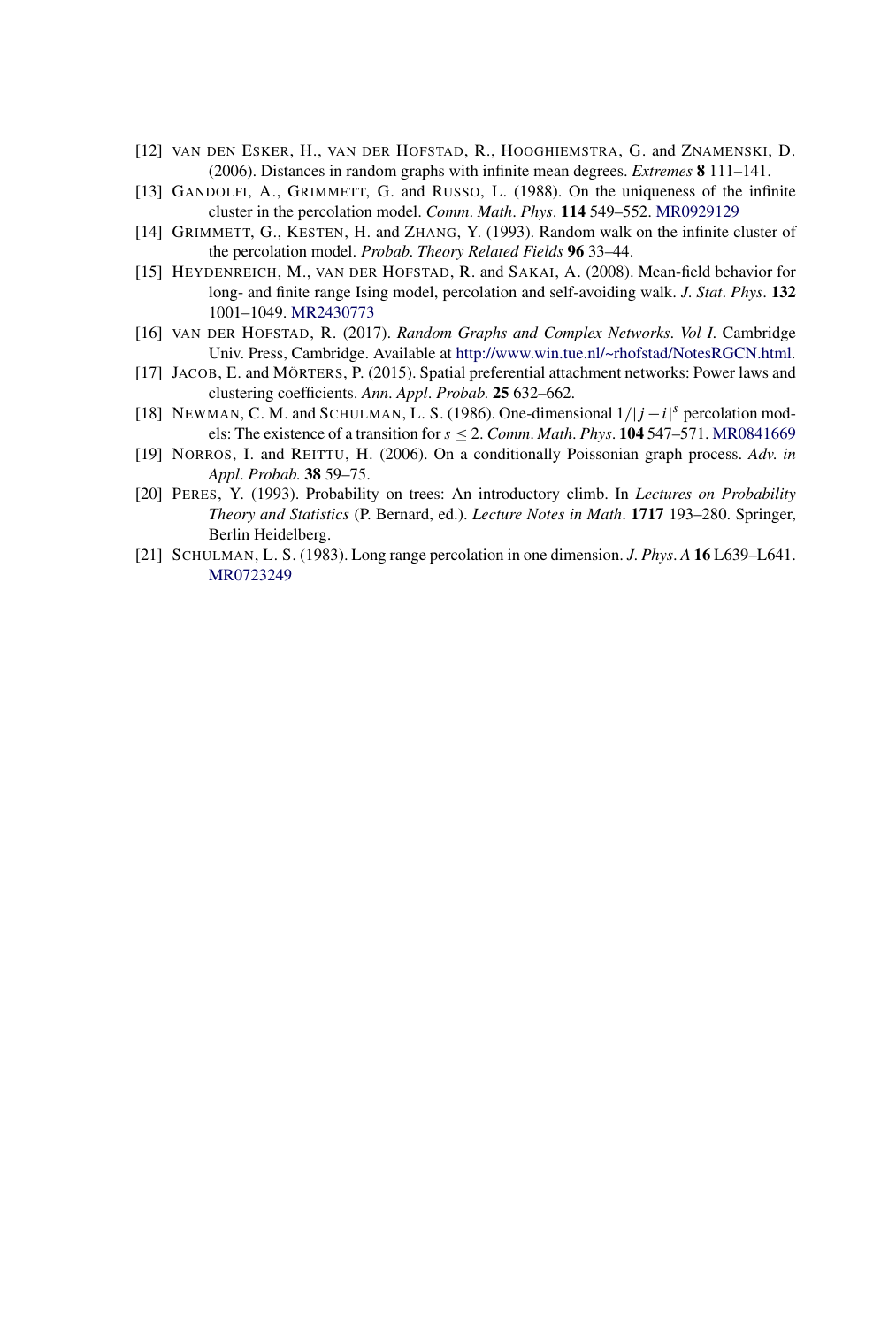[12] VAN DEN ESKER, H., VAN DER HOFSTAD, R., HOOGHIEMSTRA, G. and ZNAMENSKI, D. (2006). Distances in random graphs with infinite mean degrees. *Extremes* **8** 111–141.

[13] GANDOLFI, A., GRIMMETT, G. and RUSSO, L. (1988). On the uniqueness of the infinite cluster in the percolation model. *Comm. Math. Phys.* **114** 549–552. MR0929129

[14] GRIMMETT, G., KESTEN, H. and ZHANG, Y. (1993). Random walk on the infinite cluster of the percolation model. *Probab. Theory Related Fields* **96** 33–44.

[15] HEYDENREICH, M., VAN DER HOFSTAD, R. and SAKAI, A. (2008). Mean-field behavior for long- and finite range Ising model, percolation and self-avoiding walk. *J. Stat. Phys.* **132** 1001–1049. MR2430773

[16] VAN DER HOFSTAD, R. (2017). *Random Graphs and Complex Networks. Vol I.* Cambridge Univ. Press, Cambridge. Available at http://www.win.tue.nl/~rhofstad/NotesRGCN.html.

[17] JACOB, E. and MÖRTERS, P. (2015). Spatial preferential attachment networks: Power laws and clustering coefficients. *Ann. Appl. Probab.* **25** 632–662.

[18] NEWMAN, C. M. and SCHULMAN, L. S. (1986). One-dimensional $1/|j-i|^s$ percolation models: The existence of a transition for $s \leq 2$. *Comm. Math. Phys.* **104** 547–571. MR0841669

[19] NORROS, I. and REITTU, H. (2006). On a conditionally Poissonian graph process. *Adv. in Appl. Probab.* **38** 59–75.

[20] PERES, Y. (1993). Probability on trees: An introductory climb. In *Lectures on Probability Theory and Statistics* (P. Bernard, ed.). *Lecture Notes in Math.* **1717** 193–280. Springer, Berlin Heidelberg.

[21] SCHULMAN, L. S. (1983). Long range percolation in one dimension. *J. Phys. A* **16** L639–L641. MR0723249